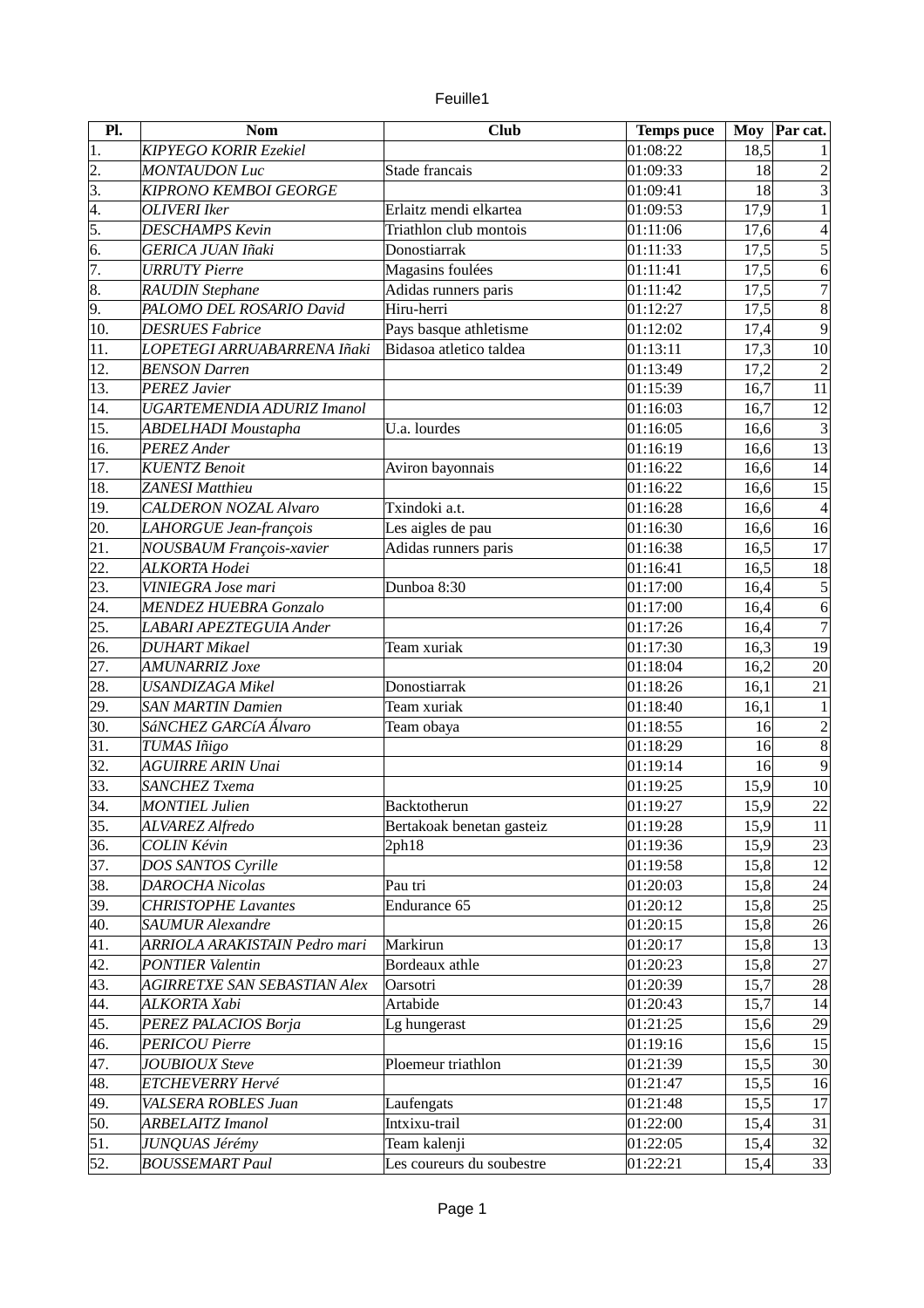Feuille1

| Pl. | Nom | Club | Temps puce | Moy | Par cat. |
|---|---|---|---|---|---|
| 1. | *KIPYEGO KORIR Ezekiel* | | 01:08:22 | 18,5 | 1 |
| 2. | *MONTAUDON Luc* | Stade francais | 01:09:33 | 18 | 2 |
| 3. | *KIPRONO KEMBOI GEORGE* | | 01:09:41 | 18 | 3 |
| 4. | *OLIVERI Iker* | Erlaitz mendi elkartea | 01:09:53 | 17,9 | 1 |
| 5. | *DESCHAMPS Kevin* | Triathlon club montois | 01:11:06 | 17,6 | 4 |
| 6. | *GERICA JUAN Iñaki* | Donostiarrak | 01:11:33 | 17,5 | 5 |
| 7. | *URRUTY Pierre* | Magasins foulées | 01:11:41 | 17,5 | 6 |
| 8. | *RAUDIN Stephane* | Adidas runners paris | 01:11:42 | 17,5 | 7 |
| 9. | *PALOMO DEL ROSARIO David* | Hiru-herri | 01:12:27 | 17,5 | 8 |
| 10. | *DESRUES Fabrice* | Pays basque athletisme | 01:12:02 | 17,4 | 9 |
| 11. | *LOPETEGI ARRUABARRENA Iñaki* | Bidasoa atletico taldea | 01:13:11 | 17,3 | 10 |
| 12. | *BENSON Darren* | | 01:13:49 | 17,2 | 2 |
| 13. | *PEREZ Javier* | | 01:15:39 | 16,7 | 11 |
| 14. | *UGARTEMENDIA ADURIZ Imanol* | | 01:16:03 | 16,7 | 12 |
| 15. | *ABDELHADI Moustapha* | U.a. lourdes | 01:16:05 | 16,6 | 3 |
| 16. | *PEREZ Ander* | | 01:16:19 | 16,6 | 13 |
| 17. | *KUENTZ Benoit* | Aviron bayonnais | 01:16:22 | 16,6 | 14 |
| 18. | *ZANESI Matthieu* | | 01:16:22 | 16,6 | 15 |
| 19. | *CALDERON NOZAL Alvaro* | Txindoki a.t. | 01:16:28 | 16,6 | 4 |
| 20. | *LAHORGUE Jean-françois* | Les aigles de pau | 01:16:30 | 16,6 | 16 |
| 21. | *NOUSBAUM François-xavier* | Adidas runners paris | 01:16:38 | 16,5 | 17 |
| 22. | *ALKORTA Hodei* | | 01:16:41 | 16,5 | 18 |
| 23. | *VINIEGRA Jose mari* | Dunboa 8:30 | 01:17:00 | 16,4 | 5 |
| 24. | *MENDEZ HUEBRA Gonzalo* | | 01:17:00 | 16,4 | 6 |
| 25. | *LABARI APEZTEGUIA Ander* | | 01:17:26 | 16,4 | 7 |
| 26. | *DUHART Mikael* | Team xuriak | 01:17:30 | 16,3 | 19 |
| 27. | *AMUNARRIZ Joxe* | | 01:18:04 | 16,2 | 20 |
| 28. | *USANDIZAGA Mikel* | Donostiarrak | 01:18:26 | 16,1 | 21 |
| 29. | *SAN MARTIN Damien* | Team xuriak | 01:18:40 | 16,1 | 1 |
| 30. | *SáNCHEZ GARCíA Álvaro* | Team obaya | 01:18:55 | 16 | 2 |
| 31. | *TUMAS Iñigo* | | 01:18:29 | 16 | 8 |
| 32. | *AGUIRRE ARIN Unai* | | 01:19:14 | 16 | 9 |
| 33. | *SANCHEZ Txema* | | 01:19:25 | 15,9 | 10 |
| 34. | *MONTIEL Julien* | Backtotherun | 01:19:27 | 15,9 | 22 |
| 35. | *ALVAREZ Alfredo* | Bertakoak benetan gasteiz | 01:19:28 | 15,9 | 11 |
| 36. | *COLIN Kévin* | 2ph18 | 01:19:36 | 15,9 | 23 |
| 37. | *DOS SANTOS Cyrille* | | 01:19:58 | 15,8 | 12 |
| 38. | *DAROCHA Nicolas* | Pau tri | 01:20:03 | 15,8 | 24 |
| 39. | *CHRISTOPHE Lavantes* | Endurance 65 | 01:20:12 | 15,8 | 25 |
| 40. | *SAUMUR Alexandre* | | 01:20:15 | 15,8 | 26 |
| 41. | *ARRIOLA ARAKISTAIN Pedro mari* | Markirun | 01:20:17 | 15,8 | 13 |
| 42. | *PONTIER Valentin* | Bordeaux athle | 01:20:23 | 15,8 | 27 |
| 43. | *AGIRRETXE SAN SEBASTIAN Alex* | Oarsotri | 01:20:39 | 15,7 | 28 |
| 44. | *ALKORTA Xabi* | Artabide | 01:20:43 | 15,7 | 14 |
| 45. | *PEREZ PALACIOS Borja* | Lg hungerast | 01:21:25 | 15,6 | 29 |
| 46. | *PERICOU Pierre* | | 01:19:16 | 15,6 | 15 |
| 47. | *JOUBIOUX Steve* | Ploemeur triathlon | 01:21:39 | 15,5 | 30 |
| 48. | *ETCHEVERRY Hervé* | | 01:21:47 | 15,5 | 16 |
| 49. | *VALSERA ROBLES Juan* | Laufengats | 01:21:48 | 15,5 | 17 |
| 50. | *ARBELAITZ Imanol* | Intxixu-trail | 01:22:00 | 15,4 | 31 |
| 51. | *JUNQUAS Jérémy* | Team kalenji | 01:22:05 | 15,4 | 32 |
| 52. | *BOUSSEMART Paul* | Les coureurs du soubestre | 01:22:21 | 15,4 | 33 |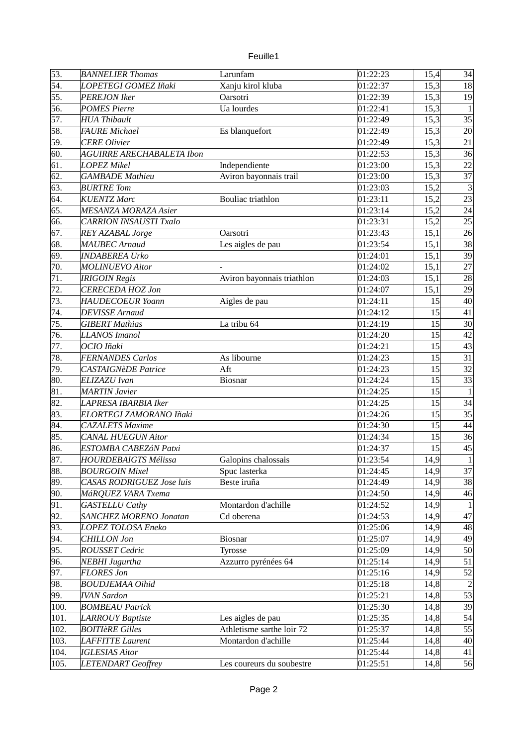| 53. | *BANNELIER Thomas* | Larunfam | 01:22:23 | 15,4 | 34 |
|---|---|---|---|---|---|
| 54. | *LOPETEGI GOMEZ Iñaki* | Xanju kirol kluba | 01:22:37 | 15,3 | 18 |
| 55. | *PEREJON Iker* | Oarsotri | 01:22:39 | 15,3 | 19 |
| 56. | *POMES Pierre* | Ua lourdes | 01:22:41 | 15,3 | 1 |
| 57. | *HUA Thibault* | | 01:22:49 | 15,3 | 35 |
| 58. | *FAURE Michael* | Es blanquefort | 01:22:49 | 15,3 | 20 |
| 59. | *CERE Olivier* | | 01:22:49 | 15,3 | 21 |
| 60. | *AGUIRRE ARECHABALETA Ibon* | | 01:22:53 | 15,3 | 36 |
| 61. | *LOPEZ Mikel* | Independiente | 01:23:00 | 15,3 | 22 |
| 62. | *GAMBADE Mathieu* | Aviron bayonnais trail | 01:23:00 | 15,3 | 37 |
| 63. | *BURTRE Tom* | | 01:23:03 | 15,2 | 3 |
| 64. | *KUENTZ Marc* | Bouliac triathlon | 01:23:11 | 15,2 | 23 |
| 65. | *MESANZA MORAZA Asier* | | 01:23:14 | 15,2 | 24 |
| 66. | *CARRION INSAUSTI Txalo* | | 01:23:31 | 15,2 | 25 |
| 67. | *REY AZABAL Jorge* | Oarsotri | 01:23:43 | 15,1 | 26 |
| 68. | *MAUBEC Arnaud* | Les aigles de pau | 01:23:54 | 15,1 | 38 |
| 69. | *INDABEREA Urko* | | 01:24:01 | 15,1 | 39 |
| 70. | *MOLINUEVO Aitor* | - | 01:24:02 | 15,1 | 27 |
| 71. | *IRIGOIN Regis* | Aviron bayonnais triathlon | 01:24:03 | 15,1 | 28 |
| 72. | *CERECEDA HOZ Jon* | | 01:24:07 | 15,1 | 29 |
| 73. | *HAUDECOEUR Yoann* | Aigles de pau | 01:24:11 | 15 | 40 |
| 74. | *DEVISSE Arnaud* | | 01:24:12 | 15 | 41 |
| 75. | *GIBERT Mathias* | La tribu 64 | 01:24:19 | 15 | 30 |
| 76. | *LLANOS Imanol* | | 01:24:20 | 15 | 42 |
| 77. | *OCIO Iñaki* | | 01:24:21 | 15 | 43 |
| 78. | *FERNANDES Carlos* | As libourne | 01:24:23 | 15 | 31 |
| 79. | *CASTAIGNèDE Patrice* | Aft | 01:24:23 | 15 | 32 |
| 80. | *ELIZAZU Ivan* | Biosnar | 01:24:24 | 15 | 33 |
| 81. | *MARTIN Javier* | | 01:24:25 | 15 | 1 |
| 82. | *LAPRESA IBARBIA Iker* | | 01:24:25 | 15 | 34 |
| 83. | *ELORTEGI ZAMORANO Iñaki* | | 01:24:26 | 15 | 35 |
| 84. | *CAZALETS Maxime* | | 01:24:30 | 15 | 44 |
| 85. | *CANAL HUEGUN Aitor* | | 01:24:34 | 15 | 36 |
| 86. | *ESTOMBA CABEZóN Patxi* | | 01:24:37 | 15 | 45 |
| 87. | *HOURDEBAIGTS Mélissa* | Galopins chalossais | 01:23:54 | 14,9 | 1 |
| 88. | *BOURGOIN Mixel* | Spuc lasterka | 01:24:45 | 14,9 | 37 |
| 89. | *CASAS RODRIGUEZ Jose luis* | Beste iruña | 01:24:49 | 14,9 | 38 |
| 90. | *MáRQUEZ VARA Txema* | | 01:24:50 | 14,9 | 46 |
| 91. | *GASTELLU Cathy* | Montardon d'achille | 01:24:52 | 14,9 | 1 |
| 92. | *SANCHEZ MORENO Jonatan* | Cd oberena | 01:24:53 | 14,9 | 47 |
| 93. | *LOPEZ TOLOSA Eneko* | | 01:25:06 | 14,9 | 48 |
| 94. | *CHILLON Jon* | Biosnar | 01:25:07 | 14,9 | 49 |
| 95. | *ROUSSET Cedric* | Tyrosse | 01:25:09 | 14,9 | 50 |
| 96. | *NEBHI Jugurtha* | Azzurro pyrénées 64 | 01:25:14 | 14,9 | 51 |
| 97. | *FLORES Jon* | | 01:25:16 | 14,9 | 52 |
| 98. | *BOUDJEMAA Oihid* | | 01:25:18 | 14,8 | 2 |
| 99. | *IVAN Sardon* | | 01:25:21 | 14,8 | 53 |
| 100. | *BOMBEAU Patrick* | | 01:25:30 | 14,8 | 39 |
| 101. | *LARROUY Baptiste* | Les aigles de pau | 01:25:35 | 14,8 | 54 |
| 102. | *BOITIèRE Gilles* | Athletisme sarthe loir 72 | 01:25:37 | 14,8 | 55 |
| 103. | *LAFFITTE Laurent* | Montardon d'achille | 01:25:44 | 14,8 | 40 |
| 104. | *IGLESIAS Aitor* | | 01:25:44 | 14,8 | 41 |
| 105. | *LETENDART Geoffrey* | Les coureurs du soubestre | 01:25:51 | 14,8 | 56 |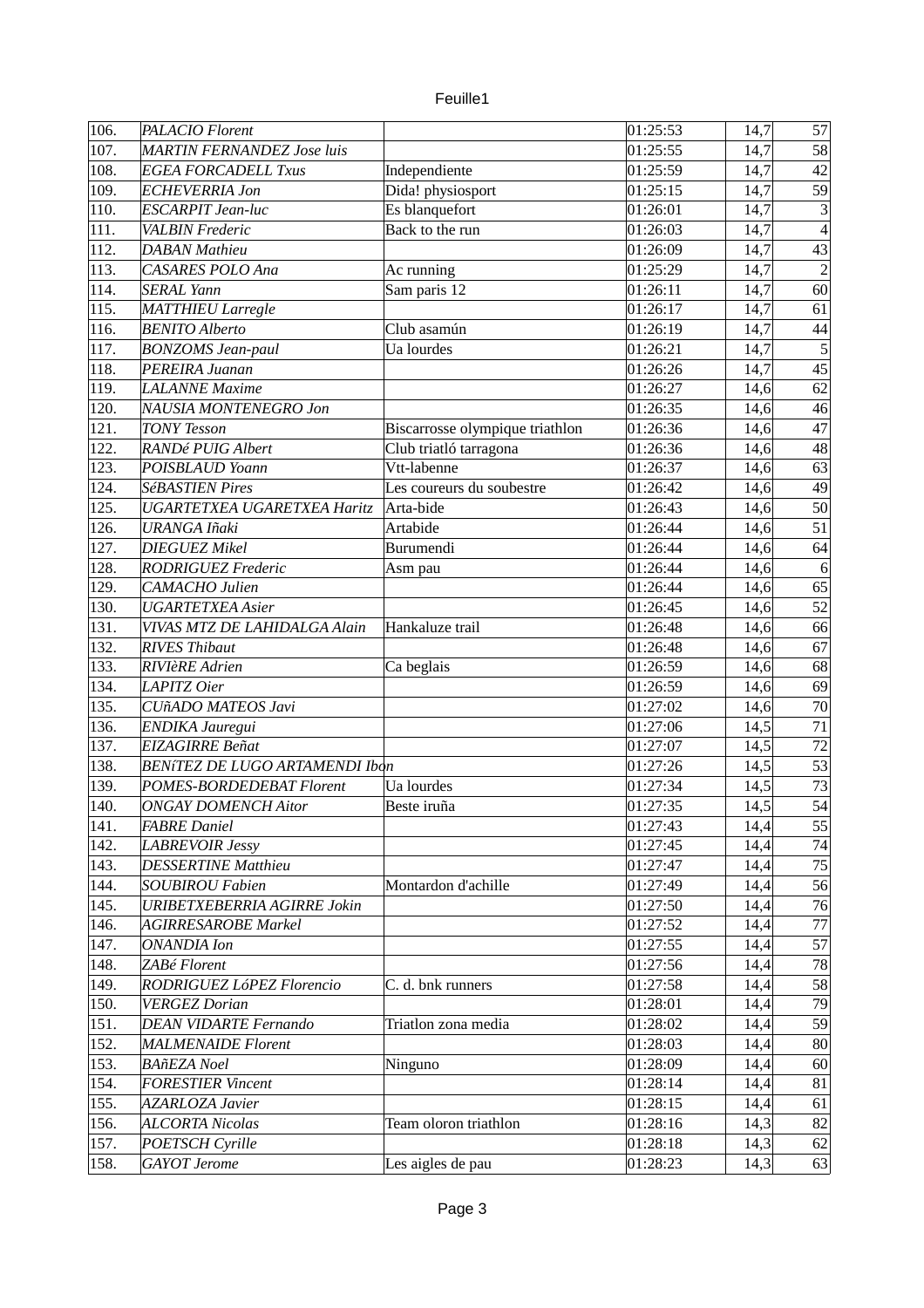| 106. | *PALACIO Florent* | | 01:25:53 | 14,7 | 57 |
|---|---|---|---|---|---|
| 107. | *MARTIN FERNANDEZ Jose luis* | | 01:25:55 | 14,7 | 58 |
| 108. | *EGEA FORCADELL Txus* | Independiente | 01:25:59 | 14,7 | 42 |
| 109. | *ECHEVERRIA Jon* | Dida! physiosport | 01:25:15 | 14,7 | 59 |
| 110. | *ESCARPIT Jean-luc* | Es blanquefort | 01:26:01 | 14,7 | 3 |
| 111. | *VALBIN Frederic* | Back to the run | 01:26:03 | 14,7 | 4 |
| 112. | *DABAN Mathieu* | | 01:26:09 | 14,7 | 43 |
| 113. | *CASARES POLO Ana* | Ac running | 01:25:29 | 14,7 | 2 |
| 114. | *SERAL Yann* | Sam paris 12 | 01:26:11 | 14,7 | 60 |
| 115. | *MATTHIEU Larregle* | | 01:26:17 | 14,7 | 61 |
| 116. | *BENITO Alberto* | Club asamún | 01:26:19 | 14,7 | 44 |
| 117. | *BONZOMS Jean-paul* | Ua lourdes | 01:26:21 | 14,7 | 5 |
| 118. | *PEREIRA Juanan* | | 01:26:26 | 14,7 | 45 |
| 119. | *LALANNE Maxime* | | 01:26:27 | 14,6 | 62 |
| 120. | *NAUSIA MONTENEGRO Jon* | | 01:26:35 | 14,6 | 46 |
| 121. | *TONY Tesson* | Biscarrosse olympique triathlon | 01:26:36 | 14,6 | 47 |
| 122. | *RANDé PUIG Albert* | Club triatló tarragona | 01:26:36 | 14,6 | 48 |
| 123. | *POISBLAUD Yoann* | Vtt-labenne | 01:26:37 | 14,6 | 63 |
| 124. | *SéBASTIEN Pires* | Les coureurs du soubestre | 01:26:42 | 14,6 | 49 |
| 125. | *UGARTETXEA UGARETXEA Haritz* | Arta-bide | 01:26:43 | 14,6 | 50 |
| 126. | *URANGA Iñaki* | Artabide | 01:26:44 | 14,6 | 51 |
| 127. | *DIEGUEZ Mikel* | Burumendi | 01:26:44 | 14,6 | 64 |
| 128. | *RODRIGUEZ Frederic* | Asm pau | 01:26:44 | 14,6 | 6 |
| 129. | *CAMACHO Julien* | | 01:26:44 | 14,6 | 65 |
| 130. | *UGARTETXEA Asier* | | 01:26:45 | 14,6 | 52 |
| 131. | *VIVAS MTZ DE LAHIDALGA Alain* | Hankaluze trail | 01:26:48 | 14,6 | 66 |
| 132. | *RIVES Thibaut* | | 01:26:48 | 14,6 | 67 |
| 133. | *RIVIèRE Adrien* | Ca beglais | 01:26:59 | 14,6 | 68 |
| 134. | *LAPITZ Oier* | | 01:26:59 | 14,6 | 69 |
| 135. | *CUñADO MATEOS Javi* | | 01:27:02 | 14,6 | 70 |
| 136. | *ENDIKA Jauregui* | | 01:27:06 | 14,5 | 71 |
| 137. | *EIZAGIRRE Beñat* | | 01:27:07 | 14,5 | 72 |
| 138. | *BENíTEZ DE LUGO ARTAMENDI Ibon* | | 01:27:26 | 14,5 | 53 |
| 139. | *POMES-BORDEDEBAT Florent* | Ua lourdes | 01:27:34 | 14,5 | 73 |
| 140. | *ONGAY DOMENCH Aitor* | Beste iruña | 01:27:35 | 14,5 | 54 |
| 141. | *FABRE Daniel* | | 01:27:43 | 14,4 | 55 |
| 142. | *LABREVOIR Jessy* | | 01:27:45 | 14,4 | 74 |
| 143. | *DESSERTINE Matthieu* | | 01:27:47 | 14,4 | 75 |
| 144. | *SOUBIROU Fabien* | Montardon d'achille | 01:27:49 | 14,4 | 56 |
| 145. | *URIBETXEBERRIA AGIRRE Jokin* | | 01:27:50 | 14,4 | 76 |
| 146. | *AGIRRESAROBE Markel* | | 01:27:52 | 14,4 | 77 |
| 147. | *ONANDIA Ion* | | 01:27:55 | 14,4 | 57 |
| 148. | *ZABé Florent* | | 01:27:56 | 14,4 | 78 |
| 149. | *RODRIGUEZ LóPEZ Florencio* | C. d. bnk runners | 01:27:58 | 14,4 | 58 |
| 150. | *VERGEZ Dorian* | | 01:28:01 | 14,4 | 79 |
| 151. | *DEAN VIDARTE Fernando* | Triatlon zona media | 01:28:02 | 14,4 | 59 |
| 152. | *MALMENAIDE Florent* | | 01:28:03 | 14,4 | 80 |
| 153. | *BAñEZA Noel* | Ninguno | 01:28:09 | 14,4 | 60 |
| 154. | *FORESTIER Vincent* | | 01:28:14 | 14,4 | 81 |
| 155. | *AZARLOZA Javier* | | 01:28:15 | 14,4 | 61 |
| 156. | *ALCORTA Nicolas* | Team oloron triathlon | 01:28:16 | 14,3 | 82 |
| 157. | *POETSCH Cyrille* | | 01:28:18 | 14,3 | 62 |
| 158. | *GAYOT Jerome* | Les aigles de pau | 01:28:23 | 14,3 | 63 |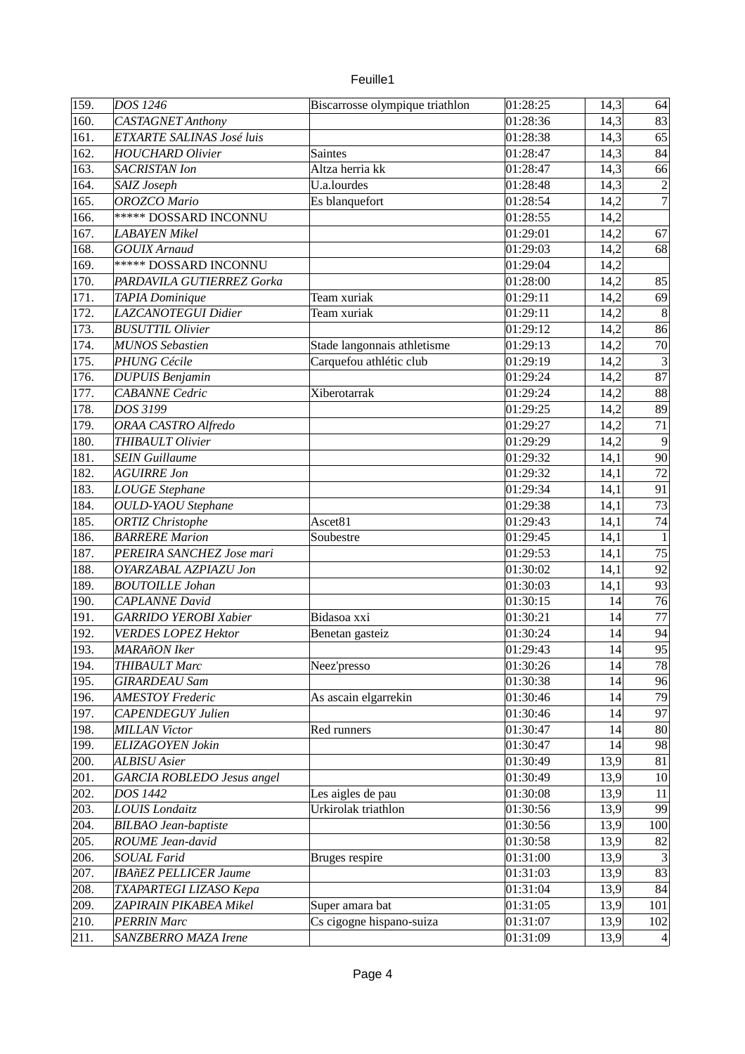| 159. | *DOS 1246* | Biscarrosse olympique triathlon | 01:28:25 | 14,3 | 64 |
|---|---|---|---|---|---|
| 160. | *CASTAGNET Anthony* | | 01:28:36 | 14,3 | 83 |
| 161. | *ETXARTE SALINAS José luis* | | 01:28:38 | 14,3 | 65 |
| 162. | *HOUCHARD Olivier* | Saintes | 01:28:47 | 14,3 | 84 |
| 163. | *SACRISTAN Ion* | Altza herria kk | 01:28:47 | 14,3 | 66 |
| 164. | *SAIZ Joseph* | U.a.lourdes | 01:28:48 | 14,3 | 2 |
| 165. | *OROZCO Mario* | Es blanquefort | 01:28:54 | 14,2 | 7 |
| 166. | ***** DOSSARD INCONNU | | 01:28:55 | 14,2 | |
| 167. | *LABAYEN Mikel* | | 01:29:01 | 14,2 | 67 |
| 168. | *GOUIX Arnaud* | | 01:29:03 | 14,2 | 68 |
| 169. | ***** DOSSARD INCONNU | | 01:29:04 | 14,2 | |
| 170. | *PARDAVILA GUTIERREZ Gorka* | | 01:28:00 | 14,2 | 85 |
| 171. | *TAPIA Dominique* | Team xuriak | 01:29:11 | 14,2 | 69 |
| 172. | *LAZCANOTEGUI Didier* | Team xuriak | 01:29:11 | 14,2 | 8 |
| 173. | *BUSUTTIL Olivier* | | 01:29:12 | 14,2 | 86 |
| 174. | *MUNOS Sebastien* | Stade langonnais athletisme | 01:29:13 | 14,2 | 70 |
| 175. | *PHUNG Cécile* | Carquefou athlétic club | 01:29:19 | 14,2 | 3 |
| 176. | *DUPUIS Benjamin* | | 01:29:24 | 14,2 | 87 |
| 177. | *CABANNE Cedric* | Xiberotarrak | 01:29:24 | 14,2 | 88 |
| 178. | *DOS 3199* | | 01:29:25 | 14,2 | 89 |
| 179. | *ORAA CASTRO Alfredo* | | 01:29:27 | 14,2 | 71 |
| 180. | *THIBAULT Olivier* | | 01:29:29 | 14,2 | 9 |
| 181. | *SEIN Guillaume* | | 01:29:32 | 14,1 | 90 |
| 182. | *AGUIRRE Jon* | | 01:29:32 | 14,1 | 72 |
| 183. | *LOUGE Stephane* | | 01:29:34 | 14,1 | 91 |
| 184. | *OULD-YAOU Stephane* | | 01:29:38 | 14,1 | 73 |
| 185. | *ORTIZ Christophe* | Ascet81 | 01:29:43 | 14,1 | 74 |
| 186. | *BARRERE Marion* | Soubestre | 01:29:45 | 14,1 | 1 |
| 187. | *PEREIRA SANCHEZ Jose mari* | | 01:29:53 | 14,1 | 75 |
| 188. | *OYARZABAL AZPIAZU Jon* | | 01:30:02 | 14,1 | 92 |
| 189. | *BOUTOILLE Johan* | | 01:30:03 | 14,1 | 93 |
| 190. | *CAPLANNE David* | | 01:30:15 | 14 | 76 |
| 191. | *GARRIDO YEROBI Xabier* | Bidasoa xxi | 01:30:21 | 14 | 77 |
| 192. | *VERDES LOPEZ Hektor* | Benetan gasteiz | 01:30:24 | 14 | 94 |
| 193. | *MARAñON Iker* | | 01:29:43 | 14 | 95 |
| 194. | *THIBAULT Marc* | Neez'presso | 01:30:26 | 14 | 78 |
| 195. | *GIRARDEAU Sam* | | 01:30:38 | 14 | 96 |
| 196. | *AMESTOY Frederic* | As ascain elgarrekin | 01:30:46 | 14 | 79 |
| 197. | *CAPENDEGUY Julien* | | 01:30:46 | 14 | 97 |
| 198. | *MILLAN Victor* | Red runners | 01:30:47 | 14 | 80 |
| 199. | *ELIZAGOYEN Jokin* | | 01:30:47 | 14 | 98 |
| 200. | *ALBISU Asier* | | 01:30:49 | 13,9 | 81 |
| 201. | *GARCIA ROBLEDO Jesus angel* | | 01:30:49 | 13,9 | 10 |
| 202. | *DOS 1442* | Les aigles de pau | 01:30:08 | 13,9 | 11 |
| 203. | *LOUIS Londaitz* | Urkirolak triathlon | 01:30:56 | 13,9 | 99 |
| 204. | *BILBAO Jean-baptiste* | | 01:30:56 | 13,9 | 100 |
| 205. | *ROUME Jean-david* | | 01:30:58 | 13,9 | 82 |
| 206. | *SOUAL Farid* | Bruges respire | 01:31:00 | 13,9 | 3 |
| 207. | *IBAñEZ PELLICER Jaume* | | 01:31:03 | 13,9 | 83 |
| 208. | *TXAPARTEGI LIZASO Kepa* | | 01:31:04 | 13,9 | 84 |
| 209. | *ZAPIRAIN PIKABEA Mikel* | Super amara bat | 01:31:05 | 13,9 | 101 |
| 210. | *PERRIN Marc* | Cs cigogne hispano-suiza | 01:31:07 | 13,9 | 102 |
| 211. | *SANZBERRO MAZA Irene* | | 01:31:09 | 13,9 | 4 |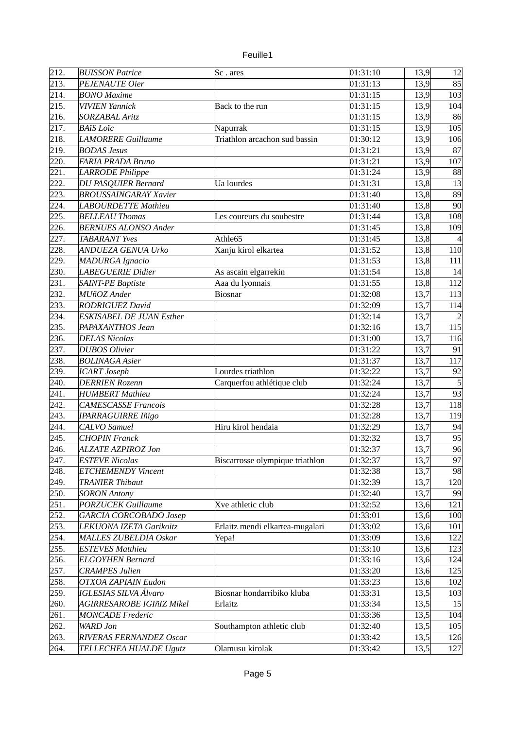| | | | | | |
|---|---|---|---|---|---|
| 212. | *BUISSON Patrice* | Sc . ares | 01:31:10 | 13,9 | 12 |
| 213. | *PEJENAUTE Oier* | | 01:31:13 | 13,9 | 85 |
| 214. | *BONO Maxime* | | 01:31:15 | 13,9 | 103 |
| 215. | *VIVIEN Yannick* | Back to the run | 01:31:15 | 13,9 | 104 |
| 216. | *SORZABAL Aritz* | | 01:31:15 | 13,9 | 86 |
| 217. | *BAïS Loïc* | Napurrak | 01:31:15 | 13,9 | 105 |
| 218. | *LAMORERE Guillaume* | Triathlon arcachon sud bassin | 01:30:12 | 13,9 | 106 |
| 219. | *BODAS Jesus* | | 01:31:21 | 13,9 | 87 |
| 220. | *FARIA PRADA Bruno* | | 01:31:21 | 13,9 | 107 |
| 221. | *LARRODE Philippe* | | 01:31:24 | 13,9 | 88 |
| 222. | *DU PASQUIER Bernard* | Ua lourdes | 01:31:31 | 13,8 | 13 |
| 223. | *BROUSSAINGARAY Xavier* | | 01:31:40 | 13,8 | 89 |
| 224. | *LABOURDETTE Mathieu* | | 01:31:40 | 13,8 | 90 |
| 225. | *BELLEAU Thomas* | Les coureurs du soubestre | 01:31:44 | 13,8 | 108 |
| 226. | *BERNUES ALONSO Ander* | | 01:31:45 | 13,8 | 109 |
| 227. | *TABARANT Yves* | Athle65 | 01:31:45 | 13,8 | 4 |
| 228. | *ANDUEZA GENUA Urko* | Xanju kirol elkartea | 01:31:52 | 13,8 | 110 |
| 229. | *MADURGA Ignacio* | | 01:31:53 | 13,8 | 111 |
| 230. | *LABEGUERIE Didier* | As ascain elgarrekin | 01:31:54 | 13,8 | 14 |
| 231. | *SAINT-PE Baptiste* | Aaa du lyonnais | 01:31:55 | 13,8 | 112 |
| 232. | *MUñOZ Ander* | Biosnar | 01:32:08 | 13,7 | 113 |
| 233. | *RODRIGUEZ David* | | 01:32:09 | 13,7 | 114 |
| 234. | *ESKISABEL DE JUAN Esther* | | 01:32:14 | 13,7 | 2 |
| 235. | *PAPAXANTHOS Jean* | | 01:32:16 | 13,7 | 115 |
| 236. | *DELAS Nicolas* | | 01:31:00 | 13,7 | 116 |
| 237. | *DUBOS Olivier* | | 01:31:22 | 13,7 | 91 |
| 238. | *BOLINAGA Asier* | | 01:31:37 | 13,7 | 117 |
| 239. | *ICART Joseph* | Lourdes triathlon | 01:32:22 | 13,7 | 92 |
| 240. | *DERRIEN Rozenn* | Carquerfou athlétique club | 01:32:24 | 13,7 | 5 |
| 241. | *HUMBERT Mathieu* | | 01:32:24 | 13,7 | 93 |
| 242. | *CAMESCASSE Francois* | | 01:32:28 | 13,7 | 118 |
| 243. | *IPARRAGUIRRE Iñigo* | | 01:32:28 | 13,7 | 119 |
| 244. | *CALVO Samuel* | Hiru kirol hendaia | 01:32:29 | 13,7 | 94 |
| 245. | *CHOPIN Franck* | | 01:32:32 | 13,7 | 95 |
| 246. | *ALZATE AZPIROZ Jon* | | 01:32:37 | 13,7 | 96 |
| 247. | *ESTEVE Nicolas* | Biscarrosse olympique triathlon | 01:32:37 | 13,7 | 97 |
| 248. | *ETCHEMENDY Vincent* | | 01:32:38 | 13,7 | 98 |
| 249. | *TRANIER Thibaut* | | 01:32:39 | 13,7 | 120 |
| 250. | *SORON Antony* | | 01:32:40 | 13,7 | 99 |
| 251. | *PORZUCEK Guillaume* | Xve athletic club | 01:32:52 | 13,6 | 121 |
| 252. | *GARCIA CORCOBADO Josep* | | 01:33:01 | 13,6 | 100 |
| 253. | *LEKUONA IZETA Garikoitz* | Erlaitz mendi elkartea-mugalari | 01:33:02 | 13,6 | 101 |
| 254. | *MALLES ZUBELDIA Oskar* | Yepa! | 01:33:09 | 13,6 | 122 |
| 255. | *ESTEVES Matthieu* | | 01:33:10 | 13,6 | 123 |
| 256. | *ELGOYHEN Bernard* | | 01:33:16 | 13,6 | 124 |
| 257. | *CRAMPES Julien* | | 01:33:20 | 13,6 | 125 |
| 258. | *OTXOA ZAPIAIN Eudon* | | 01:33:23 | 13,6 | 102 |
| 259. | *IGLESIAS SILVA Álvaro* | Biosnar hondarribiko kluba | 01:33:31 | 13,5 | 103 |
| 260. | *AGIRRESAROBE IGIñIZ Mikel* | Erlaitz | 01:33:34 | 13,5 | 15 |
| 261. | *MONCADE Frederic* | | 01:33:36 | 13,5 | 104 |
| 262. | *WARD Jon* | Southampton athletic club | 01:32:40 | 13,5 | 105 |
| 263. | *RIVERAS FERNANDEZ Oscar* | | 01:33:42 | 13,5 | 126 |
| 264. | *TELLECHEA HUALDE Ugutz* | Olamusu kirolak | 01:33:42 | 13,5 | 127 |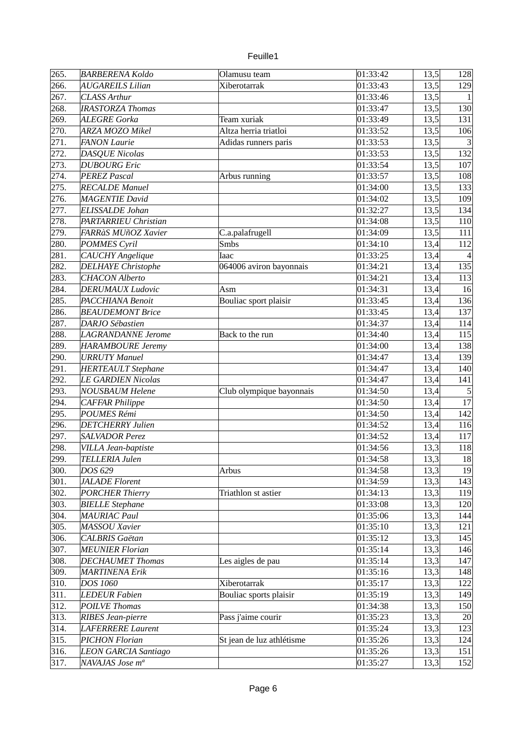| 265. | *BARBERENA Koldo* | Olamusu team | 01:33:42 | 13,5 | 128 |
|---|---|---|---|---|---|
| 266. | *AUGAREILS Lilian* | Xiberotarrak | 01:33:43 | 13,5 | 129 |
| 267. | *CLASS Arthur* | | 01:33:46 | 13,5 | 1 |
| 268. | *IRASTORZA Thomas* | | 01:33:47 | 13,5 | 130 |
| 269. | *ALEGRE Gorka* | Team xuriak | 01:33:49 | 13,5 | 131 |
| 270. | *ARZA MOZO Mikel* | Altza herria triatloi | 01:33:52 | 13,5 | 106 |
| 271. | *FANON Laurie* | Adidas runners paris | 01:33:53 | 13,5 | 3 |
| 272. | *DASQUE Nicolas* | | 01:33:53 | 13,5 | 132 |
| 273. | *DUBOURG Eric* | | 01:33:54 | 13,5 | 107 |
| 274. | *PEREZ Pascal* | Arbus running | 01:33:57 | 13,5 | 108 |
| 275. | *RECALDE Manuel* | | 01:34:00 | 13,5 | 133 |
| 276. | *MAGENTIE David* | | 01:34:02 | 13,5 | 109 |
| 277. | *ELISSALDE Johan* | | 01:32:27 | 13,5 | 134 |
| 278. | *PARTARRIEU Christian* | | 01:34:08 | 13,5 | 110 |
| 279. | *FARRàS MUñOZ Xavier* | C.a.palafrugell | 01:34:09 | 13,5 | 111 |
| 280. | *POMMES Cyril* | Smbs | 01:34:10 | 13,4 | 112 |
| 281. | *CAUCHY Angelique* | Iaac | 01:33:25 | 13,4 | 4 |
| 282. | *DELHAYE Christophe* | 064006 aviron bayonnais | 01:34:21 | 13,4 | 135 |
| 283. | *CHACON Alberto* | | 01:34:21 | 13,4 | 113 |
| 284. | *DERUMAUX Ludovic* | Asm | 01:34:31 | 13,4 | 16 |
| 285. | *PACCHIANA Benoit* | Bouliac sport plaisir | 01:33:45 | 13,4 | 136 |
| 286. | *BEAUDEMONT Brice* | | 01:33:45 | 13,4 | 137 |
| 287. | *DARJO Sébastien* | | 01:34:37 | 13,4 | 114 |
| 288. | *LAGRANDANNE Jerome* | Back to the run | 01:34:40 | 13,4 | 115 |
| 289. | *HARAMBOURE Jeremy* | | 01:34:00 | 13,4 | 138 |
| 290. | *URRUTY Manuel* | | 01:34:47 | 13,4 | 139 |
| 291. | *HERTEAULT Stephane* | | 01:34:47 | 13,4 | 140 |
| 292. | *LE GARDIEN Nicolas* | | 01:34:47 | 13,4 | 141 |
| 293. | *NOUSBAUM Helene* | Club olympique bayonnais | 01:34:50 | 13,4 | 5 |
| 294. | *CAFFAR Philippe* | | 01:34:50 | 13,4 | 17 |
| 295. | *POUMES Rémi* | | 01:34:50 | 13,4 | 142 |
| 296. | *DETCHERRY Julien* | | 01:34:52 | 13,4 | 116 |
| 297. | *SALVADOR Perez* | | 01:34:52 | 13,4 | 117 |
| 298. | *VILLA Jean-baptiste* | | 01:34:56 | 13,3 | 118 |
| 299. | *TELLERIA Julen* | | 01:34:58 | 13,3 | 18 |
| 300. | *DOS 629* | Arbus | 01:34:58 | 13,3 | 19 |
| 301. | *JALADE Florent* | | 01:34:59 | 13,3 | 143 |
| 302. | *PORCHER Thierry* | Triathlon st astier | 01:34:13 | 13,3 | 119 |
| 303. | *BIELLE Stephane* | | 01:33:08 | 13,3 | 120 |
| 304. | *MAURIAC Paul* | | 01:35:06 | 13,3 | 144 |
| 305. | *MASSOU Xavier* | | 01:35:10 | 13,3 | 121 |
| 306. | *CALBRIS Gaëtan* | | 01:35:12 | 13,3 | 145 |
| 307. | *MEUNIER Florian* | | 01:35:14 | 13,3 | 146 |
| 308. | *DECHAUMET Thomas* | Les aigles de pau | 01:35:14 | 13,3 | 147 |
| 309. | *MARTINENA Erik* | | 01:35:16 | 13,3 | 148 |
| 310. | *DOS 1060* | Xiberotarrak | 01:35:17 | 13,3 | 122 |
| 311. | *LEDEUR Fabien* | Bouliac sports plaisir | 01:35:19 | 13,3 | 149 |
| 312. | *POILVE Thomas* | | 01:34:38 | 13,3 | 150 |
| 313. | *RIBES Jean-pierre* | Pass j'aime courir | 01:35:23 | 13,3 | 20 |
| 314. | *LAFERRERE Laurent* | | 01:35:24 | 13,3 | 123 |
| 315. | *PICHON Florian* | St jean de luz athlétisme | 01:35:26 | 13,3 | 124 |
| 316. | *LEON GARCIA Santiago* | | 01:35:26 | 13,3 | 151 |
| 317. | *NAVAJAS Jose mª* | | 01:35:27 | 13,3 | 152 |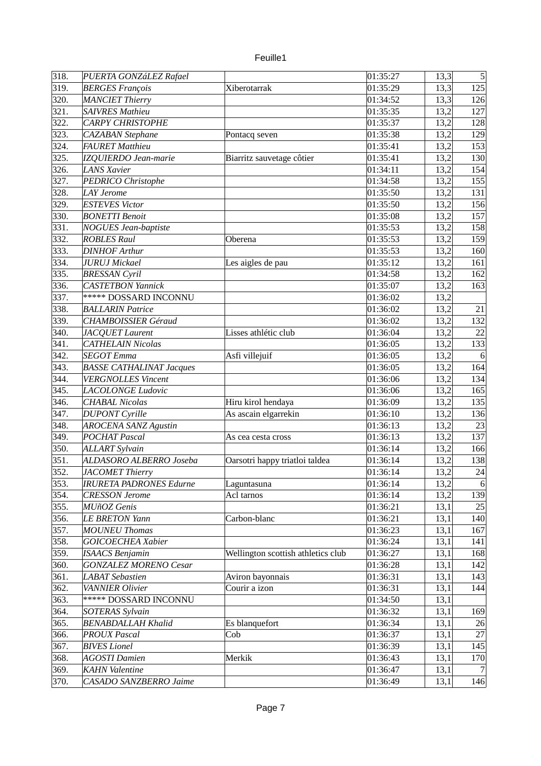| | | | | | |
|---|---|---|---|---|---|
| 318. | *PUERTA GONZáLEZ Rafael* | | 01:35:27 | 13,3 | 5 |
| 319. | *BERGES François* | Xiberotarrak | 01:35:29 | 13,3 | 125 |
| 320. | *MANCIET Thierry* | | 01:34:52 | 13,3 | 126 |
| 321. | *SAIVRES Mathieu* | | 01:35:35 | 13,2 | 127 |
| 322. | *CARPY CHRISTOPHE* | | 01:35:37 | 13,2 | 128 |
| 323. | *CAZABAN Stephane* | Pontacq seven | 01:35:38 | 13,2 | 129 |
| 324. | *FAURET Matthieu* | | 01:35:41 | 13,2 | 153 |
| 325. | *IZQUIERDO Jean-marie* | Biarritz sauvetage côtier | 01:35:41 | 13,2 | 130 |
| 326. | *LANS Xavier* | | 01:34:11 | 13,2 | 154 |
| 327. | *PEDRICO Christophe* | | 01:34:58 | 13,2 | 155 |
| 328. | *LAY Jerome* | | 01:35:50 | 13,2 | 131 |
| 329. | *ESTEVES Victor* | | 01:35:50 | 13,2 | 156 |
| 330. | *BONETTI Benoit* | | 01:35:08 | 13,2 | 157 |
| 331. | *NOGUES Jean-baptiste* | | 01:35:53 | 13,2 | 158 |
| 332. | *ROBLES Raul* | Oberena | 01:35:53 | 13,2 | 159 |
| 333. | *DINHOF Arthur* | | 01:35:53 | 13,2 | 160 |
| 334. | *JURUJ Mickael* | Les aigles de pau | 01:35:12 | 13,2 | 161 |
| 335. | *BRESSAN Cyril* | | 01:34:58 | 13,2 | 162 |
| 336. | *CASTETBON Yannick* | | 01:35:07 | 13,2 | 163 |
| 337. | ***** DOSSARD INCONNU | | 01:36:02 | 13,2 | |
| 338. | *BALLARIN Patrice* | | 01:36:02 | 13,2 | 21 |
| 339. | *CHAMBOISSIER Géraud* | | 01:36:02 | 13,2 | 132 |
| 340. | *JACQUET Laurent* | Lisses athlétic club | 01:36:04 | 13,2 | 22 |
| 341. | *CATHELAIN Nicolas* | | 01:36:05 | 13,2 | 133 |
| 342. | *SEGOT Emma* | Asfi villejuif | 01:36:05 | 13,2 | 6 |
| 343. | *BASSE CATHALINAT Jacques* | | 01:36:05 | 13,2 | 164 |
| 344. | *VERGNOLLES Vincent* | | 01:36:06 | 13,2 | 134 |
| 345. | *LACOLONGE Ludovic* | | 01:36:06 | 13,2 | 165 |
| 346. | *CHABAL Nicolas* | Hiru kirol hendaya | 01:36:09 | 13,2 | 135 |
| 347. | *DUPONT Cyrille* | As ascain elgarrekin | 01:36:10 | 13,2 | 136 |
| 348. | *AROCENA SANZ Agustin* | | 01:36:13 | 13,2 | 23 |
| 349. | *POCHAT Pascal* | As cea cesta cross | 01:36:13 | 13,2 | 137 |
| 350. | *ALLART Sylvain* | | 01:36:14 | 13,2 | 166 |
| 351. | *ALDASORO ALBERRO Joseba* | Oarsotri happy triatloi taldea | 01:36:14 | 13,2 | 138 |
| 352. | *JACOMET Thierry* | | 01:36:14 | 13,2 | 24 |
| 353. | *IRURETA PADRONES Edurne* | Laguntasuna | 01:36:14 | 13,2 | 6 |
| 354. | *CRESSON Jerome* | Acl tarnos | 01:36:14 | 13,2 | 139 |
| 355. | *MUñOZ Genis* | | 01:36:21 | 13,1 | 25 |
| 356. | *LE BRETON Yann* | Carbon-blanc | 01:36:21 | 13,1 | 140 |
| 357. | *MOUNEU Thomas* | | 01:36:23 | 13,1 | 167 |
| 358. | *GOICOECHEA Xabier* | | 01:36:24 | 13,1 | 141 |
| 359. | *ISAACS Benjamin* | Wellington scottish athletics club | 01:36:27 | 13,1 | 168 |
| 360. | *GONZALEZ MORENO Cesar* | | 01:36:28 | 13,1 | 142 |
| 361. | *LABAT Sebastien* | Aviron bayonnais | 01:36:31 | 13,1 | 143 |
| 362. | *VANNIER Olivier* | Courir a izon | 01:36:31 | 13,1 | 144 |
| 363. | ***** DOSSARD INCONNU | | 01:34:50 | 13,1 | |
| 364. | *SOTERAS Sylvain* | | 01:36:32 | 13,1 | 169 |
| 365. | *BENABDALLAH Khalid* | Es blanquefort | 01:36:34 | 13,1 | 26 |
| 366. | *PROUX Pascal* | Cob | 01:36:37 | 13,1 | 27 |
| 367. | *BIVES Lionel* | | 01:36:39 | 13,1 | 145 |
| 368. | *AGOSTI Damien* | Merkik | 01:36:43 | 13,1 | 170 |
| 369. | *KAHN Valentine* | | 01:36:47 | 13,1 | 7 |
| 370. | *CASADO SANZBERRO Jaime* | | 01:36:49 | 13,1 | 146 |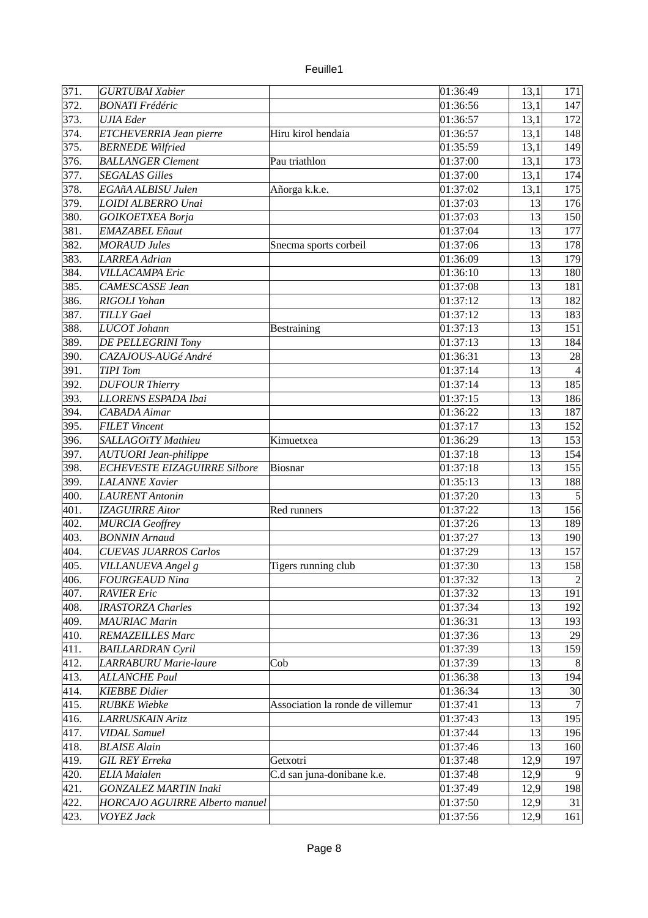| 371. | *GURTUBAI Xabier* | | 01:36:49 | 13,1 | 171 |
|---|---|---|---|---|---|
| 372. | *BONATI Frédéric* | | 01:36:56 | 13,1 | 147 |
| 373. | *UJIA Eder* | | 01:36:57 | 13,1 | 172 |
| 374. | *ETCHEVERRIA Jean pierre* | Hiru kirol hendaia | 01:36:57 | 13,1 | 148 |
| 375. | *BERNEDE Wilfried* | | 01:35:59 | 13,1 | 149 |
| 376. | *BALLANGER Clement* | Pau triathlon | 01:37:00 | 13,1 | 173 |
| 377. | *SEGALAS Gilles* | | 01:37:00 | 13,1 | 174 |
| 378. | *EGAñA ALBISU Julen* | Añorga k.k.e. | 01:37:02 | 13,1 | 175 |
| 379. | *LOIDI ALBERRO Unai* | | 01:37:03 | 13 | 176 |
| 380. | *GOIKOETXEA Borja* | | 01:37:03 | 13 | 150 |
| 381. | *EMAZABEL Eñaut* | | 01:37:04 | 13 | 177 |
| 382. | *MORAUD Jules* | Snecma sports corbeil | 01:37:06 | 13 | 178 |
| 383. | *LARREA Adrian* | | 01:36:09 | 13 | 179 |
| 384. | *VILLACAMPA Eric* | | 01:36:10 | 13 | 180 |
| 385. | *CAMESCASSE Jean* | | 01:37:08 | 13 | 181 |
| 386. | *RIGOLI Yohan* | | 01:37:12 | 13 | 182 |
| 387. | *TILLY Gael* | | 01:37:12 | 13 | 183 |
| 388. | *LUCOT Johann* | Bestraining | 01:37:13 | 13 | 151 |
| 389. | *DE PELLEGRINI Tony* | | 01:37:13 | 13 | 184 |
| 390. | *CAZAJOUS-AUGé André* | | 01:36:31 | 13 | 28 |
| 391. | *TIPI Tom* | | 01:37:14 | 13 | 4 |
| 392. | *DUFOUR Thierry* | | 01:37:14 | 13 | 185 |
| 393. | *LLORENS ESPADA Ibai* | | 01:37:15 | 13 | 186 |
| 394. | *CABADA Aimar* | | 01:36:22 | 13 | 187 |
| 395. | *FILET Vincent* | | 01:37:17 | 13 | 152 |
| 396. | *SALLAGOïTY Mathieu* | Kimuetxea | 01:36:29 | 13 | 153 |
| 397. | *AUTUORI Jean-philippe* | | 01:37:18 | 13 | 154 |
| 398. | *ECHEVESTE EIZAGUIRRE Silbore* | Biosnar | 01:37:18 | 13 | 155 |
| 399. | *LALANNE Xavier* | | 01:35:13 | 13 | 188 |
| 400. | *LAURENT Antonin* | | 01:37:20 | 13 | 5 |
| 401. | *IZAGUIRRE Aitor* | Red runners | 01:37:22 | 13 | 156 |
| 402. | *MURCIA Geoffrey* | | 01:37:26 | 13 | 189 |
| 403. | *BONNIN Arnaud* | | 01:37:27 | 13 | 190 |
| 404. | *CUEVAS JUARROS Carlos* | | 01:37:29 | 13 | 157 |
| 405. | *VILLANUEVA Angel g* | Tigers running club | 01:37:30 | 13 | 158 |
| 406. | *FOURGEAUD Nina* | | 01:37:32 | 13 | 2 |
| 407. | *RAVIER Eric* | | 01:37:32 | 13 | 191 |
| 408. | *IRASTORZA Charles* | | 01:37:34 | 13 | 192 |
| 409. | *MAURIAC Marin* | | 01:36:31 | 13 | 193 |
| 410. | *REMAZEILLES Marc* | | 01:37:36 | 13 | 29 |
| 411. | *BAILLARDRAN Cyril* | | 01:37:39 | 13 | 159 |
| 412. | *LARRABURU Marie-laure* | Cob | 01:37:39 | 13 | 8 |
| 413. | *ALLANCHE Paul* | | 01:36:38 | 13 | 194 |
| 414. | *KIEBBE Didier* | | 01:36:34 | 13 | 30 |
| 415. | *RUBKE Wiebke* | Association la ronde de villemur | 01:37:41 | 13 | 7 |
| 416. | *LARRUSKAIN Aritz* | | 01:37:43 | 13 | 195 |
| 417. | *VIDAL Samuel* | | 01:37:44 | 13 | 196 |
| 418. | *BLAISE Alain* | | 01:37:46 | 13 | 160 |
| 419. | *GIL REY Erreka* | Getxotri | 01:37:48 | 12,9 | 197 |
| 420. | *ELIA Maialen* | C.d san juna-donibane k.e. | 01:37:48 | 12,9 | 9 |
| 421. | *GONZALEZ MARTIN Inaki* | | 01:37:49 | 12,9 | 198 |
| 422. | *HORCAJO AGUIRRE Alberto manuel* | | 01:37:50 | 12,9 | 31 |
| 423. | *VOYEZ Jack* | | 01:37:56 | 12,9 | 161 |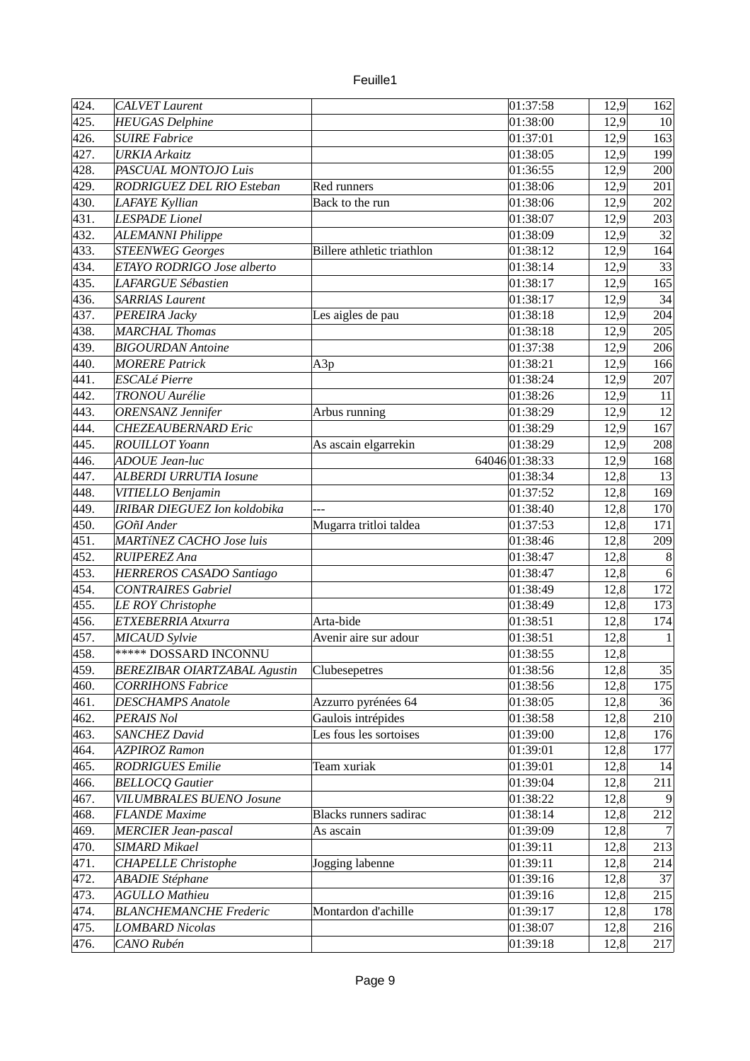| 424. | CALVET Laurent | | 01:37:58 | 12,9 | 162 |
|---|---|---|---|---|---|
| 425. | HEUGAS Delphine | | 01:38:00 | 12,9 | 10 |
| 426. | SUIRE Fabrice | | 01:37:01 | 12,9 | 163 |
| 427. | URKIA Arkaitz | | 01:38:05 | 12,9 | 199 |
| 428. | PASCUAL MONTOJO Luis | | 01:36:55 | 12,9 | 200 |
| 429. | RODRIGUEZ DEL RIO Esteban | Red runners | 01:38:06 | 12,9 | 201 |
| 430. | LAFAYE Kyllian | Back to the run | 01:38:06 | 12,9 | 202 |
| 431. | LESPADE Lionel | | 01:38:07 | 12,9 | 203 |
| 432. | ALEMANNI Philippe | | 01:38:09 | 12,9 | 32 |
| 433. | STEENWEG Georges | Billere athletic triathlon | 01:38:12 | 12,9 | 164 |
| 434. | ETAYO RODRIGO Jose alberto | | 01:38:14 | 12,9 | 33 |
| 435. | LAFARGUE Sébastien | | 01:38:17 | 12,9 | 165 |
| 436. | SARRIAS Laurent | | 01:38:17 | 12,9 | 34 |
| 437. | PEREIRA Jacky | Les aigles de pau | 01:38:18 | 12,9 | 204 |
| 438. | MARCHAL Thomas | | 01:38:18 | 12,9 | 205 |
| 439. | BIGOURDAN Antoine | | 01:37:38 | 12,9 | 206 |
| 440. | MORERE Patrick | A3p | 01:38:21 | 12,9 | 166 |
| 441. | ESCALé Pierre | | 01:38:24 | 12,9 | 207 |
| 442. | TRONOU Aurélie | | 01:38:26 | 12,9 | 11 |
| 443. | ORENSANZ Jennifer | Arbus running | 01:38:29 | 12,9 | 12 |
| 444. | CHEZEAUBERNARD Eric | | 01:38:29 | 12,9 | 167 |
| 445. | ROUILLOT Yoann | As ascain elgarrekin | 01:38:29 | 12,9 | 208 |
| 446. | ADOUE Jean-luc | 64046 | 01:38:33 | 12,9 | 168 |
| 447. | ALBERDI URRUTIA Iosune | | 01:38:34 | 12,8 | 13 |
| 448. | VITIELLO Benjamin | | 01:37:52 | 12,8 | 169 |
| 449. | IRIBAR DIEGUEZ Ion koldobika | --- | 01:38:40 | 12,8 | 170 |
| 450. | GOñI Ander | Mugarra tritloi taldea | 01:37:53 | 12,8 | 171 |
| 451. | MARTíNEZ CACHO Jose luis | | 01:38:46 | 12,8 | 209 |
| 452. | RUIPEREZ Ana | | 01:38:47 | 12,8 | 8 |
| 453. | HERREROS CASADO Santiago | | 01:38:47 | 12,8 | 6 |
| 454. | CONTRAIRES Gabriel | | 01:38:49 | 12,8 | 172 |
| 455. | LE ROY Christophe | | 01:38:49 | 12,8 | 173 |
| 456. | ETXEBERRIA Atxurra | Arta-bide | 01:38:51 | 12,8 | 174 |
| 457. | MICAUD Sylvie | Avenir aire sur adour | 01:38:51 | 12,8 | 1 |
| 458. | ***** DOSSARD INCONNU | | 01:38:55 | 12,8 | |
| 459. | BEREZIBAR OIARTZABAL Agustin | Clubesepetres | 01:38:56 | 12,8 | 35 |
| 460. | CORRIHONS Fabrice | | 01:38:56 | 12,8 | 175 |
| 461. | DESCHAMPS Anatole | Azzurro pyrénées 64 | 01:38:05 | 12,8 | 36 |
| 462. | PERAIS Nol | Gaulois intrépides | 01:38:58 | 12,8 | 210 |
| 463. | SANCHEZ David | Les fous les sortoises | 01:39:00 | 12,8 | 176 |
| 464. | AZPIROZ Ramon | | 01:39:01 | 12,8 | 177 |
| 465. | RODRIGUES Emilie | Team xuriak | 01:39:01 | 12,8 | 14 |
| 466. | BELLOCQ Gautier | | 01:39:04 | 12,8 | 211 |
| 467. | VILUMBRALES BUENO Josune | | 01:38:22 | 12,8 | 9 |
| 468. | FLANDE Maxime | Blacks runners sadirac | 01:38:14 | 12,8 | 212 |
| 469. | MERCIER Jean-pascal | As ascain | 01:39:09 | 12,8 | 7 |
| 470. | SIMARD Mikael | | 01:39:11 | 12,8 | 213 |
| 471. | CHAPELLE Christophe | Jogging labenne | 01:39:11 | 12,8 | 214 |
| 472. | ABADIE Stéphane | | 01:39:16 | 12,8 | 37 |
| 473. | AGULLO Mathieu | | 01:39:16 | 12,8 | 215 |
| 474. | BLANCHEMANCHE Frederic | Montardon d'achille | 01:39:17 | 12,8 | 178 |
| 475. | LOMBARD Nicolas | | 01:38:07 | 12,8 | 216 |
| 476. | CANO Rubén | | 01:39:18 | 12,8 | 217 |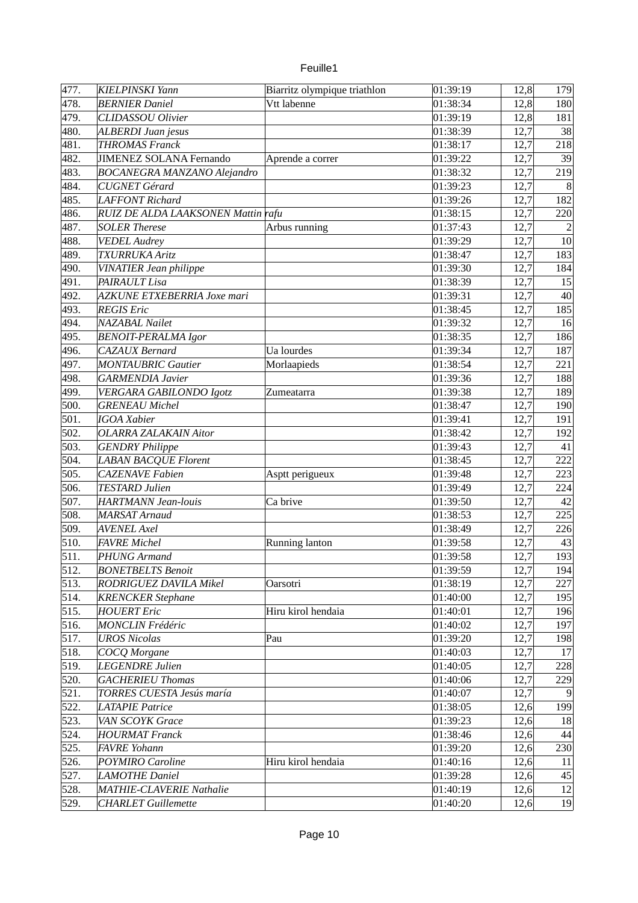| | | | | | |
|---|---|---|---|---|---|
| 477. | *KIELPINSKI Yann* | Biarritz olympique triathlon | 01:39:19 | 12,8 | 179 |
| 478. | *BERNIER Daniel* | Vtt labenne | 01:38:34 | 12,8 | 180 |
| 479. | *CLIDASSOU Olivier* | | 01:39:19 | 12,8 | 181 |
| 480. | *ALBERDI Juan jesus* | | 01:38:39 | 12,7 | 38 |
| 481. | *THROMAS Franck* | | 01:38:17 | 12,7 | 218 |
| 482. | JIMENEZ SOLANA Fernando | Aprende a correr | 01:39:22 | 12,7 | 39 |
| 483. | *BOCANEGRA MANZANO Alejandro* | | 01:38:32 | 12,7 | 219 |
| 484. | *CUGNET Gérard* | | 01:39:23 | 12,7 | 8 |
| 485. | *LAFFONT Richard* | | 01:39:26 | 12,7 | 182 |
| 486. | *RUIZ DE ALDA LAAKSONEN Mattin rafu* | | 01:38:15 | 12,7 | 220 |
| 487. | *SOLER Therese* | Arbus running | 01:37:43 | 12,7 | 2 |
| 488. | *VEDEL Audrey* | | 01:39:29 | 12,7 | 10 |
| 489. | *TXURRUKA Aritz* | | 01:38:47 | 12,7 | 183 |
| 490. | *VINATIER Jean philippe* | | 01:39:30 | 12,7 | 184 |
| 491. | *PAIRAULT Lisa* | | 01:38:39 | 12,7 | 15 |
| 492. | *AZKUNE ETXEBERRIA Joxe mari* | | 01:39:31 | 12,7 | 40 |
| 493. | *REGIS Eric* | | 01:38:45 | 12,7 | 185 |
| 494. | *NAZABAL Nailet* | | 01:39:32 | 12,7 | 16 |
| 495. | *BENOIT-PERALMA Igor* | | 01:38:35 | 12,7 | 186 |
| 496. | *CAZAUX Bernard* | Ua lourdes | 01:39:34 | 12,7 | 187 |
| 497. | *MONTAUBRIC Gautier* | Morlaapieds | 01:38:54 | 12,7 | 221 |
| 498. | *GARMENDIA Javier* | | 01:39:36 | 12,7 | 188 |
| 499. | *VERGARA GABILONDO Igotz* | Zumeatarra | 01:39:38 | 12,7 | 189 |
| 500. | *GRENEAU Michel* | | 01:38:47 | 12,7 | 190 |
| 501. | *IGOA Xabier* | | 01:39:41 | 12,7 | 191 |
| 502. | *OLARRA ZALAKAIN Aitor* | | 01:38:42 | 12,7 | 192 |
| 503. | *GENDRY Philippe* | | 01:39:43 | 12,7 | 41 |
| 504. | *LABAN BACQUE Florent* | | 01:38:45 | 12,7 | 222 |
| 505. | *CAZENAVE Fabien* | Asptt perigueux | 01:39:48 | 12,7 | 223 |
| 506. | *TESTARD Julien* | | 01:39:49 | 12,7 | 224 |
| 507. | *HARTMANN Jean-louis* | Ca brive | 01:39:50 | 12,7 | 42 |
| 508. | *MARSAT Arnaud* | | 01:38:53 | 12,7 | 225 |
| 509. | *AVENEL Axel* | | 01:38:49 | 12,7 | 226 |
| 510. | *FAVRE Michel* | Running lanton | 01:39:58 | 12,7 | 43 |
| 511. | *PHUNG Armand* | | 01:39:58 | 12,7 | 193 |
| 512. | *BONETBELTS Benoit* | | 01:39:59 | 12,7 | 194 |
| 513. | *RODRIGUEZ DAVILA Mikel* | Oarsotri | 01:38:19 | 12,7 | 227 |
| 514. | *KRENCKER Stephane* | | 01:40:00 | 12,7 | 195 |
| 515. | *HOUERT Eric* | Hiru kirol hendaia | 01:40:01 | 12,7 | 196 |
| 516. | *MONCLIN Frédéric* | | 01:40:02 | 12,7 | 197 |
| 517. | *UROS Nicolas* | Pau | 01:39:20 | 12,7 | 198 |
| 518. | *COCQ Morgane* | | 01:40:03 | 12,7 | 17 |
| 519. | *LEGENDRE Julien* | | 01:40:05 | 12,7 | 228 |
| 520. | *GACHERIEU Thomas* | | 01:40:06 | 12,7 | 229 |
| 521. | *TORRES CUESTA Jesús maría* | | 01:40:07 | 12,7 | 9 |
| 522. | *LATAPIE Patrice* | | 01:38:05 | 12,6 | 199 |
| 523. | *VAN SCOYK Grace* | | 01:39:23 | 12,6 | 18 |
| 524. | *HOURMAT Franck* | | 01:38:46 | 12,6 | 44 |
| 525. | *FAVRE Yohann* | | 01:39:20 | 12,6 | 230 |
| 526. | *POYMIRO Caroline* | Hiru kirol hendaia | 01:40:16 | 12,6 | 11 |
| 527. | *LAMOTHE Daniel* | | 01:39:28 | 12,6 | 45 |
| 528. | *MATHIE-CLAVERIE Nathalie* | | 01:40:19 | 12,6 | 12 |
| 529. | *CHARLET Guillemette* | | 01:40:20 | 12,6 | 19 |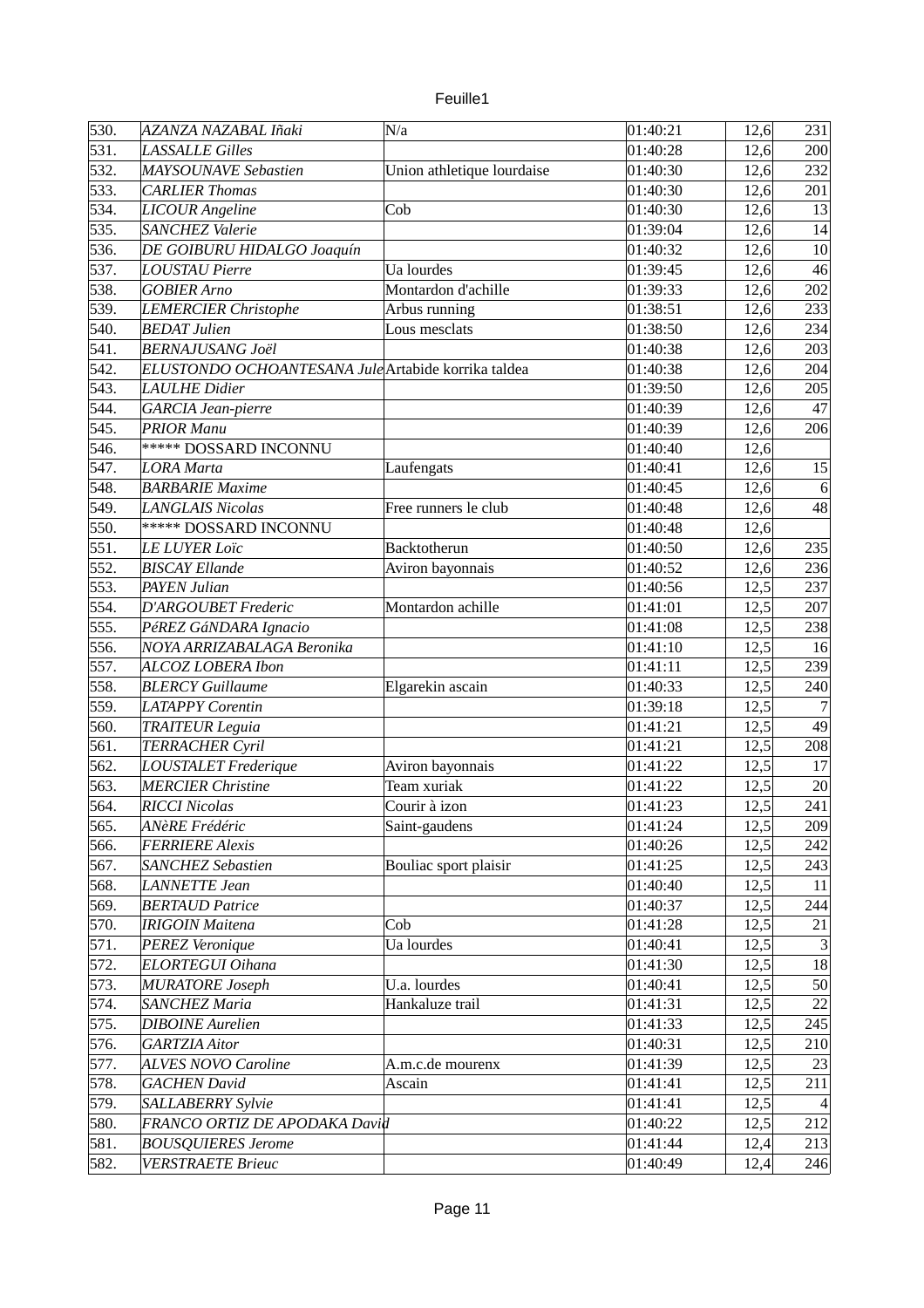| 530. | *AZANZA NAZABAL Iñaki* | N/a | 01:40:21 | 12,6 | 231 |
|---|---|---|---|---|---|
| 531. | *LASSALLE Gilles* | | 01:40:28 | 12,6 | 200 |
| 532. | *MAYSOUNAVE Sebastien* | Union athletique lourdaise | 01:40:30 | 12,6 | 232 |
| 533. | *CARLIER Thomas* | | 01:40:30 | 12,6 | 201 |
| 534. | *LICOUR Angeline* | Cob | 01:40:30 | 12,6 | 13 |
| 535. | *SANCHEZ Valerie* | | 01:39:04 | 12,6 | 14 |
| 536. | *DE GOIBURU HIDALGO Joaquín* | | 01:40:32 | 12,6 | 10 |
| 537. | *LOUSTAU Pierre* | Ua lourdes | 01:39:45 | 12,6 | 46 |
| 538. | *GOBIER Arno* | Montardon d'achille | 01:39:33 | 12,6 | 202 |
| 539. | *LEMERCIER Christophe* | Arbus running | 01:38:51 | 12,6 | 233 |
| 540. | *BEDAT Julien* | Lous mesclats | 01:38:50 | 12,6 | 234 |
| 541. | *BERNAJUSANG Joël* | | 01:40:38 | 12,6 | 203 |
| 542. | *ELUSTONDO OCHOANTESANA Jule* | Artabide korrika taldea | 01:40:38 | 12,6 | 204 |
| 543. | *LAULHE Didier* | | 01:39:50 | 12,6 | 205 |
| 544. | *GARCIA Jean-pierre* | | 01:40:39 | 12,6 | 47 |
| 545. | *PRIOR Manu* | | 01:40:39 | 12,6 | 206 |
| 546. | ***** DOSSARD INCONNU | | 01:40:40 | 12,6 | |
| 547. | *LORA Marta* | Laufengats | 01:40:41 | 12,6 | 15 |
| 548. | *BARBARIE Maxime* | | 01:40:45 | 12,6 | 6 |
| 549. | *LANGLAIS Nicolas* | Free runners le club | 01:40:48 | 12,6 | 48 |
| 550. | ***** DOSSARD INCONNU | | 01:40:48 | 12,6 | |
| 551. | *LE LUYER Loïc* | Backtotherun | 01:40:50 | 12,6 | 235 |
| 552. | *BISCAY Ellande* | Aviron bayonnais | 01:40:52 | 12,6 | 236 |
| 553. | *PAYEN Julian* | | 01:40:56 | 12,5 | 237 |
| 554. | *D'ARGOUBET Frederic* | Montardon achille | 01:41:01 | 12,5 | 207 |
| 555. | *PéREZ GáNDARA Ignacio* | | 01:41:08 | 12,5 | 238 |
| 556. | *NOYA ARRIZABALAGA Beronika* | | 01:41:10 | 12,5 | 16 |
| 557. | *ALCOZ LOBERA Ibon* | | 01:41:11 | 12,5 | 239 |
| 558. | *BLERCY Guillaume* | Elgarekin ascain | 01:40:33 | 12,5 | 240 |
| 559. | *LATAPPY Corentin* | | 01:39:18 | 12,5 | 7 |
| 560. | *TRAITEUR Leguia* | | 01:41:21 | 12,5 | 49 |
| 561. | *TERRACHER Cyril* | | 01:41:21 | 12,5 | 208 |
| 562. | *LOUSTALET Frederique* | Aviron bayonnais | 01:41:22 | 12,5 | 17 |
| 563. | *MERCIER Christine* | Team xuriak | 01:41:22 | 12,5 | 20 |
| 564. | *RICCI Nicolas* | Courir à izon | 01:41:23 | 12,5 | 241 |
| 565. | *ANèRE Frédéric* | Saint-gaudens | 01:41:24 | 12,5 | 209 |
| 566. | *FERRIERE Alexis* | | 01:40:26 | 12,5 | 242 |
| 567. | *SANCHEZ Sebastien* | Bouliac sport plaisir | 01:41:25 | 12,5 | 243 |
| 568. | *LANNETTE Jean* | | 01:40:40 | 12,5 | 11 |
| 569. | *BERTAUD Patrice* | | 01:40:37 | 12,5 | 244 |
| 570. | *IRIGOIN Maitena* | Cob | 01:41:28 | 12,5 | 21 |
| 571. | *PEREZ Veronique* | Ua lourdes | 01:40:41 | 12,5 | 3 |
| 572. | *ELORTEGUI Oihana* | | 01:41:30 | 12,5 | 18 |
| 573. | *MURATORE Joseph* | U.a. lourdes | 01:40:41 | 12,5 | 50 |
| 574. | *SANCHEZ Maria* | Hankaluze trail | 01:41:31 | 12,5 | 22 |
| 575. | *DIBOINE Aurelien* | | 01:41:33 | 12,5 | 245 |
| 576. | *GARTZIA Aitor* | | 01:40:31 | 12,5 | 210 |
| 577. | *ALVES NOVO Caroline* | A.m.c.de mourenx | 01:41:39 | 12,5 | 23 |
| 578. | *GACHEN David* | Ascain | 01:41:41 | 12,5 | 211 |
| 579. | *SALLABERRY Sylvie* | | 01:41:41 | 12,5 | 4 |
| 580. | *FRANCO ORTIZ DE APODAKA David* | | 01:40:22 | 12,5 | 212 |
| 581. | *BOUSQUIERES Jerome* | | 01:41:44 | 12,4 | 213 |
| 582. | *VERSTRAETE Brieuc* | | 01:40:49 | 12,4 | 246 |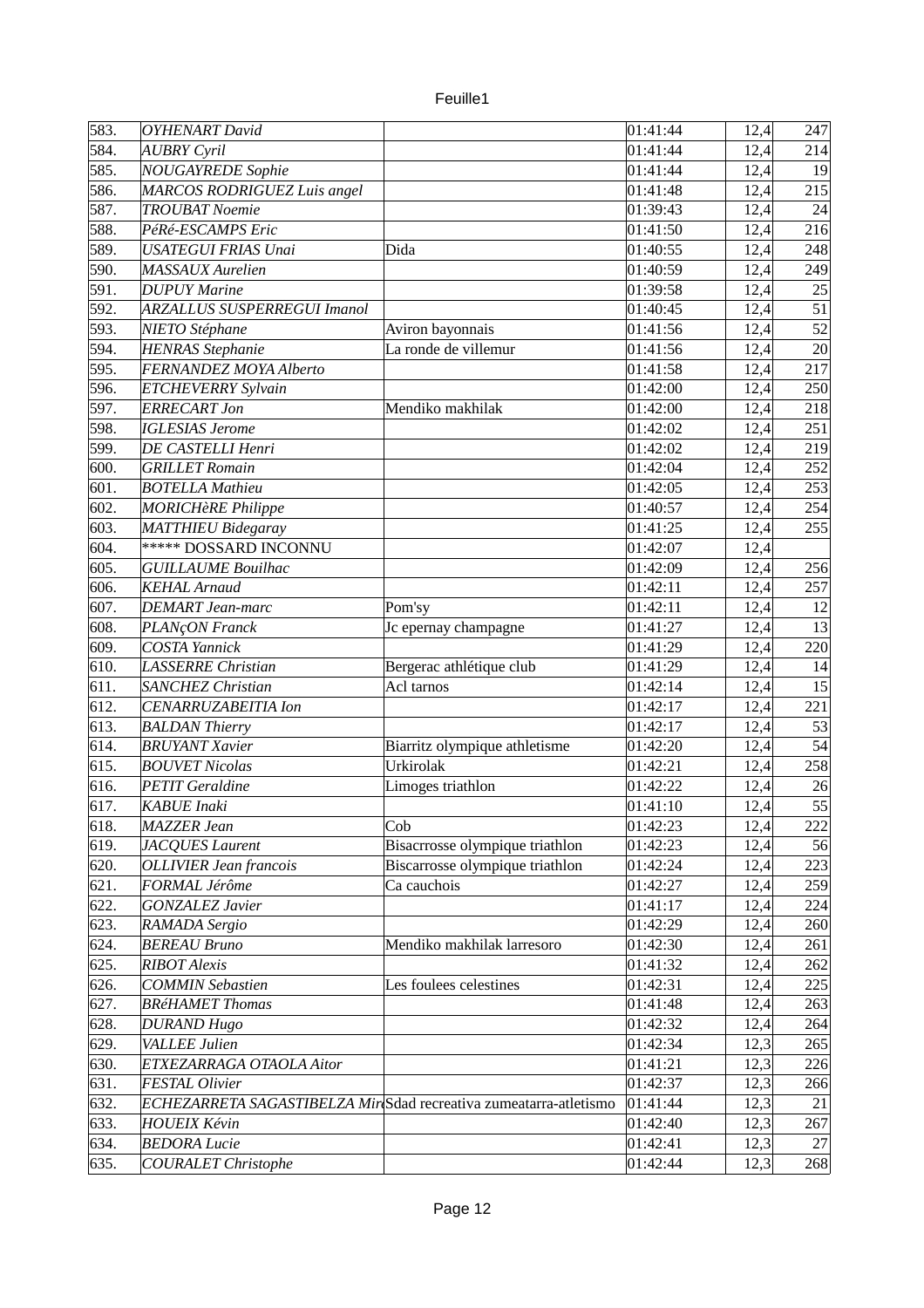| | | | | | |
|---|---|---|---|---|---|
| 583. | *OYHENART David* | | 01:41:44 | 12,4 | 247 |
| 584. | *AUBRY Cyril* | | 01:41:44 | 12,4 | 214 |
| 585. | *NOUGAYREDE Sophie* | | 01:41:44 | 12,4 | 19 |
| 586. | *MARCOS RODRIGUEZ Luis angel* | | 01:41:48 | 12,4 | 215 |
| 587. | *TROUBAT Noemie* | | 01:39:43 | 12,4 | 24 |
| 588. | *PéRé-ESCAMPS Eric* | | 01:41:50 | 12,4 | 216 |
| 589. | *USATEGUI FRIAS Unai* | Dida | 01:40:55 | 12,4 | 248 |
| 590. | *MASSAUX Aurelien* | | 01:40:59 | 12,4 | 249 |
| 591. | *DUPUY Marine* | | 01:39:58 | 12,4 | 25 |
| 592. | *ARZALLUS SUSPERREGUI Imanol* | | 01:40:45 | 12,4 | 51 |
| 593. | *NIETO Stéphane* | Aviron bayonnais | 01:41:56 | 12,4 | 52 |
| 594. | *HENRAS Stephanie* | La ronde de villemur | 01:41:56 | 12,4 | 20 |
| 595. | *FERNANDEZ MOYA Alberto* | | 01:41:58 | 12,4 | 217 |
| 596. | *ETCHEVERRY Sylvain* | | 01:42:00 | 12,4 | 250 |
| 597. | *ERRECART Jon* | Mendiko makhilak | 01:42:00 | 12,4 | 218 |
| 598. | *IGLESIAS Jerome* | | 01:42:02 | 12,4 | 251 |
| 599. | *DE CASTELLI Henri* | | 01:42:02 | 12,4 | 219 |
| 600. | *GRILLET Romain* | | 01:42:04 | 12,4 | 252 |
| 601. | *BOTELLA Mathieu* | | 01:42:05 | 12,4 | 253 |
| 602. | *MORICHèRE Philippe* | | 01:40:57 | 12,4 | 254 |
| 603. | *MATTHIEU Bidegaray* | | 01:41:25 | 12,4 | 255 |
| 604. | ***** DOSSARD INCONNU | | 01:42:07 | 12,4 | |
| 605. | *GUILLAUME Bouilhac* | | 01:42:09 | 12,4 | 256 |
| 606. | *KEHAL Arnaud* | | 01:42:11 | 12,4 | 257 |
| 607. | *DEMART Jean-marc* | Pom'sy | 01:42:11 | 12,4 | 12 |
| 608. | *PLANçON Franck* | Jc epernay champagne | 01:41:27 | 12,4 | 13 |
| 609. | *COSTA Yannick* | | 01:41:29 | 12,4 | 220 |
| 610. | *LASSERRE Christian* | Bergerac athlétique club | 01:41:29 | 12,4 | 14 |
| 611. | *SANCHEZ Christian* | Acl tarnos | 01:42:14 | 12,4 | 15 |
| 612. | *CENARRUZABEITIA Ion* | | 01:42:17 | 12,4 | 221 |
| 613. | *BALDAN Thierry* | | 01:42:17 | 12,4 | 53 |
| 614. | *BRUYANT Xavier* | Biarritz olympique athletisme | 01:42:20 | 12,4 | 54 |
| 615. | *BOUVET Nicolas* | Urkirolak | 01:42:21 | 12,4 | 258 |
| 616. | *PETIT Geraldine* | Limoges triathlon | 01:42:22 | 12,4 | 26 |
| 617. | *KABUE Inaki* | | 01:41:10 | 12,4 | 55 |
| 618. | *MAZZER Jean* | Cob | 01:42:23 | 12,4 | 222 |
| 619. | *JACQUES Laurent* | Bisacrrosse olympique triathlon | 01:42:23 | 12,4 | 56 |
| 620. | *OLLIVIER Jean francois* | Biscarrosse olympique triathlon | 01:42:24 | 12,4 | 223 |
| 621. | *FORMAL Jérôme* | Ca cauchois | 01:42:27 | 12,4 | 259 |
| 622. | *GONZALEZ Javier* | | 01:41:17 | 12,4 | 224 |
| 623. | *RAMADA Sergio* | | 01:42:29 | 12,4 | 260 |
| 624. | *BEREAU Bruno* | Mendiko makhilak larresoro | 01:42:30 | 12,4 | 261 |
| 625. | *RIBOT Alexis* | | 01:41:32 | 12,4 | 262 |
| 626. | *COMMIN Sebastien* | Les foulees celestines | 01:42:31 | 12,4 | 225 |
| 627. | *BRéHAMET Thomas* | | 01:41:48 | 12,4 | 263 |
| 628. | *DURAND Hugo* | | 01:42:32 | 12,4 | 264 |
| 629. | *VALLEE Julien* | | 01:42:34 | 12,3 | 265 |
| 630. | *ETXEZARRAGA OTAOLA Aitor* | | 01:41:21 | 12,3 | 226 |
| 631. | *FESTAL Olivier* | | 01:42:37 | 12,3 | 266 |
| 632. | *ECHEZARRETA SAGASTIBELZA Mir* | Sdad recreativa zumeatarra-atletismo | 01:41:44 | 12,3 | 21 |
| 633. | *HOUEIX Kévin* | | 01:42:40 | 12,3 | 267 |
| 634. | *BEDORA Lucie* | | 01:42:41 | 12,3 | 27 |
| 635. | *COURALET Christophe* | | 01:42:44 | 12,3 | 268 |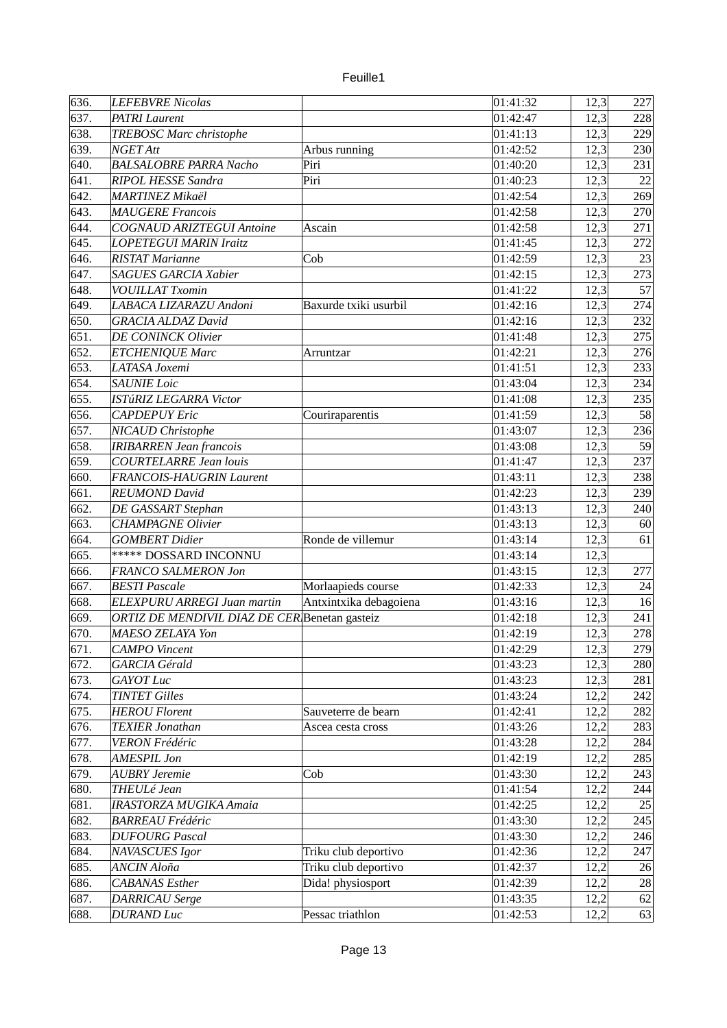| | | | | | |
|---|---|---|---|---|---|
| 636. | *LEFEBVRE Nicolas* | | 01:41:32 | 12,3 | 227 |
| 637. | *PATRI Laurent* | | 01:42:47 | 12,3 | 228 |
| 638. | *TREBOSC Marc christophe* | | 01:41:13 | 12,3 | 229 |
| 639. | *NGET Att* | Arbus running | 01:42:52 | 12,3 | 230 |
| 640. | *BALSALOBRE PARRA Nacho* | Piri | 01:40:20 | 12,3 | 231 |
| 641. | *RIPOL HESSE Sandra* | Piri | 01:40:23 | 12,3 | 22 |
| 642. | *MARTINEZ Mikaël* | | 01:42:54 | 12,3 | 269 |
| 643. | *MAUGERE Francois* | | 01:42:58 | 12,3 | 270 |
| 644. | *COGNAUD ARIZTEGUI Antoine* | Ascain | 01:42:58 | 12,3 | 271 |
| 645. | *LOPETEGUI MARIN Iraitz* | | 01:41:45 | 12,3 | 272 |
| 646. | *RISTAT Marianne* | Cob | 01:42:59 | 12,3 | 23 |
| 647. | *SAGUES GARCIA Xabier* | | 01:42:15 | 12,3 | 273 |
| 648. | *VOUILLAT Txomin* | | 01:41:22 | 12,3 | 57 |
| 649. | *LABACA LIZARAZU Andoni* | Baxurde txiki usurbil | 01:42:16 | 12,3 | 274 |
| 650. | *GRACIA ALDAZ David* | | 01:42:16 | 12,3 | 232 |
| 651. | *DE CONINCK Olivier* | | 01:41:48 | 12,3 | 275 |
| 652. | *ETCHENIQUE Marc* | Arruntzar | 01:42:21 | 12,3 | 276 |
| 653. | *LATASA Joxemi* | | 01:41:51 | 12,3 | 233 |
| 654. | *SAUNIE Loic* | | 01:43:04 | 12,3 | 234 |
| 655. | *ISTúRIZ LEGARRA Victor* | | 01:41:08 | 12,3 | 235 |
| 656. | *CAPDEPUY Eric* | Couriraparentis | 01:41:59 | 12,3 | 58 |
| 657. | *NICAUD Christophe* | | 01:43:07 | 12,3 | 236 |
| 658. | *IRIBARREN Jean francois* | | 01:43:08 | 12,3 | 59 |
| 659. | *COURTELARRE Jean louis* | | 01:41:47 | 12,3 | 237 |
| 660. | *FRANCOIS-HAUGRIN Laurent* | | 01:43:11 | 12,3 | 238 |
| 661. | *REUMOND David* | | 01:42:23 | 12,3 | 239 |
| 662. | *DE GASSART Stephan* | | 01:43:13 | 12,3 | 240 |
| 663. | *CHAMPAGNE Olivier* | | 01:43:13 | 12,3 | 60 |
| 664. | *GOMBERT Didier* | Ronde de villemur | 01:43:14 | 12,3 | 61 |
| 665. | ***** DOSSARD INCONNU | | 01:43:14 | 12,3 | |
| 666. | *FRANCO SALMERON Jon* | | 01:43:15 | 12,3 | 277 |
| 667. | *BESTI Pascale* | Morlaapieds course | 01:42:33 | 12,3 | 24 |
| 668. | *ELEXPURU ARREGI Juan martin* | Antxintxika debagoiena | 01:43:16 | 12,3 | 16 |
| 669. | *ORTIZ DE MENDIVIL DIAZ DE CER* | Benetan gasteiz | 01:42:18 | 12,3 | 241 |
| 670. | *MAESO ZELAYA Yon* | | 01:42:19 | 12,3 | 278 |
| 671. | *CAMPO Vincent* | | 01:42:29 | 12,3 | 279 |
| 672. | *GARCIA Gérald* | | 01:43:23 | 12,3 | 280 |
| 673. | *GAYOT Luc* | | 01:43:23 | 12,3 | 281 |
| 674. | *TINTET Gilles* | | 01:43:24 | 12,2 | 242 |
| 675. | *HEROU Florent* | Sauveterre de bearn | 01:42:41 | 12,2 | 282 |
| 676. | *TEXIER Jonathan* | Ascea cesta cross | 01:43:26 | 12,2 | 283 |
| 677. | *VERON Frédéric* | | 01:43:28 | 12,2 | 284 |
| 678. | *AMESPIL Jon* | | 01:42:19 | 12,2 | 285 |
| 679. | *AUBRY Jeremie* | Cob | 01:43:30 | 12,2 | 243 |
| 680. | *THEULé Jean* | | 01:41:54 | 12,2 | 244 |
| 681. | *IRASTORZA MUGIKA Amaia* | | 01:42:25 | 12,2 | 25 |
| 682. | *BARREAU Frédéric* | | 01:43:30 | 12,2 | 245 |
| 683. | *DUFOURG Pascal* | | 01:43:30 | 12,2 | 246 |
| 684. | *NAVASCUES Igor* | Triku club deportivo | 01:42:36 | 12,2 | 247 |
| 685. | *ANCIN Aloña* | Triku club deportivo | 01:42:37 | 12,2 | 26 |
| 686. | *CABANAS Esther* | Dida! physiosport | 01:42:39 | 12,2 | 28 |
| 687. | *DARRICAU Serge* | | 01:43:35 | 12,2 | 62 |
| 688. | *DURAND Luc* | Pessac triathlon | 01:42:53 | 12,2 | 63 |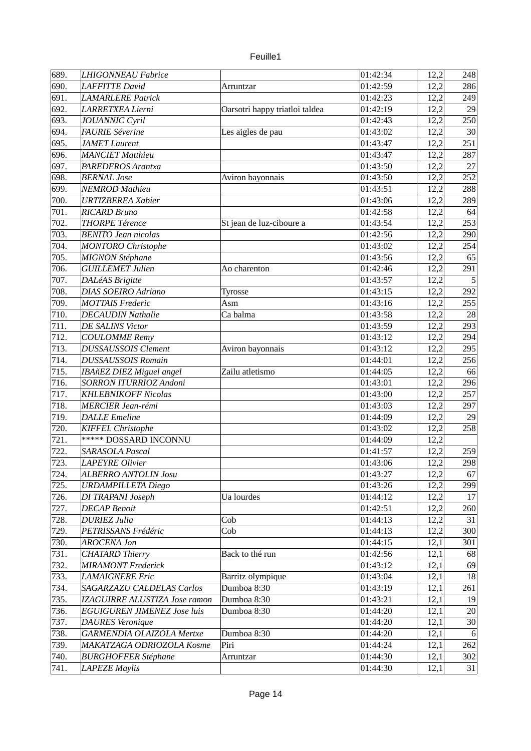| | | | | | |
|---|---|---|---|---|---|
| 689. | *LHIGONNEAU Fabrice* | | 01:42:34 | 12,2 | 248 |
| 690. | *LAFFITTE David* | Arruntzar | 01:42:59 | 12,2 | 286 |
| 691. | *LAMARLERE Patrick* | | 01:42:23 | 12,2 | 249 |
| 692. | *LARRETXEA Lierni* | Oarsotri happy triatloi taldea | 01:42:19 | 12,2 | 29 |
| 693. | *JOUANNIC Cyril* | | 01:42:43 | 12,2 | 250 |
| 694. | *FAURIE Séverine* | Les aigles de pau | 01:43:02 | 12,2 | 30 |
| 695. | *JAMET Laurent* | | 01:43:47 | 12,2 | 251 |
| 696. | *MANCIET Matthieu* | | 01:43:47 | 12,2 | 287 |
| 697. | *PAREDEROS Arantxa* | | 01:43:50 | 12,2 | 27 |
| 698. | *BERNAL Jose* | Aviron bayonnais | 01:43:50 | 12,2 | 252 |
| 699. | *NEMROD Mathieu* | | 01:43:51 | 12,2 | 288 |
| 700. | *URTIZBEREA Xabier* | | 01:43:06 | 12,2 | 289 |
| 701. | *RICARD Bruno* | | 01:42:58 | 12,2 | 64 |
| 702. | *THORPE Térence* | St jean de luz-ciboure a | 01:43:54 | 12,2 | 253 |
| 703. | *BENITO Jean nicolas* | | 01:42:56 | 12,2 | 290 |
| 704. | *MONTORO Christophe* | | 01:43:02 | 12,2 | 254 |
| 705. | *MIGNON Stéphane* | | 01:43:56 | 12,2 | 65 |
| 706. | *GUILLEMET Julien* | Ao charenton | 01:42:46 | 12,2 | 291 |
| 707. | *DALéAS Brigitte* | | 01:43:57 | 12,2 | 5 |
| 708. | *DIAS SOEIRO Adriano* | Tyrosse | 01:43:15 | 12,2 | 292 |
| 709. | *MOTTAIS Frederic* | Asm | 01:43:16 | 12,2 | 255 |
| 710. | *DECAUDIN Nathalie* | Ca balma | 01:43:58 | 12,2 | 28 |
| 711. | *DE SALINS Victor* | | 01:43:59 | 12,2 | 293 |
| 712. | *COULOMME Remy* | | 01:43:12 | 12,2 | 294 |
| 713. | *DUSSAUSSOIS Clement* | Aviron bayonnais | 01:43:12 | 12,2 | 295 |
| 714. | *DUSSAUSSOIS Romain* | | 01:44:01 | 12,2 | 256 |
| 715. | *IBAñEZ DIEZ Miguel angel* | Zailu atletismo | 01:44:05 | 12,2 | 66 |
| 716. | *SORRON ITURRIOZ Andoni* | | 01:43:01 | 12,2 | 296 |
| 717. | *KHLEBNIKOFF Nicolas* | | 01:43:00 | 12,2 | 257 |
| 718. | *MERCIER Jean-rémi* | | 01:43:03 | 12,2 | 297 |
| 719. | *DALLE Emeline* | | 01:44:09 | 12,2 | 29 |
| 720. | *KIFFEL Christophe* | | 01:43:02 | 12,2 | 258 |
| 721. | ***** DOSSARD INCONNU | | 01:44:09 | 12,2 | |
| 722. | *SARASOLA Pascal* | | 01:41:57 | 12,2 | 259 |
| 723. | *LAPEYRE Olivier* | | 01:43:06 | 12,2 | 298 |
| 724. | *ALBERRO ANTOLIN Josu* | | 01:43:27 | 12,2 | 67 |
| 725. | *URDAMPILLETA Diego* | | 01:43:26 | 12,2 | 299 |
| 726. | *DI TRAPANI Joseph* | Ua lourdes | 01:44:12 | 12,2 | 17 |
| 727. | *DECAP Benoit* | | 01:42:51 | 12,2 | 260 |
| 728. | *DURIEZ Julia* | Cob | 01:44:13 | 12,2 | 31 |
| 729. | *PETRISSANS Frédéric* | Cob | 01:44:13 | 12,2 | 300 |
| 730. | *AROCENA Jon* | | 01:44:15 | 12,1 | 301 |
| 731. | *CHATARD Thierry* | Back to thé run | 01:42:56 | 12,1 | 68 |
| 732. | *MIRAMONT Frederick* | | 01:43:12 | 12,1 | 69 |
| 733. | *LAMAIGNERE Eric* | Barritz olympique | 01:43:04 | 12,1 | 18 |
| 734. | *SAGARZAZU CALDELAS Carlos* | Dumboa 8:30 | 01:43:19 | 12,1 | 261 |
| 735. | *IZAGUIRRE ALUSTIZA Jose ramon* | Dumboa 8:30 | 01:43:21 | 12,1 | 19 |
| 736. | *EGUIGUREN JIMENEZ Jose luis* | Dumboa 8:30 | 01:44:20 | 12,1 | 20 |
| 737. | *DAURES Veronique* | | 01:44:20 | 12,1 | 30 |
| 738. | *GARMENDIA OLAIZOLA Mertxe* | Dumboa 8:30 | 01:44:20 | 12,1 | 6 |
| 739. | *MAKATZAGA ODRIOZOLA Kosme* | Piri | 01:44:24 | 12,1 | 262 |
| 740. | *BURGHOFFER Stéphane* | Arruntzar | 01:44:30 | 12,1 | 302 |
| 741. | *LAPEZE Maylis* | | 01:44:30 | 12,1 | 31 |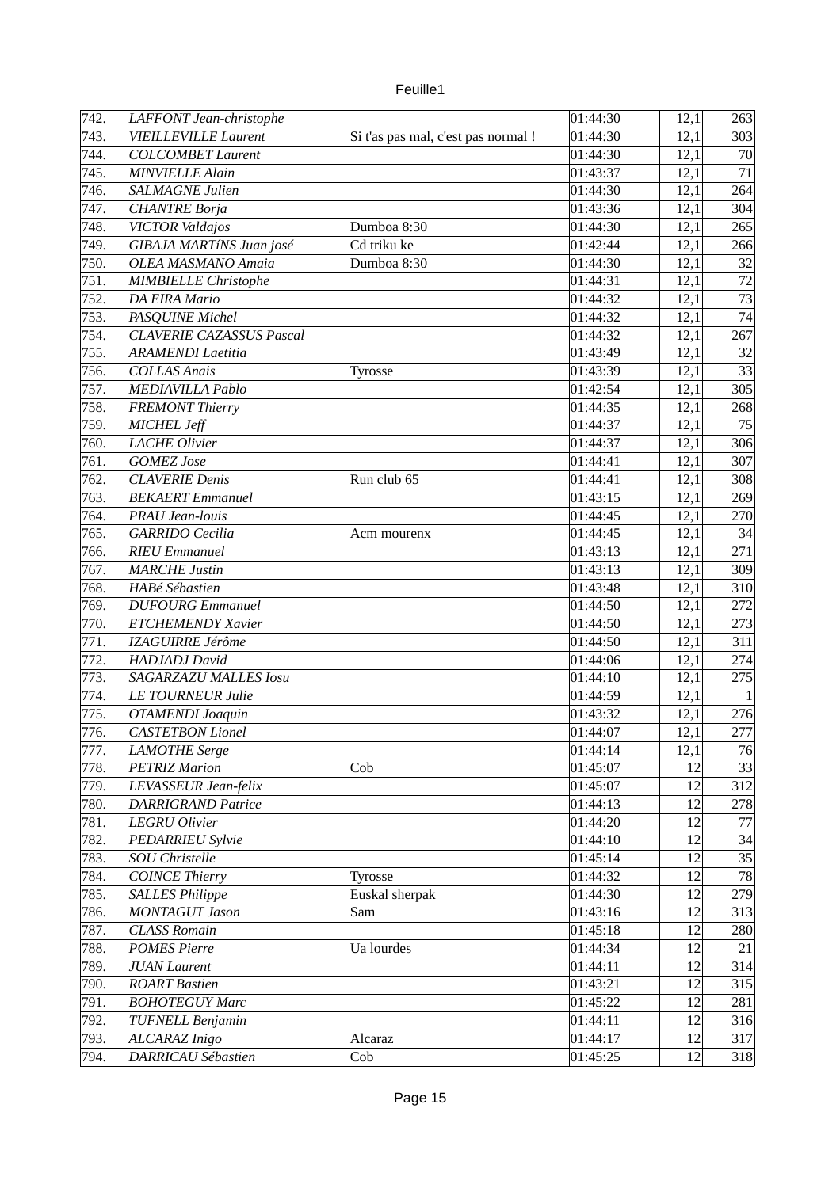| | | | | | |
|---|---|---|---|---|---|
| 742. | *LAFFONT Jean-christophe* | | 01:44:30 | 12,1 | 263 |
| 743. | *VIEILLEVILLE Laurent* | Si t'as pas mal, c'est pas normal ! | 01:44:30 | 12,1 | 303 |
| 744. | *COLCOMBET Laurent* | | 01:44:30 | 12,1 | 70 |
| 745. | *MINVIELLE Alain* | | 01:43:37 | 12,1 | 71 |
| 746. | *SALMAGNE Julien* | | 01:44:30 | 12,1 | 264 |
| 747. | *CHANTRE Borja* | | 01:43:36 | 12,1 | 304 |
| 748. | *VICTOR Valdajos* | Dumboa 8:30 | 01:44:30 | 12,1 | 265 |
| 749. | *GIBAJA MARTíNS Juan josé* | Cd triku ke | 01:42:44 | 12,1 | 266 |
| 750. | *OLEA MASMANO Amaia* | Dumboa 8:30 | 01:44:30 | 12,1 | 32 |
| 751. | *MIMBIELLE Christophe* | | 01:44:31 | 12,1 | 72 |
| 752. | *DA EIRA Mario* | | 01:44:32 | 12,1 | 73 |
| 753. | *PASQUINE Michel* | | 01:44:32 | 12,1 | 74 |
| 754. | *CLAVERIE CAZASSUS Pascal* | | 01:44:32 | 12,1 | 267 |
| 755. | *ARAMENDI Laetitia* | | 01:43:49 | 12,1 | 32 |
| 756. | *COLLAS Anais* | Tyrosse | 01:43:39 | 12,1 | 33 |
| 757. | *MEDIAVILLA Pablo* | | 01:42:54 | 12,1 | 305 |
| 758. | *FREMONT Thierry* | | 01:44:35 | 12,1 | 268 |
| 759. | *MICHEL Jeff* | | 01:44:37 | 12,1 | 75 |
| 760. | *LACHE Olivier* | | 01:44:37 | 12,1 | 306 |
| 761. | *GOMEZ Jose* | | 01:44:41 | 12,1 | 307 |
| 762. | *CLAVERIE Denis* | Run club 65 | 01:44:41 | 12,1 | 308 |
| 763. | *BEKAERT Emmanuel* | | 01:43:15 | 12,1 | 269 |
| 764. | *PRAU Jean-louis* | | 01:44:45 | 12,1 | 270 |
| 765. | *GARRIDO Cecilia* | Acm mourenx | 01:44:45 | 12,1 | 34 |
| 766. | *RIEU Emmanuel* | | 01:43:13 | 12,1 | 271 |
| 767. | *MARCHE Justin* | | 01:43:13 | 12,1 | 309 |
| 768. | *HABé Sébastien* | | 01:43:48 | 12,1 | 310 |
| 769. | *DUFOURG Emmanuel* | | 01:44:50 | 12,1 | 272 |
| 770. | *ETCHEMENDY Xavier* | | 01:44:50 | 12,1 | 273 |
| 771. | *IZAGUIRRE Jérôme* | | 01:44:50 | 12,1 | 311 |
| 772. | *HADJADJ David* | | 01:44:06 | 12,1 | 274 |
| 773. | *SAGARZAZU MALLES Iosu* | | 01:44:10 | 12,1 | 275 |
| 774. | *LE TOURNEUR Julie* | | 01:44:59 | 12,1 | 1 |
| 775. | *OTAMENDI Joaquin* | | 01:43:32 | 12,1 | 276 |
| 776. | *CASTETBON Lionel* | | 01:44:07 | 12,1 | 277 |
| 777. | *LAMOTHE Serge* | | 01:44:14 | 12,1 | 76 |
| 778. | *PETRIZ Marion* | Cob | 01:45:07 | 12 | 33 |
| 779. | *LEVASSEUR Jean-felix* | | 01:45:07 | 12 | 312 |
| 780. | *DARRIGRAND Patrice* | | 01:44:13 | 12 | 278 |
| 781. | *LEGRU Olivier* | | 01:44:20 | 12 | 77 |
| 782. | *PEDARRIEU Sylvie* | | 01:44:10 | 12 | 34 |
| 783. | *SOU Christelle* | | 01:45:14 | 12 | 35 |
| 784. | *COINCE Thierry* | Tyrosse | 01:44:32 | 12 | 78 |
| 785. | *SALLES Philippe* | Euskal sherpak | 01:44:30 | 12 | 279 |
| 786. | *MONTAGUT Jason* | Sam | 01:43:16 | 12 | 313 |
| 787. | *CLASS Romain* | | 01:45:18 | 12 | 280 |
| 788. | *POMES Pierre* | Ua lourdes | 01:44:34 | 12 | 21 |
| 789. | *JUAN Laurent* | | 01:44:11 | 12 | 314 |
| 790. | *ROART Bastien* | | 01:43:21 | 12 | 315 |
| 791. | *BOHOTEGUY Marc* | | 01:45:22 | 12 | 281 |
| 792. | *TUFNELL Benjamin* | | 01:44:11 | 12 | 316 |
| 793. | *ALCARAZ Inigo* | Alcaraz | 01:44:17 | 12 | 317 |
| 794. | *DARRICAU Sébastien* | Cob | 01:45:25 | 12 | 318 |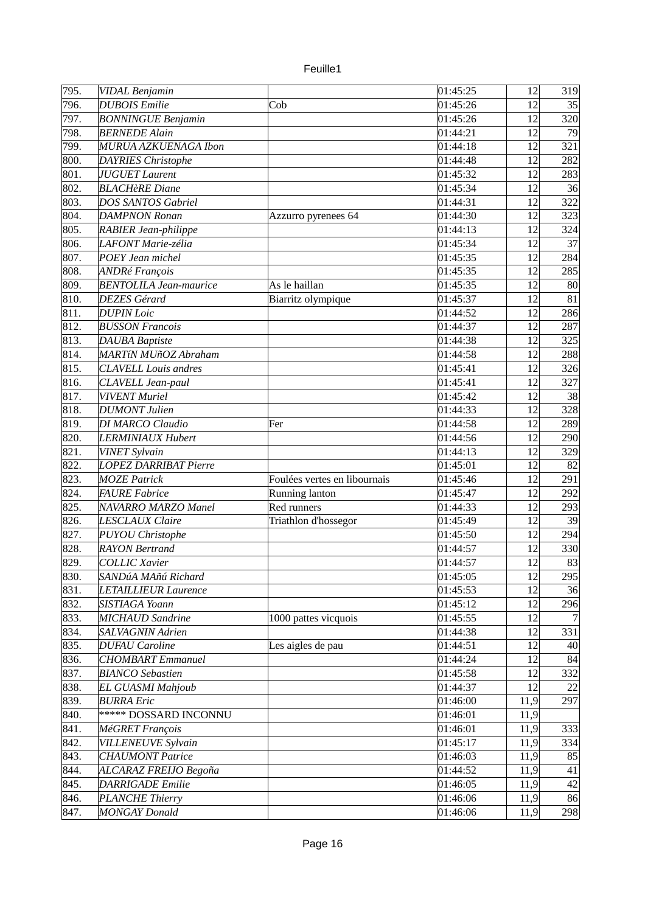| | | | | | |
|---|---|---|---|---|---|
| 795. | *VIDAL Benjamin* | | 01:45:25 | 12 | 319 |
| 796. | *DUBOIS Emilie* | Cob | 01:45:26 | 12 | 35 |
| 797. | *BONNINGUE Benjamin* | | 01:45:26 | 12 | 320 |
| 798. | *BERNEDE Alain* | | 01:44:21 | 12 | 79 |
| 799. | *MURUA AZKUENAGA Ibon* | | 01:44:18 | 12 | 321 |
| 800. | *DAYRIES Christophe* | | 01:44:48 | 12 | 282 |
| 801. | *JUGUET Laurent* | | 01:45:32 | 12 | 283 |
| 802. | *BLACHèRE Diane* | | 01:45:34 | 12 | 36 |
| 803. | *DOS SANTOS Gabriel* | | 01:44:31 | 12 | 322 |
| 804. | *DAMPNON Ronan* | Azzurro pyrenees 64 | 01:44:30 | 12 | 323 |
| 805. | *RABIER Jean-philippe* | | 01:44:13 | 12 | 324 |
| 806. | *LAFONT Marie-zélia* | | 01:45:34 | 12 | 37 |
| 807. | *POEY Jean michel* | | 01:45:35 | 12 | 284 |
| 808. | *ANDRé François* | | 01:45:35 | 12 | 285 |
| 809. | *BENTOLILA Jean-maurice* | As le haillan | 01:45:35 | 12 | 80 |
| 810. | *DEZES Gérard* | Biarritz olympique | 01:45:37 | 12 | 81 |
| 811. | *DUPIN Loic* | | 01:44:52 | 12 | 286 |
| 812. | *BUSSON Francois* | | 01:44:37 | 12 | 287 |
| 813. | *DAUBA Baptiste* | | 01:44:38 | 12 | 325 |
| 814. | *MARTíN MUñOZ Abraham* | | 01:44:58 | 12 | 288 |
| 815. | *CLAVELL Louis andres* | | 01:45:41 | 12 | 326 |
| 816. | *CLAVELL Jean-paul* | | 01:45:41 | 12 | 327 |
| 817. | *VIVENT Muriel* | | 01:45:42 | 12 | 38 |
| 818. | *DUMONT Julien* | | 01:44:33 | 12 | 328 |
| 819. | *DI MARCO Claudio* | Fer | 01:44:58 | 12 | 289 |
| 820. | *LERMINIAUX Hubert* | | 01:44:56 | 12 | 290 |
| 821. | *VINET Sylvain* | | 01:44:13 | 12 | 329 |
| 822. | *LOPEZ DARRIBAT Pierre* | | 01:45:01 | 12 | 82 |
| 823. | *MOZE Patrick* | Foulées vertes en libournais | 01:45:46 | 12 | 291 |
| 824. | *FAURE Fabrice* | Running lanton | 01:45:47 | 12 | 292 |
| 825. | *NAVARRO MARZO Manel* | Red runners | 01:44:33 | 12 | 293 |
| 826. | *LESCLAUX Claire* | Triathlon d'hossegor | 01:45:49 | 12 | 39 |
| 827. | *PUYOU Christophe* | | 01:45:50 | 12 | 294 |
| 828. | *RAYON Bertrand* | | 01:44:57 | 12 | 330 |
| 829. | *COLLIC Xavier* | | 01:44:57 | 12 | 83 |
| 830. | *SANDúA MAñú Richard* | | 01:45:05 | 12 | 295 |
| 831. | *LETAILLIEUR Laurence* | | 01:45:53 | 12 | 36 |
| 832. | *SISTIAGA Yoann* | | 01:45:12 | 12 | 296 |
| 833. | *MICHAUD Sandrine* | 1000 pattes vicquois | 01:45:55 | 12 | 7 |
| 834. | *SALVAGNIN Adrien* | | 01:44:38 | 12 | 331 |
| 835. | *DUFAU Caroline* | Les aigles de pau | 01:44:51 | 12 | 40 |
| 836. | *CHOMBART Emmanuel* | | 01:44:24 | 12 | 84 |
| 837. | *BIANCO Sebastien* | | 01:45:58 | 12 | 332 |
| 838. | *EL GUASMI Mahjoub* | | 01:44:37 | 12 | 22 |
| 839. | *BURRA Eric* | | 01:46:00 | 11,9 | 297 |
| 840. | ***** DOSSARD INCONNU | | 01:46:01 | 11,9 | |
| 841. | *MéGRET François* | | 01:46:01 | 11,9 | 333 |
| 842. | *VILLENEUVE Sylvain* | | 01:45:17 | 11,9 | 334 |
| 843. | *CHAUMONT Patrice* | | 01:46:03 | 11,9 | 85 |
| 844. | *ALCARAZ FREIJO Begoña* | | 01:44:52 | 11,9 | 41 |
| 845. | *DARRIGADE Emilie* | | 01:46:05 | 11,9 | 42 |
| 846. | *PLANCHE Thierry* | | 01:46:06 | 11,9 | 86 |
| 847. | *MONGAY Donald* | | 01:46:06 | 11,9 | 298 |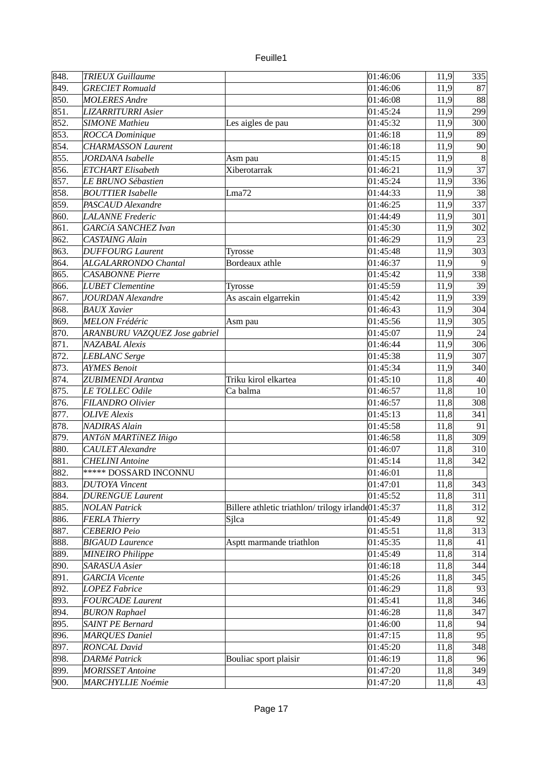| | | | | | |
|---|---|---|---|---|---|
| 848. | *TRIEUX Guillaume* | | 01:46:06 | 11,9 | 335 |
| 849. | *GRECIET Romuald* | | 01:46:06 | 11,9 | 87 |
| 850. | *MOLERES Andre* | | 01:46:08 | 11,9 | 88 |
| 851. | *LIZARRITURRI Asier* | | 01:45:24 | 11,9 | 299 |
| 852. | *SIMONE Mathieu* | Les aigles de pau | 01:45:32 | 11,9 | 300 |
| 853. | *ROCCA Dominique* | | 01:46:18 | 11,9 | 89 |
| 854. | *CHARMASSON Laurent* | | 01:46:18 | 11,9 | 90 |
| 855. | *JORDANA Isabelle* | Asm pau | 01:45:15 | 11,9 | 8 |
| 856. | *ETCHART Elisabeth* | Xiberotarrak | 01:46:21 | 11,9 | 37 |
| 857. | *LE BRUNO Sébastien* | | 01:45:24 | 11,9 | 336 |
| 858. | *BOUTTIER Isabelle* | Lma72 | 01:44:33 | 11,9 | 38 |
| 859. | *PASCAUD Alexandre* | | 01:46:25 | 11,9 | 337 |
| 860. | *LALANNE Frederic* | | 01:44:49 | 11,9 | 301 |
| 861. | *GARCíA SANCHEZ Ivan* | | 01:45:30 | 11,9 | 302 |
| 862. | *CASTAING Alain* | | 01:46:29 | 11,9 | 23 |
| 863. | *DUFFOURG Laurent* | Tyrosse | 01:45:48 | 11,9 | 303 |
| 864. | *ALGALARRONDO Chantal* | Bordeaux athle | 01:46:37 | 11,9 | 9 |
| 865. | *CASABONNE Pierre* | | 01:45:42 | 11,9 | 338 |
| 866. | *LUBET Clementine* | Tyrosse | 01:45:59 | 11,9 | 39 |
| 867. | *JOURDAN Alexandre* | As ascain elgarrekin | 01:45:42 | 11,9 | 339 |
| 868. | *BAUX Xavier* | | 01:46:43 | 11,9 | 304 |
| 869. | *MELON Frédéric* | Asm pau | 01:45:56 | 11,9 | 305 |
| 870. | *ARANBURU VAZQUEZ Jose gabriel* | | 01:45:07 | 11,9 | 24 |
| 871. | *NAZABAL Alexis* | | 01:46:44 | 11,9 | 306 |
| 872. | *LEBLANC Serge* | | 01:45:38 | 11,9 | 307 |
| 873. | *AYMES Benoit* | | 01:45:34 | 11,9 | 340 |
| 874. | *ZUBIMENDI Arantxa* | Triku kirol elkartea | 01:45:10 | 11,8 | 40 |
| 875. | *LE TOLLEC Odile* | Ca balma | 01:46:57 | 11,8 | 10 |
| 876. | *FILANDRO Olivier* | | 01:46:57 | 11,8 | 308 |
| 877. | *OLIVE Alexis* | | 01:45:13 | 11,8 | 341 |
| 878. | *NADIRAS Alain* | | 01:45:58 | 11,8 | 91 |
| 879. | *ANTóN MARTíNEZ Iñigo* | | 01:46:58 | 11,8 | 309 |
| 880. | *CAULET Alexandre* | | 01:46:07 | 11,8 | 310 |
| 881. | *CHELINI Antoine* | | 01:45:14 | 11,8 | 342 |
| 882. | ***** DOSSARD INCONNU | | 01:46:01 | 11,8 | |
| 883. | *DUTOYA Vincent* | | 01:47:01 | 11,8 | 343 |
| 884. | *DURENGUE Laurent* | | 01:45:52 | 11,8 | 311 |
| 885. | *NOLAN Patrick* | Billere athletic triathlon/ trilogy irlande | 01:45:37 | 11,8 | 312 |
| 886. | *FERLA Thierry* | Sjlca | 01:45:49 | 11,8 | 92 |
| 887. | *CEBERIO Peio* | | 01:45:51 | 11,8 | 313 |
| 888. | *BIGAUD Laurence* | Asptt marmande triathlon | 01:45:35 | 11,8 | 41 |
| 889. | *MINEIRO Philippe* | | 01:45:49 | 11,8 | 314 |
| 890. | *SARASUA Asier* | | 01:46:18 | 11,8 | 344 |
| 891. | *GARCIA Vicente* | | 01:45:26 | 11,8 | 345 |
| 892. | *LOPEZ Fabrice* | | 01:46:29 | 11,8 | 93 |
| 893. | *FOURCADE Laurent* | | 01:45:41 | 11,8 | 346 |
| 894. | *BURON Raphael* | | 01:46:28 | 11,8 | 347 |
| 895. | *SAINT PE Bernard* | | 01:46:00 | 11,8 | 94 |
| 896. | *MARQUES Daniel* | | 01:47:15 | 11,8 | 95 |
| 897. | *RONCAL David* | | 01:45:20 | 11,8 | 348 |
| 898. | *DARMé Patrick* | Bouliac sport plaisir | 01:46:19 | 11,8 | 96 |
| 899. | *MORISSET Antoine* | | 01:47:20 | 11,8 | 349 |
| 900. | *MARCHYLLIE Noémie* | | 01:47:20 | 11,8 | 43 |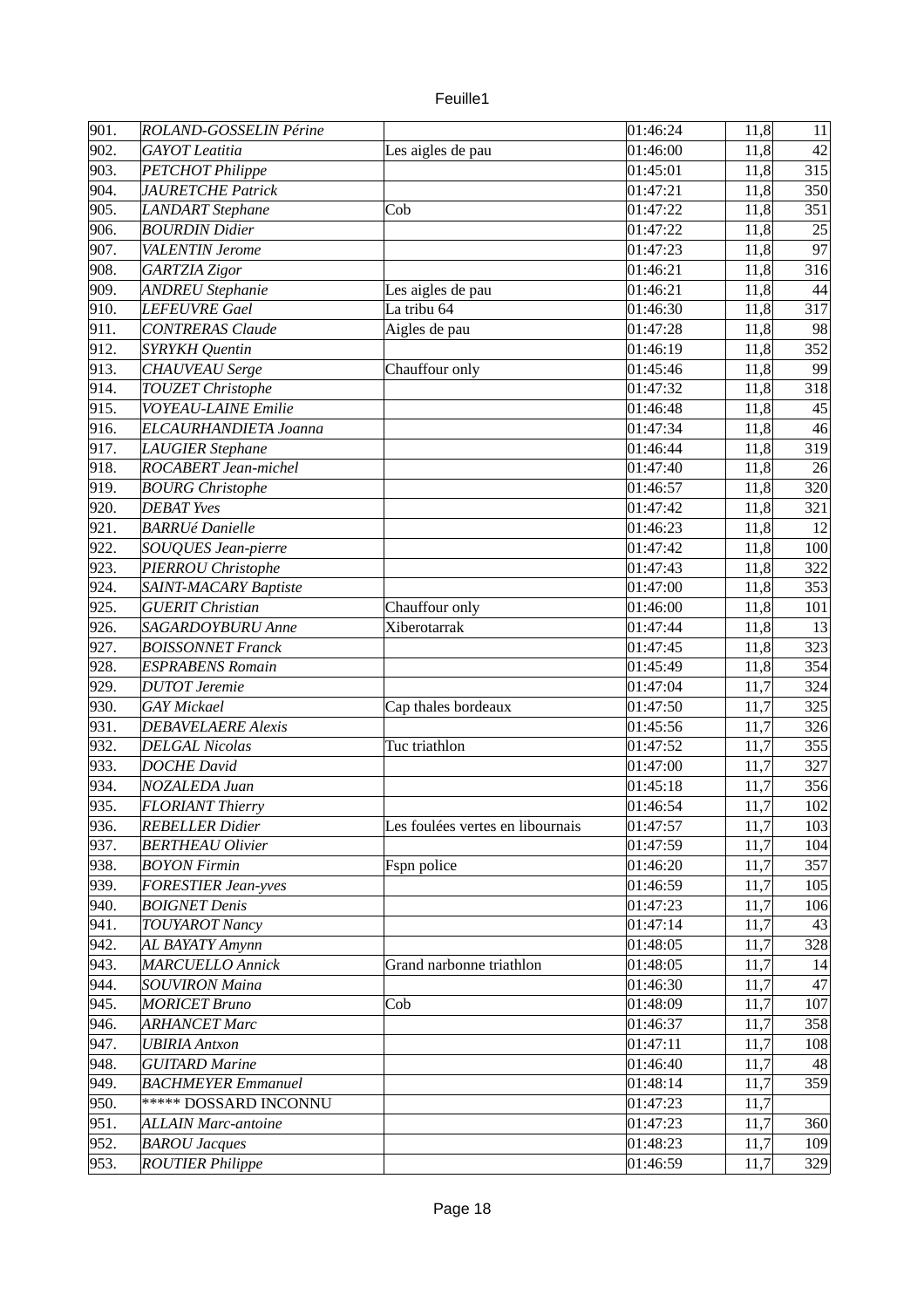| 901. | ROLAND-GOSSELIN Périne | | 01:46:24 | 11,8 | 11 |
|---|---|---|---|---|---|
| 902. | GAYOT Leatitia | Les aigles de pau | 01:46:00 | 11,8 | 42 |
| 903. | PETCHOT Philippe | | 01:45:01 | 11,8 | 315 |
| 904. | JAURETCHE Patrick | | 01:47:21 | 11,8 | 350 |
| 905. | LANDART Stephane | Cob | 01:47:22 | 11,8 | 351 |
| 906. | BOURDIN Didier | | 01:47:22 | 11,8 | 25 |
| 907. | VALENTIN Jerome | | 01:47:23 | 11,8 | 97 |
| 908. | GARTZIA Zigor | | 01:46:21 | 11,8 | 316 |
| 909. | ANDREU Stephanie | Les aigles de pau | 01:46:21 | 11,8 | 44 |
| 910. | LEFEUVRE Gael | La tribu 64 | 01:46:30 | 11,8 | 317 |
| 911. | CONTRERAS Claude | Aigles de pau | 01:47:28 | 11,8 | 98 |
| 912. | SYRYKH Quentin | | 01:46:19 | 11,8 | 352 |
| 913. | CHAUVEAU Serge | Chauffour only | 01:45:46 | 11,8 | 99 |
| 914. | TOUZET Christophe | | 01:47:32 | 11,8 | 318 |
| 915. | VOYEAU-LAINE Emilie | | 01:46:48 | 11,8 | 45 |
| 916. | ELCAURHANDIETA Joanna | | 01:47:34 | 11,8 | 46 |
| 917. | LAUGIER Stephane | | 01:46:44 | 11,8 | 319 |
| 918. | ROCABERT Jean-michel | | 01:47:40 | 11,8 | 26 |
| 919. | BOURG Christophe | | 01:46:57 | 11,8 | 320 |
| 920. | DEBAT Yves | | 01:47:42 | 11,8 | 321 |
| 921. | BARRUé Danielle | | 01:46:23 | 11,8 | 12 |
| 922. | SOUQUES Jean-pierre | | 01:47:42 | 11,8 | 100 |
| 923. | PIERROU Christophe | | 01:47:43 | 11,8 | 322 |
| 924. | SAINT-MACARY Baptiste | | 01:47:00 | 11,8 | 353 |
| 925. | GUERIT Christian | Chauffour only | 01:46:00 | 11,8 | 101 |
| 926. | SAGARDOYBURU Anne | Xiberotarrak | 01:47:44 | 11,8 | 13 |
| 927. | BOISSONNET Franck | | 01:47:45 | 11,8 | 323 |
| 928. | ESPRABENS Romain | | 01:45:49 | 11,8 | 354 |
| 929. | DUTOT Jeremie | | 01:47:04 | 11,7 | 324 |
| 930. | GAY Mickael | Cap thales bordeaux | 01:47:50 | 11,7 | 325 |
| 931. | DEBAVELAERE Alexis | | 01:45:56 | 11,7 | 326 |
| 932. | DELGAL Nicolas | Tuc triathlon | 01:47:52 | 11,7 | 355 |
| 933. | DOCHE David | | 01:47:00 | 11,7 | 327 |
| 934. | NOZALEDA Juan | | 01:45:18 | 11,7 | 356 |
| 935. | FLORIANT Thierry | | 01:46:54 | 11,7 | 102 |
| 936. | REBELLER Didier | Les foulées vertes en libournais | 01:47:57 | 11,7 | 103 |
| 937. | BERTHEAU Olivier | | 01:47:59 | 11,7 | 104 |
| 938. | BOYON Firmin | Fspn police | 01:46:20 | 11,7 | 357 |
| 939. | FORESTIER Jean-yves | | 01:46:59 | 11,7 | 105 |
| 940. | BOIGNET Denis | | 01:47:23 | 11,7 | 106 |
| 941. | TOUYAROT Nancy | | 01:47:14 | 11,7 | 43 |
| 942. | AL BAYATY Amynn | | 01:48:05 | 11,7 | 328 |
| 943. | MARCUELLO Annick | Grand narbonne triathlon | 01:48:05 | 11,7 | 14 |
| 944. | SOUVIRON Maina | | 01:46:30 | 11,7 | 47 |
| 945. | MORICET Bruno | Cob | 01:48:09 | 11,7 | 107 |
| 946. | ARHANCET Marc | | 01:46:37 | 11,7 | 358 |
| 947. | UBIRIA Antxon | | 01:47:11 | 11,7 | 108 |
| 948. | GUITARD Marine | | 01:46:40 | 11,7 | 48 |
| 949. | BACHMEYER Emmanuel | | 01:48:14 | 11,7 | 359 |
| 950. | ***** DOSSARD INCONNU | | 01:47:23 | 11,7 | |
| 951. | ALLAIN Marc-antoine | | 01:47:23 | 11,7 | 360 |
| 952. | BAROU Jacques | | 01:48:23 | 11,7 | 109 |
| 953. | ROUTIER Philippe | | 01:46:59 | 11,7 | 329 |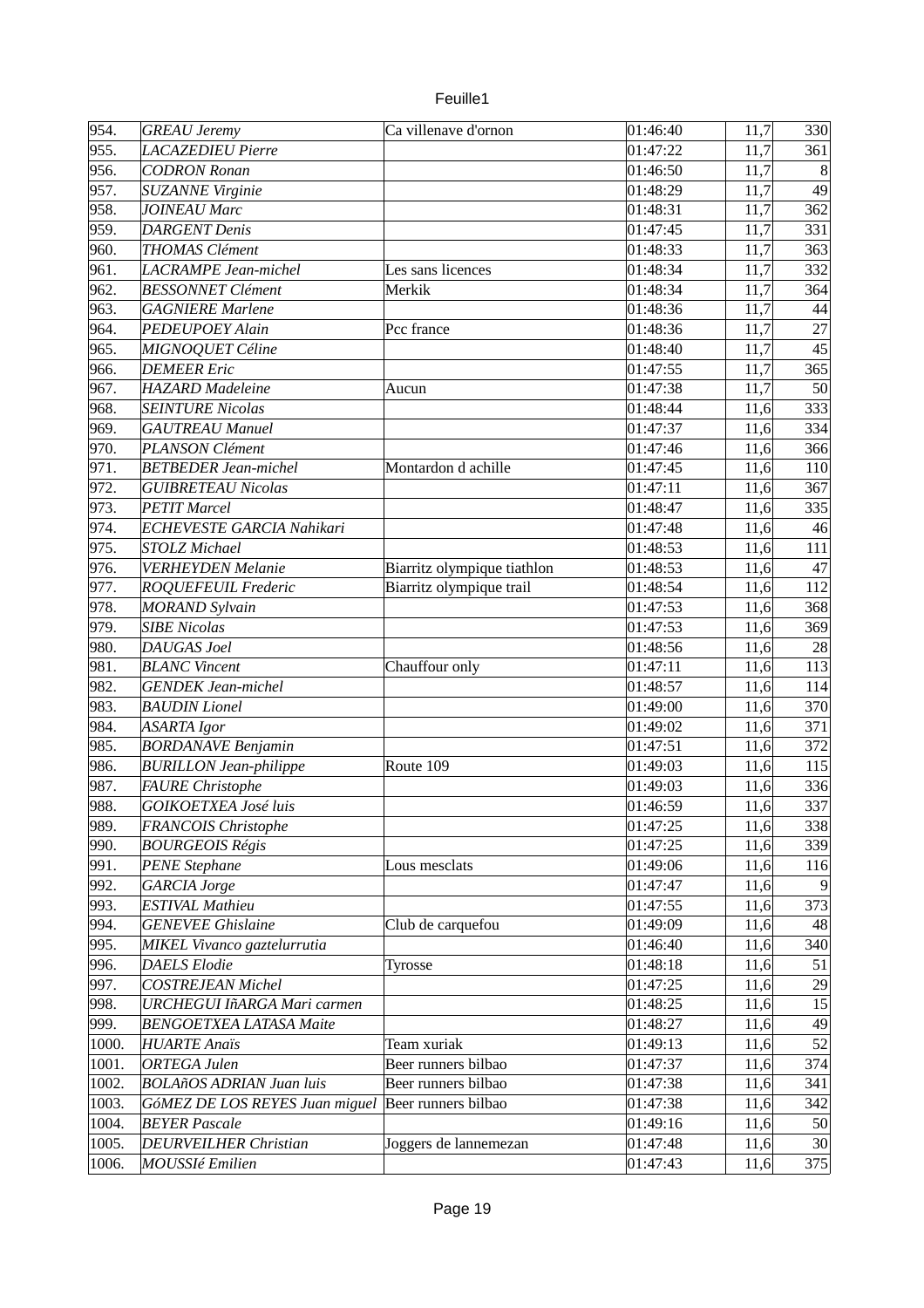| | | | | | |
|---|---|---|---|---|---|
| 954. | *GREAU Jeremy* | Ca villenave d'ornon | 01:46:40 | 11,7 | 330 |
| 955. | *LACAZEDIEU Pierre* | | 01:47:22 | 11,7 | 361 |
| 956. | *CODRON Ronan* | | 01:46:50 | 11,7 | 8 |
| 957. | *SUZANNE Virginie* | | 01:48:29 | 11,7 | 49 |
| 958. | *JOINEAU Marc* | | 01:48:31 | 11,7 | 362 |
| 959. | *DARGENT Denis* | | 01:47:45 | 11,7 | 331 |
| 960. | *THOMAS Clément* | | 01:48:33 | 11,7 | 363 |
| 961. | *LACRAMPE Jean-michel* | Les sans licences | 01:48:34 | 11,7 | 332 |
| 962. | *BESSONNET Clément* | Merkik | 01:48:34 | 11,7 | 364 |
| 963. | *GAGNIERE Marlene* | | 01:48:36 | 11,7 | 44 |
| 964. | *PEDEUPOEY Alain* | Pcc france | 01:48:36 | 11,7 | 27 |
| 965. | *MIGNOQUET Céline* | | 01:48:40 | 11,7 | 45 |
| 966. | *DEMEER Eric* | | 01:47:55 | 11,7 | 365 |
| 967. | *HAZARD Madeleine* | Aucun | 01:47:38 | 11,7 | 50 |
| 968. | *SEINTURE Nicolas* | | 01:48:44 | 11,6 | 333 |
| 969. | *GAUTREAU Manuel* | | 01:47:37 | 11,6 | 334 |
| 970. | *PLANSON Clément* | | 01:47:46 | 11,6 | 366 |
| 971. | *BETBEDER Jean-michel* | Montardon d achille | 01:47:45 | 11,6 | 110 |
| 972. | *GUIBRETEAU Nicolas* | | 01:47:11 | 11,6 | 367 |
| 973. | *PETIT Marcel* | | 01:48:47 | 11,6 | 335 |
| 974. | *ECHEVESTE GARCIA Nahikari* | | 01:47:48 | 11,6 | 46 |
| 975. | *STOLZ Michael* | | 01:48:53 | 11,6 | 111 |
| 976. | *VERHEYDEN Melanie* | Biarritz olympique tiathlon | 01:48:53 | 11,6 | 47 |
| 977. | *ROQUEFEUIL Frederic* | Biarritz olympique trail | 01:48:54 | 11,6 | 112 |
| 978. | *MORAND Sylvain* | | 01:47:53 | 11,6 | 368 |
| 979. | *SIBE Nicolas* | | 01:47:53 | 11,6 | 369 |
| 980. | *DAUGAS Joel* | | 01:48:56 | 11,6 | 28 |
| 981. | *BLANC Vincent* | Chauffour only | 01:47:11 | 11,6 | 113 |
| 982. | *GENDEK Jean-michel* | | 01:48:57 | 11,6 | 114 |
| 983. | *BAUDIN Lionel* | | 01:49:00 | 11,6 | 370 |
| 984. | *ASARTA Igor* | | 01:49:02 | 11,6 | 371 |
| 985. | *BORDANAVE Benjamin* | | 01:47:51 | 11,6 | 372 |
| 986. | *BURILLON Jean-philippe* | Route 109 | 01:49:03 | 11,6 | 115 |
| 987. | *FAURE Christophe* | | 01:49:03 | 11,6 | 336 |
| 988. | *GOIKOETXEA José luis* | | 01:46:59 | 11,6 | 337 |
| 989. | *FRANCOIS Christophe* | | 01:47:25 | 11,6 | 338 |
| 990. | *BOURGEOIS Régis* | | 01:47:25 | 11,6 | 339 |
| 991. | *PENE Stephane* | Lous mesclats | 01:49:06 | 11,6 | 116 |
| 992. | *GARCIA Jorge* | | 01:47:47 | 11,6 | 9 |
| 993. | *ESTIVAL Mathieu* | | 01:47:55 | 11,6 | 373 |
| 994. | *GENEVEE Ghislaine* | Club de carquefou | 01:49:09 | 11,6 | 48 |
| 995. | *MIKEL Vivanco gaztelurrutia* | | 01:46:40 | 11,6 | 340 |
| 996. | *DAELS Elodie* | Tyrosse | 01:48:18 | 11,6 | 51 |
| 997. | *COSTREJEAN Michel* | | 01:47:25 | 11,6 | 29 |
| 998. | *URCHEGUI IñARGA Mari carmen* | | 01:48:25 | 11,6 | 15 |
| 999. | *BENGOETXEA LATASA Maite* | | 01:48:27 | 11,6 | 49 |
| 1000. | *HUARTE Anaïs* | Team xuriak | 01:49:13 | 11,6 | 52 |
| 1001. | *ORTEGA Julen* | Beer runners bilbao | 01:47:37 | 11,6 | 374 |
| 1002. | *BOLAñOS ADRIAN Juan luis* | Beer runners bilbao | 01:47:38 | 11,6 | 341 |
| 1003. | *GóMEZ DE LOS REYES Juan miguel* | Beer runners bilbao | 01:47:38 | 11,6 | 342 |
| 1004. | *BEYER Pascale* | | 01:49:16 | 11,6 | 50 |
| 1005. | *DEURVEILHER Christian* | Joggers de lannemezan | 01:47:48 | 11,6 | 30 |
| 1006. | *MOUSSIé Emilien* | | 01:47:43 | 11,6 | 375 |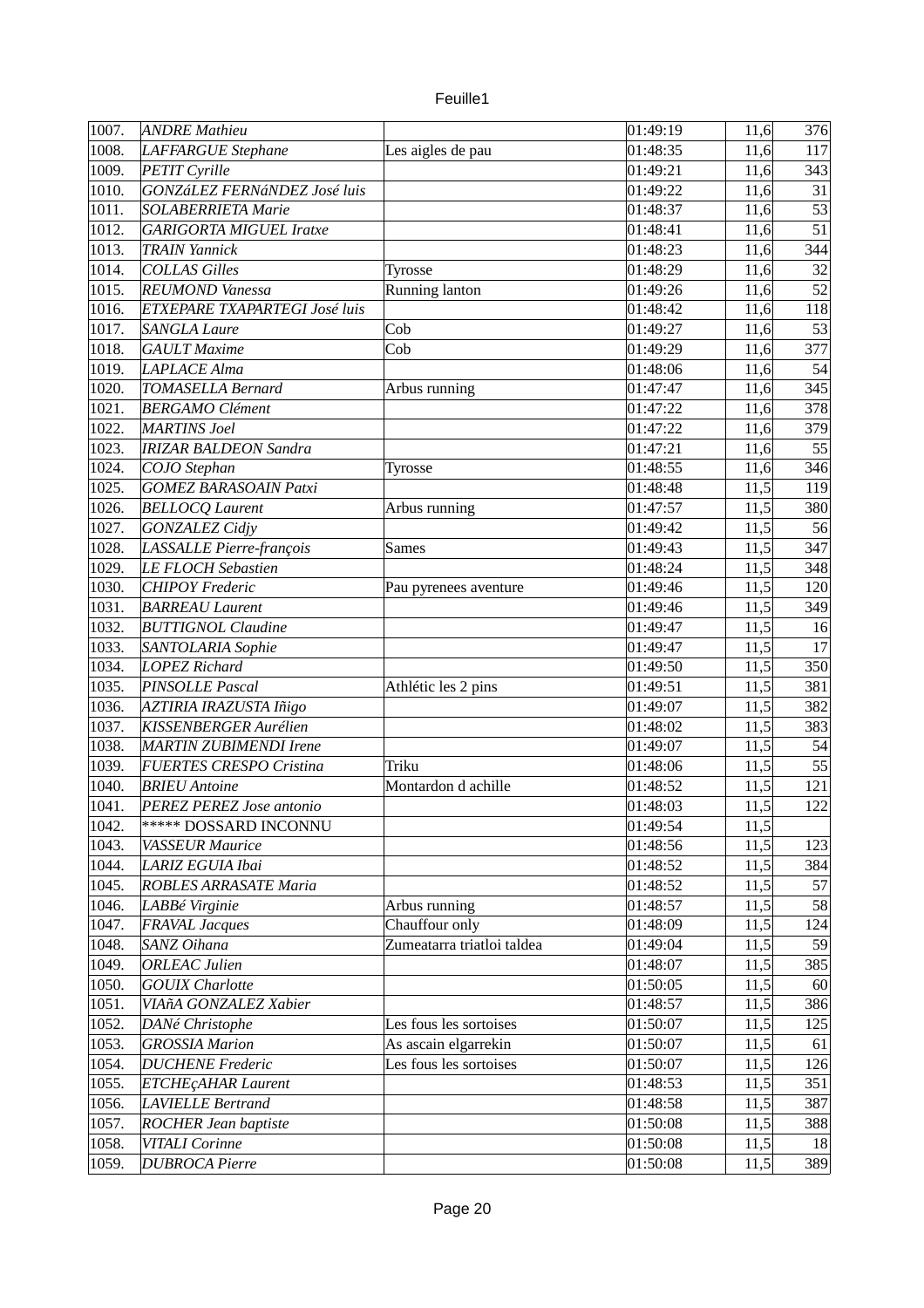| | | | | | |
|---|---|---|---|---|---|
| 1007. | *ANDRE Mathieu* | | 01:49:19 | 11,6 | 376 |
| 1008. | *LAFFARGUE Stephane* | Les aigles de pau | 01:48:35 | 11,6 | 117 |
| 1009. | *PETIT Cyrille* | | 01:49:21 | 11,6 | 343 |
| 1010. | *GONZáLEZ FERNáNDEZ José luis* | | 01:49:22 | 11,6 | 31 |
| 1011. | *SOLABERRIETA Marie* | | 01:48:37 | 11,6 | 53 |
| 1012. | *GARIGORTA MIGUEL Iratxe* | | 01:48:41 | 11,6 | 51 |
| 1013. | *TRAIN Yannick* | | 01:48:23 | 11,6 | 344 |
| 1014. | *COLLAS Gilles* | Tyrosse | 01:48:29 | 11,6 | 32 |
| 1015. | *REUMOND Vanessa* | Running lanton | 01:49:26 | 11,6 | 52 |
| 1016. | *ETXEPARE TXAPARTEGI José luis* | | 01:48:42 | 11,6 | 118 |
| 1017. | *SANGLA Laure* | Cob | 01:49:27 | 11,6 | 53 |
| 1018. | *GAULT Maxime* | Cob | 01:49:29 | 11,6 | 377 |
| 1019. | *LAPLACE Alma* | | 01:48:06 | 11,6 | 54 |
| 1020. | *TOMASELLA Bernard* | Arbus running | 01:47:47 | 11,6 | 345 |
| 1021. | *BERGAMO Clément* | | 01:47:22 | 11,6 | 378 |
| 1022. | *MARTINS Joel* | | 01:47:22 | 11,6 | 379 |
| 1023. | *IRIZAR BALDEON Sandra* | | 01:47:21 | 11,6 | 55 |
| 1024. | *COJO Stephan* | Tyrosse | 01:48:55 | 11,6 | 346 |
| 1025. | *GOMEZ BARASOAIN Patxi* | | 01:48:48 | 11,5 | 119 |
| 1026. | *BELLOCQ Laurent* | Arbus running | 01:47:57 | 11,5 | 380 |
| 1027. | *GONZALEZ Cidjy* | | 01:49:42 | 11,5 | 56 |
| 1028. | *LASSALLE Pierre-françois* | Sames | 01:49:43 | 11,5 | 347 |
| 1029. | *LE FLOCH Sebastien* | | 01:48:24 | 11,5 | 348 |
| 1030. | *CHIPOY Frederic* | Pau pyrenees aventure | 01:49:46 | 11,5 | 120 |
| 1031. | *BARREAU Laurent* | | 01:49:46 | 11,5 | 349 |
| 1032. | *BUTTIGNOL Claudine* | | 01:49:47 | 11,5 | 16 |
| 1033. | *SANTOLARIA Sophie* | | 01:49:47 | 11,5 | 17 |
| 1034. | *LOPEZ Richard* | | 01:49:50 | 11,5 | 350 |
| 1035. | *PINSOLLE Pascal* | Athlétic les 2 pins | 01:49:51 | 11,5 | 381 |
| 1036. | *AZTIRIA IRAZUSTA Iñigo* | | 01:49:07 | 11,5 | 382 |
| 1037. | *KISSENBERGER Aurélien* | | 01:48:02 | 11,5 | 383 |
| 1038. | *MARTIN ZUBIMENDI Irene* | | 01:49:07 | 11,5 | 54 |
| 1039. | *FUERTES CRESPO Cristina* | Triku | 01:48:06 | 11,5 | 55 |
| 1040. | *BRIEU Antoine* | Montardon d achille | 01:48:52 | 11,5 | 121 |
| 1041. | *PEREZ PEREZ Jose antonio* | | 01:48:03 | 11,5 | 122 |
| 1042. | ***** DOSSARD INCONNU | | 01:49:54 | 11,5 | |
| 1043. | *VASSEUR Maurice* | | 01:48:56 | 11,5 | 123 |
| 1044. | *LARIZ EGUIA Ibai* | | 01:48:52 | 11,5 | 384 |
| 1045. | *ROBLES ARRASATE Maria* | | 01:48:52 | 11,5 | 57 |
| 1046. | *LABBé Virginie* | Arbus running | 01:48:57 | 11,5 | 58 |
| 1047. | *FRAVAL Jacques* | Chauffour only | 01:48:09 | 11,5 | 124 |
| 1048. | *SANZ Oihana* | Zumeatarra triatloi taldea | 01:49:04 | 11,5 | 59 |
| 1049. | *ORLEAC Julien* | | 01:48:07 | 11,5 | 385 |
| 1050. | *GOUIX Charlotte* | | 01:50:05 | 11,5 | 60 |
| 1051. | *VIAñA GONZALEZ Xabier* | | 01:48:57 | 11,5 | 386 |
| 1052. | *DANé Christophe* | Les fous les sortoises | 01:50:07 | 11,5 | 125 |
| 1053. | *GROSSIA Marion* | As ascain elgarrekin | 01:50:07 | 11,5 | 61 |
| 1054. | *DUCHENE Frederic* | Les fous les sortoises | 01:50:07 | 11,5 | 126 |
| 1055. | *ETCHEçAHAR Laurent* | | 01:48:53 | 11,5 | 351 |
| 1056. | *LAVIELLE Bertrand* | | 01:48:58 | 11,5 | 387 |
| 1057. | *ROCHER Jean baptiste* | | 01:50:08 | 11,5 | 388 |
| 1058. | *VITALI Corinne* | | 01:50:08 | 11,5 | 18 |
| 1059. | *DUBROCA Pierre* | | 01:50:08 | 11,5 | 389 |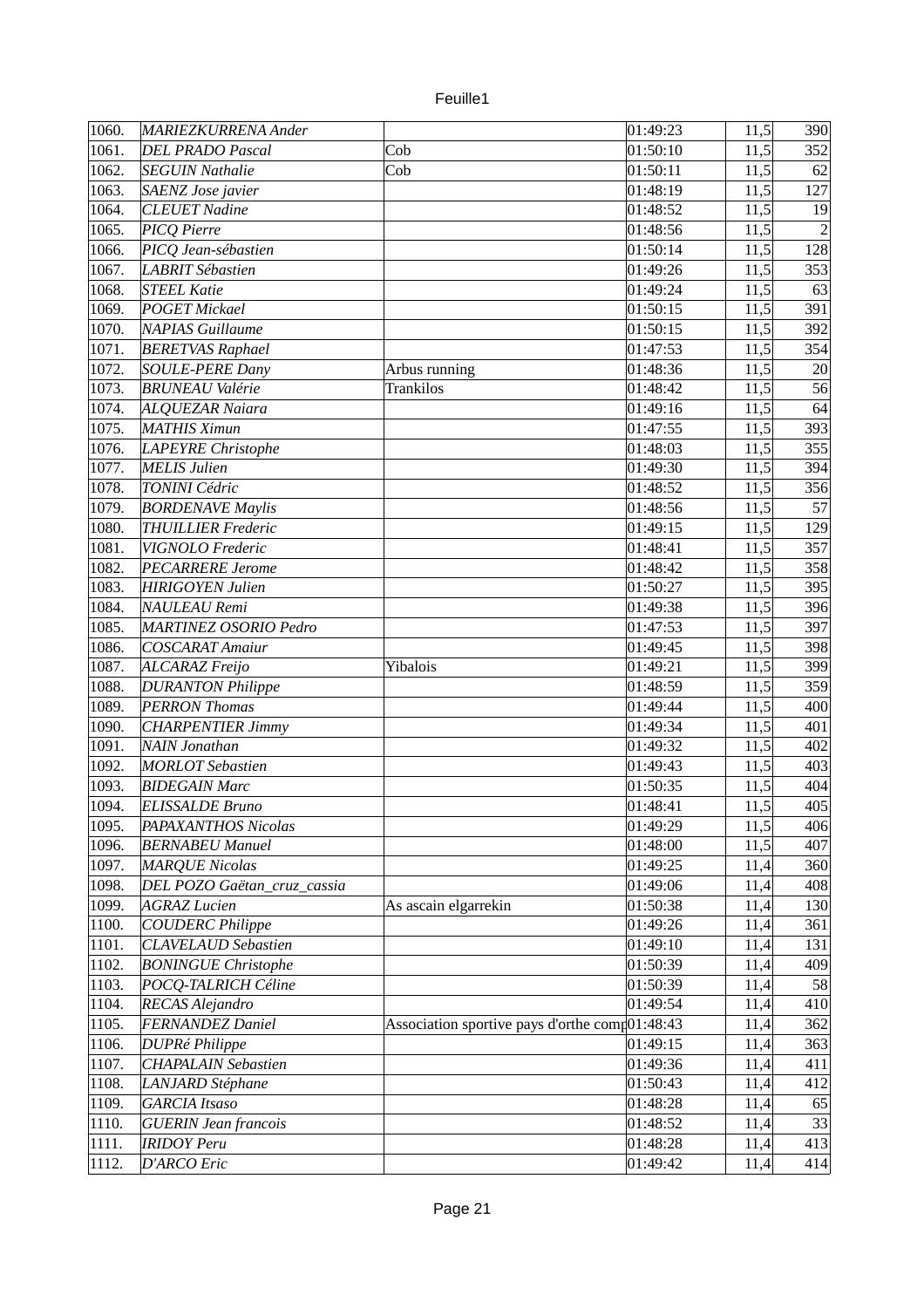| | | | | | |
|---|---|---|---|---|---|
| 1060. | *MARIEZKURRENA Ander* | | 01:49:23 | 11,5 | 390 |
| 1061. | *DEL PRADO Pascal* | Cob | 01:50:10 | 11,5 | 352 |
| 1062. | *SEGUIN Nathalie* | Cob | 01:50:11 | 11,5 | 62 |
| 1063. | *SAENZ Jose javier* | | 01:48:19 | 11,5 | 127 |
| 1064. | *CLEUET Nadine* | | 01:48:52 | 11,5 | 19 |
| 1065. | *PICQ Pierre* | | 01:48:56 | 11,5 | 2 |
| 1066. | *PICQ Jean-sébastien* | | 01:50:14 | 11,5 | 128 |
| 1067. | *LABRIT Sébastien* | | 01:49:26 | 11,5 | 353 |
| 1068. | *STEEL Katie* | | 01:49:24 | 11,5 | 63 |
| 1069. | *POGET Mickael* | | 01:50:15 | 11,5 | 391 |
| 1070. | *NAPIAS Guillaume* | | 01:50:15 | 11,5 | 392 |
| 1071. | *BERETVAS Raphael* | | 01:47:53 | 11,5 | 354 |
| 1072. | *SOULE-PERE Dany* | Arbus running | 01:48:36 | 11,5 | 20 |
| 1073. | *BRUNEAU Valérie* | Trankilos | 01:48:42 | 11,5 | 56 |
| 1074. | *ALQUEZAR Naiara* | | 01:49:16 | 11,5 | 64 |
| 1075. | *MATHIS Ximun* | | 01:47:55 | 11,5 | 393 |
| 1076. | *LAPEYRE Christophe* | | 01:48:03 | 11,5 | 355 |
| 1077. | *MELIS Julien* | | 01:49:30 | 11,5 | 394 |
| 1078. | *TONINI Cédric* | | 01:48:52 | 11,5 | 356 |
| 1079. | *BORDENAVE Maylis* | | 01:48:56 | 11,5 | 57 |
| 1080. | *THUILLIER Frederic* | | 01:49:15 | 11,5 | 129 |
| 1081. | *VIGNOLO Frederic* | | 01:48:41 | 11,5 | 357 |
| 1082. | *PECARRERE Jerome* | | 01:48:42 | 11,5 | 358 |
| 1083. | *HIRIGOYEN Julien* | | 01:50:27 | 11,5 | 395 |
| 1084. | *NAULEAU Remi* | | 01:49:38 | 11,5 | 396 |
| 1085. | *MARTINEZ OSORIO Pedro* | | 01:47:53 | 11,5 | 397 |
| 1086. | *COSCARAT Amaiur* | | 01:49:45 | 11,5 | 398 |
| 1087. | *ALCARAZ Freijo* | Yibalois | 01:49:21 | 11,5 | 399 |
| 1088. | *DURANTON Philippe* | | 01:48:59 | 11,5 | 359 |
| 1089. | *PERRON Thomas* | | 01:49:44 | 11,5 | 400 |
| 1090. | *CHARPENTIER Jimmy* | | 01:49:34 | 11,5 | 401 |
| 1091. | *NAIN Jonathan* | | 01:49:32 | 11,5 | 402 |
| 1092. | *MORLOT Sebastien* | | 01:49:43 | 11,5 | 403 |
| 1093. | *BIDEGAIN Marc* | | 01:50:35 | 11,5 | 404 |
| 1094. | *ELISSALDE Bruno* | | 01:48:41 | 11,5 | 405 |
| 1095. | *PAPAXANTHOS Nicolas* | | 01:49:29 | 11,5 | 406 |
| 1096. | *BERNABEU Manuel* | | 01:48:00 | 11,5 | 407 |
| 1097. | *MARQUE Nicolas* | | 01:49:25 | 11,4 | 360 |
| 1098. | *DEL POZO Gaëtan_cruz_cassia* | | 01:49:06 | 11,4 | 408 |
| 1099. | *AGRAZ Lucien* | As ascain elgarrekin | 01:50:38 | 11,4 | 130 |
| 1100. | *COUDERC Philippe* | | 01:49:26 | 11,4 | 361 |
| 1101. | *CLAVELAUD Sebastien* | | 01:49:10 | 11,4 | 131 |
| 1102. | *BONINGUE Christophe* | | 01:50:39 | 11,4 | 409 |
| 1103. | *POCQ-TALRICH Céline* | | 01:50:39 | 11,4 | 58 |
| 1104. | *RECAS Alejandro* | | 01:49:54 | 11,4 | 410 |
| 1105. | *FERNANDEZ Daniel* | Association sportive pays d'orthe comp | 01:48:43 | 11,4 | 362 |
| 1106. | *DUPRé Philippe* | | 01:49:15 | 11,4 | 363 |
| 1107. | *CHAPALAIN Sebastien* | | 01:49:36 | 11,4 | 411 |
| 1108. | *LANJARD Stéphane* | | 01:50:43 | 11,4 | 412 |
| 1109. | *GARCIA Itsaso* | | 01:48:28 | 11,4 | 65 |
| 1110. | *GUERIN Jean francois* | | 01:48:52 | 11,4 | 33 |
| 1111. | *IRIDOY Peru* | | 01:48:28 | 11,4 | 413 |
| 1112. | *D'ARCO Eric* | | 01:49:42 | 11,4 | 414 |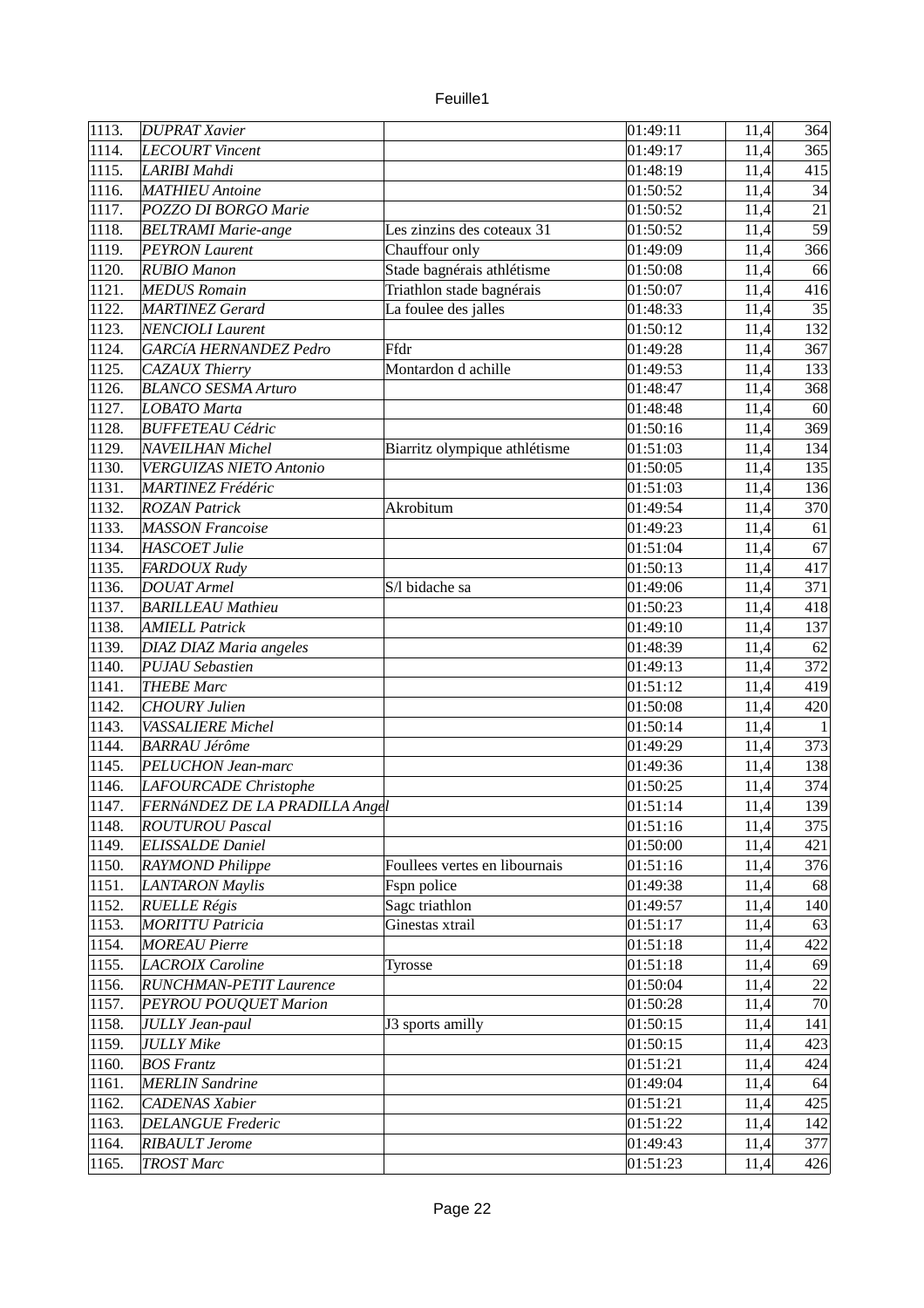| | | | | | |
|---|---|---|---|---|---|
| 1113. | *DUPRAT Xavier* | | 01:49:11 | 11,4 | 364 |
| 1114. | *LECOURT Vincent* | | 01:49:17 | 11,4 | 365 |
| 1115. | *LARIBI Mahdi* | | 01:48:19 | 11,4 | 415 |
| 1116. | *MATHIEU Antoine* | | 01:50:52 | 11,4 | 34 |
| 1117. | *POZZO DI BORGO Marie* | | 01:50:52 | 11,4 | 21 |
| 1118. | *BELTRAMI Marie-ange* | Les zinzins des coteaux 31 | 01:50:52 | 11,4 | 59 |
| 1119. | *PEYRON Laurent* | Chauffour only | 01:49:09 | 11,4 | 366 |
| 1120. | *RUBIO Manon* | Stade bagnérais athlétisme | 01:50:08 | 11,4 | 66 |
| 1121. | *MEDUS Romain* | Triathlon stade bagnérais | 01:50:07 | 11,4 | 416 |
| 1122. | *MARTINEZ Gerard* | La foulee des jalles | 01:48:33 | 11,4 | 35 |
| 1123. | *NENCIOLI Laurent* | | 01:50:12 | 11,4 | 132 |
| 1124. | *GARCíA HERNANDEZ Pedro* | Ffdr | 01:49:28 | 11,4 | 367 |
| 1125. | *CAZAUX Thierry* | Montardon d achille | 01:49:53 | 11,4 | 133 |
| 1126. | *BLANCO SESMA Arturo* | | 01:48:47 | 11,4 | 368 |
| 1127. | *LOBATO Marta* | | 01:48:48 | 11,4 | 60 |
| 1128. | *BUFFETEAU Cédric* | | 01:50:16 | 11,4 | 369 |
| 1129. | *NAVEILHAN Michel* | Biarritz olympique athlétisme | 01:51:03 | 11,4 | 134 |
| 1130. | *VERGUIZAS NIETO Antonio* | | 01:50:05 | 11,4 | 135 |
| 1131. | *MARTINEZ Frédéric* | | 01:51:03 | 11,4 | 136 |
| 1132. | *ROZAN Patrick* | Akrobitum | 01:49:54 | 11,4 | 370 |
| 1133. | *MASSON Francoise* | | 01:49:23 | 11,4 | 61 |
| 1134. | *HASCOET Julie* | | 01:51:04 | 11,4 | 67 |
| 1135. | *FARDOUX Rudy* | | 01:50:13 | 11,4 | 417 |
| 1136. | *DOUAT Armel* | S/l bidache sa | 01:49:06 | 11,4 | 371 |
| 1137. | *BARILLEAU Mathieu* | | 01:50:23 | 11,4 | 418 |
| 1138. | *AMIELL Patrick* | | 01:49:10 | 11,4 | 137 |
| 1139. | *DIAZ DIAZ Maria angeles* | | 01:48:39 | 11,4 | 62 |
| 1140. | *PUJAU Sebastien* | | 01:49:13 | 11,4 | 372 |
| 1141. | *THEBE Marc* | | 01:51:12 | 11,4 | 419 |
| 1142. | *CHOURY Julien* | | 01:50:08 | 11,4 | 420 |
| 1143. | *VASSALIERE Michel* | | 01:50:14 | 11,4 | 1 |
| 1144. | *BARRAU Jérôme* | | 01:49:29 | 11,4 | 373 |
| 1145. | *PELUCHON Jean-marc* | | 01:49:36 | 11,4 | 138 |
| 1146. | *LAFOURCADE Christophe* | | 01:50:25 | 11,4 | 374 |
| 1147. | *FERNáNDEZ DE LA PRADILLA Angel* | | 01:51:14 | 11,4 | 139 |
| 1148. | *ROUTUROU Pascal* | | 01:51:16 | 11,4 | 375 |
| 1149. | *ELISSALDE Daniel* | | 01:50:00 | 11,4 | 421 |
| 1150. | *RAYMOND Philippe* | Foullees vertes en libournais | 01:51:16 | 11,4 | 376 |
| 1151. | *LANTARON Maylis* | Fspn police | 01:49:38 | 11,4 | 68 |
| 1152. | *RUELLE Régis* | Sagc triathlon | 01:49:57 | 11,4 | 140 |
| 1153. | *MORITTU Patricia* | Ginestas xtrail | 01:51:17 | 11,4 | 63 |
| 1154. | *MOREAU Pierre* | | 01:51:18 | 11,4 | 422 |
| 1155. | *LACROIX Caroline* | Tyrosse | 01:51:18 | 11,4 | 69 |
| 1156. | *RUNCHMAN-PETIT Laurence* | | 01:50:04 | 11,4 | 22 |
| 1157. | *PEYROU POUQUET Marion* | | 01:50:28 | 11,4 | 70 |
| 1158. | *JULLY Jean-paul* | J3 sports amilly | 01:50:15 | 11,4 | 141 |
| 1159. | *JULLY Mike* | | 01:50:15 | 11,4 | 423 |
| 1160. | *BOS Frantz* | | 01:51:21 | 11,4 | 424 |
| 1161. | *MERLIN Sandrine* | | 01:49:04 | 11,4 | 64 |
| 1162. | *CADENAS Xabier* | | 01:51:21 | 11,4 | 425 |
| 1163. | *DELANGUE Frederic* | | 01:51:22 | 11,4 | 142 |
| 1164. | *RIBAULT Jerome* | | 01:49:43 | 11,4 | 377 |
| 1165. | *TROST Marc* | | 01:51:23 | 11,4 | 426 |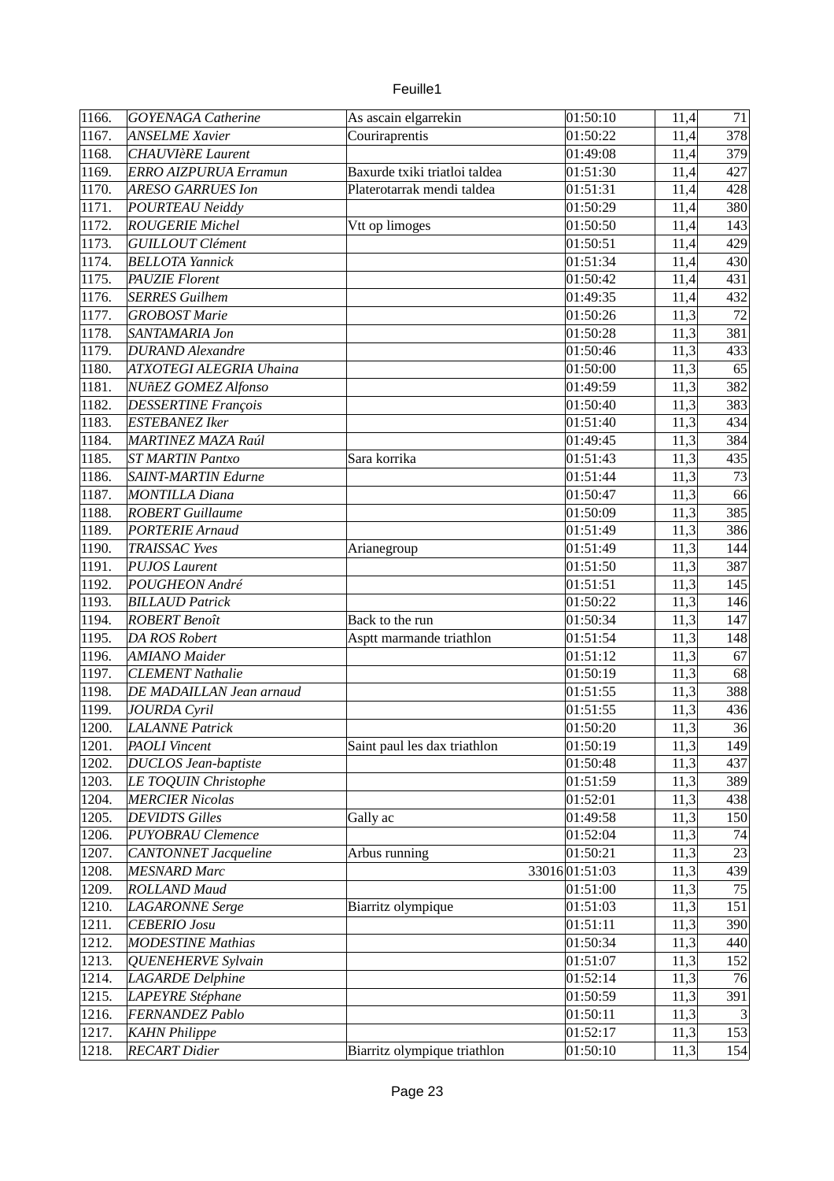| | | | | | |
|---|---|---|---|---|---|
| 1166. | *GOYENAGA Catherine* | As ascain elgarrekin | 01:50:10 | 11,4 | 71 |
| 1167. | *ANSELME Xavier* | Couriraprentis | 01:50:22 | 11,4 | 378 |
| 1168. | *CHAUVIèRE Laurent* | | 01:49:08 | 11,4 | 379 |
| 1169. | *ERRO AIZPURUA Erramun* | Baxurde txiki triatloi taldea | 01:51:30 | 11,4 | 427 |
| 1170. | *ARESO GARRUES Ion* | Platerotarrak mendi taldea | 01:51:31 | 11,4 | 428 |
| 1171. | *POURTEAU Neiddy* | | 01:50:29 | 11,4 | 380 |
| 1172. | *ROUGERIE Michel* | Vtt op limoges | 01:50:50 | 11,4 | 143 |
| 1173. | *GUILLOUT Clément* | | 01:50:51 | 11,4 | 429 |
| 1174. | *BELLOTA Yannick* | | 01:51:34 | 11,4 | 430 |
| 1175. | *PAUZIE Florent* | | 01:50:42 | 11,4 | 431 |
| 1176. | *SERRES Guilhem* | | 01:49:35 | 11,4 | 432 |
| 1177. | *GROBOST Marie* | | 01:50:26 | 11,3 | 72 |
| 1178. | *SANTAMARIA Jon* | | 01:50:28 | 11,3 | 381 |
| 1179. | *DURAND Alexandre* | | 01:50:46 | 11,3 | 433 |
| 1180. | *ATXOTEGI ALEGRIA Uhaina* | | 01:50:00 | 11,3 | 65 |
| 1181. | *NUñEZ GOMEZ Alfonso* | | 01:49:59 | 11,3 | 382 |
| 1182. | *DESSERTINE François* | | 01:50:40 | 11,3 | 383 |
| 1183. | *ESTEBANEZ Iker* | | 01:51:40 | 11,3 | 434 |
| 1184. | *MARTINEZ MAZA Raúl* | | 01:49:45 | 11,3 | 384 |
| 1185. | *ST MARTIN Pantxo* | Sara korrika | 01:51:43 | 11,3 | 435 |
| 1186. | *SAINT-MARTIN Edurne* | | 01:51:44 | 11,3 | 73 |
| 1187. | *MONTILLA Diana* | | 01:50:47 | 11,3 | 66 |
| 1188. | *ROBERT Guillaume* | | 01:50:09 | 11,3 | 385 |
| 1189. | *PORTERIE Arnaud* | | 01:51:49 | 11,3 | 386 |
| 1190. | *TRAISSAC Yves* | Arianegroup | 01:51:49 | 11,3 | 144 |
| 1191. | *PUJOS Laurent* | | 01:51:50 | 11,3 | 387 |
| 1192. | *POUGHEON André* | | 01:51:51 | 11,3 | 145 |
| 1193. | *BILLAUD Patrick* | | 01:50:22 | 11,3 | 146 |
| 1194. | *ROBERT Benoît* | Back to the run | 01:50:34 | 11,3 | 147 |
| 1195. | *DA ROS Robert* | Asptt marmande triathlon | 01:51:54 | 11,3 | 148 |
| 1196. | *AMIANO Maider* | | 01:51:12 | 11,3 | 67 |
| 1197. | *CLEMENT Nathalie* | | 01:50:19 | 11,3 | 68 |
| 1198. | *DE MADAILLAN Jean arnaud* | | 01:51:55 | 11,3 | 388 |
| 1199. | *JOURDA Cyril* | | 01:51:55 | 11,3 | 436 |
| 1200. | *LALANNE Patrick* | | 01:50:20 | 11,3 | 36 |
| 1201. | *PAOLI Vincent* | Saint paul les dax triathlon | 01:50:19 | 11,3 | 149 |
| 1202. | *DUCLOS Jean-baptiste* | | 01:50:48 | 11,3 | 437 |
| 1203. | *LE TOQUIN Christophe* | | 01:51:59 | 11,3 | 389 |
| 1204. | *MERCIER Nicolas* | | 01:52:01 | 11,3 | 438 |
| 1205. | *DEVIDTS Gilles* | Gally ac | 01:49:58 | 11,3 | 150 |
| 1206. | *PUYOBRAU Clemence* | | 01:52:04 | 11,3 | 74 |
| 1207. | *CANTONNET Jacqueline* | Arbus running | 01:50:21 | 11,3 | 23 |
| 1208. | *MESNARD Marc* | 33016 | 01:51:03 | 11,3 | 439 |
| 1209. | *ROLLAND Maud* | | 01:51:00 | 11,3 | 75 |
| 1210. | *LAGARONNE Serge* | Biarritz olympique | 01:51:03 | 11,3 | 151 |
| 1211. | *CEBERIO Josu* | | 01:51:11 | 11,3 | 390 |
| 1212. | *MODESTINE Mathias* | | 01:50:34 | 11,3 | 440 |
| 1213. | *QUENEHERVE Sylvain* | | 01:51:07 | 11,3 | 152 |
| 1214. | *LAGARDE Delphine* | | 01:52:14 | 11,3 | 76 |
| 1215. | *LAPEYRE Stéphane* | | 01:50:59 | 11,3 | 391 |
| 1216. | *FERNANDEZ Pablo* | | 01:50:11 | 11,3 | 3 |
| 1217. | *KAHN Philippe* | | 01:52:17 | 11,3 | 153 |
| 1218. | *RECART Didier* | Biarritz olympique triathlon | 01:50:10 | 11,3 | 154 |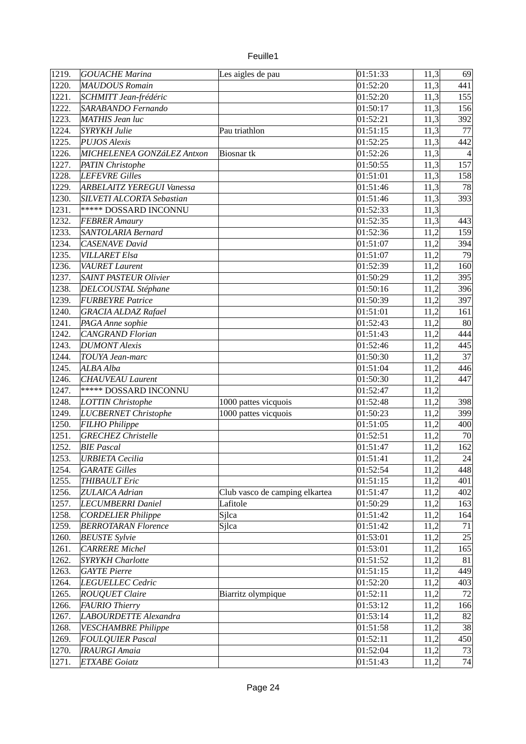| | | | | | |
|---|---|---|---|---|---|
| 1219. | *GOUACHE Marina* | Les aigles de pau | 01:51:33 | 11,3 | 69 |
| 1220. | *MAUDOUS Romain* | | 01:52:20 | 11,3 | 441 |
| 1221. | *SCHMITT Jean-frédéric* | | 01:52:20 | 11,3 | 155 |
| 1222. | *SARABANDO Fernando* | | 01:50:17 | 11,3 | 156 |
| 1223. | *MATHIS Jean luc* | | 01:52:21 | 11,3 | 392 |
| 1224. | *SYRYKH Julie* | Pau triathlon | 01:51:15 | 11,3 | 77 |
| 1225. | *PUJOS Alexis* | | 01:52:25 | 11,3 | 442 |
| 1226. | *MICHELENEA GONZáLEZ Antxon* | Biosnar tk | 01:52:26 | 11,3 | 4 |
| 1227. | *PATIN Christophe* | | 01:50:55 | 11,3 | 157 |
| 1228. | *LEFEVRE Gilles* | | 01:51:01 | 11,3 | 158 |
| 1229. | *ARBELAITZ YEREGUI Vanessa* | | 01:51:46 | 11,3 | 78 |
| 1230. | *SILVETI ALCORTA Sebastian* | | 01:51:46 | 11,3 | 393 |
| 1231. | ***** DOSSARD INCONNU | | 01:52:33 | 11,3 | |
| 1232. | *FEBRER Amaury* | | 01:52:35 | 11,3 | 443 |
| 1233. | *SANTOLARIA Bernard* | | 01:52:36 | 11,2 | 159 |
| 1234. | *CASENAVE David* | | 01:51:07 | 11,2 | 394 |
| 1235. | *VILLARET Elsa* | | 01:51:07 | 11,2 | 79 |
| 1236. | *VAURET Laurent* | | 01:52:39 | 11,2 | 160 |
| 1237. | *SAINT PASTEUR Olivier* | | 01:50:29 | 11,2 | 395 |
| 1238. | *DELCOUSTAL Stéphane* | | 01:50:16 | 11,2 | 396 |
| 1239. | *FURBEYRE Patrice* | | 01:50:39 | 11,2 | 397 |
| 1240. | *GRACIA ALDAZ Rafael* | | 01:51:01 | 11,2 | 161 |
| 1241. | *PAGA Anne sophie* | | 01:52:43 | 11,2 | 80 |
| 1242. | *CANGRAND Florian* | | 01:51:43 | 11,2 | 444 |
| 1243. | *DUMONT Alexis* | | 01:52:46 | 11,2 | 445 |
| 1244. | *TOUYA Jean-marc* | | 01:50:30 | 11,2 | 37 |
| 1245. | *ALBA Alba* | | 01:51:04 | 11,2 | 446 |
| 1246. | *CHAUVEAU Laurent* | | 01:50:30 | 11,2 | 447 |
| 1247. | ***** DOSSARD INCONNU | | 01:52:47 | 11,2 | |
| 1248. | *LOTTIN Christophe* | 1000 pattes vicquois | 01:52:48 | 11,2 | 398 |
| 1249. | *LUCBERNET Christophe* | 1000 pattes vicquois | 01:50:23 | 11,2 | 399 |
| 1250. | *FILHO Philippe* | | 01:51:05 | 11,2 | 400 |
| 1251. | *GRECHEZ Christelle* | | 01:52:51 | 11,2 | 70 |
| 1252. | *BIE Pascal* | | 01:51:47 | 11,2 | 162 |
| 1253. | *URBIETA Cecilia* | | 01:51:41 | 11,2 | 24 |
| 1254. | *GARATE Gilles* | | 01:52:54 | 11,2 | 448 |
| 1255. | *THIBAULT Eric* | | 01:51:15 | 11,2 | 401 |
| 1256. | *ZULAICA Adrian* | Club vasco de camping elkartea | 01:51:47 | 11,2 | 402 |
| 1257. | *LECUMBERRI Daniel* | Lafitole | 01:50:29 | 11,2 | 163 |
| 1258. | *CORDELIER Philippe* | Sjlca | 01:51:42 | 11,2 | 164 |
| 1259. | *BERROTARAN Florence* | Sjlca | 01:51:42 | 11,2 | 71 |
| 1260. | *BEUSTE Sylvie* | | 01:53:01 | 11,2 | 25 |
| 1261. | *CARRERE Michel* | | 01:53:01 | 11,2 | 165 |
| 1262. | *SYRYKH Charlotte* | | 01:51:52 | 11,2 | 81 |
| 1263. | *GAYTE Pierre* | | 01:51:15 | 11,2 | 449 |
| 1264. | *LEGUELLEC Cedric* | | 01:52:20 | 11,2 | 403 |
| 1265. | *ROUQUET Claire* | Biarritz olympique | 01:52:11 | 11,2 | 72 |
| 1266. | *FAURIO Thierry* | | 01:53:12 | 11,2 | 166 |
| 1267. | *LABOURDETTE Alexandra* | | 01:53:14 | 11,2 | 82 |
| 1268. | *VESCHAMBRE Philippe* | | 01:51:58 | 11,2 | 38 |
| 1269. | *FOULQUIER Pascal* | | 01:52:11 | 11,2 | 450 |
| 1270. | *IRAURGI Amaia* | | 01:52:04 | 11,2 | 73 |
| 1271. | *ETXABE Goiatz* | | 01:51:43 | 11,2 | 74 |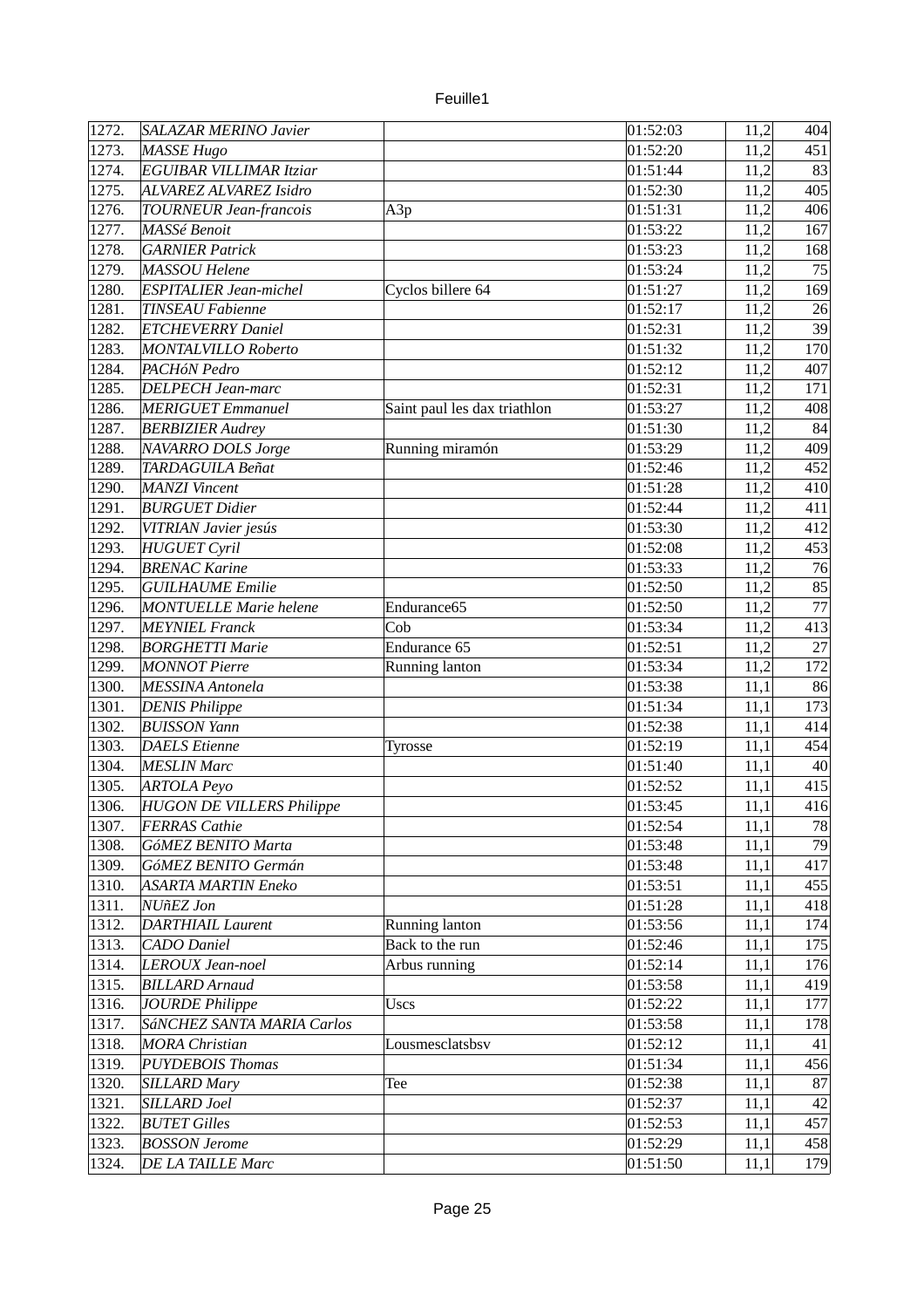| | | | | | |
|---|---|---|---|---|---|
| 1272. | *SALAZAR MERINO Javier* | | 01:52:03 | 11,2 | 404 |
| 1273. | *MASSE Hugo* | | 01:52:20 | 11,2 | 451 |
| 1274. | *EGUIBAR VILLIMAR Itziar* | | 01:51:44 | 11,2 | 83 |
| 1275. | *ALVAREZ ALVAREZ Isidro* | | 01:52:30 | 11,2 | 405 |
| 1276. | *TOURNEUR Jean-francois* | A3p | 01:51:31 | 11,2 | 406 |
| 1277. | *MASSé Benoit* | | 01:53:22 | 11,2 | 167 |
| 1278. | *GARNIER Patrick* | | 01:53:23 | 11,2 | 168 |
| 1279. | *MASSOU Helene* | | 01:53:24 | 11,2 | 75 |
| 1280. | *ESPITALIER Jean-michel* | Cyclos billere 64 | 01:51:27 | 11,2 | 169 |
| 1281. | *TINSEAU Fabienne* | | 01:52:17 | 11,2 | 26 |
| 1282. | *ETCHEVERRY Daniel* | | 01:52:31 | 11,2 | 39 |
| 1283. | *MONTALVILLO Roberto* | | 01:51:32 | 11,2 | 170 |
| 1284. | *PACHóN Pedro* | | 01:52:12 | 11,2 | 407 |
| 1285. | *DELPECH Jean-marc* | | 01:52:31 | 11,2 | 171 |
| 1286. | *MERIGUET Emmanuel* | Saint paul les dax triathlon | 01:53:27 | 11,2 | 408 |
| 1287. | *BERBIZIER Audrey* | | 01:51:30 | 11,2 | 84 |
| 1288. | *NAVARRO DOLS Jorge* | Running miramón | 01:53:29 | 11,2 | 409 |
| 1289. | *TARDAGUILA Beñat* | | 01:52:46 | 11,2 | 452 |
| 1290. | *MANZI Vincent* | | 01:51:28 | 11,2 | 410 |
| 1291. | *BURGUET Didier* | | 01:52:44 | 11,2 | 411 |
| 1292. | *VITRIAN Javier jesús* | | 01:53:30 | 11,2 | 412 |
| 1293. | *HUGUET Cyril* | | 01:52:08 | 11,2 | 453 |
| 1294. | *BRENAC Karine* | | 01:53:33 | 11,2 | 76 |
| 1295. | *GUILHAUME Emilie* | | 01:52:50 | 11,2 | 85 |
| 1296. | *MONTUELLE Marie helene* | Endurance65 | 01:52:50 | 11,2 | 77 |
| 1297. | *MEYNIEL Franck* | Cob | 01:53:34 | 11,2 | 413 |
| 1298. | *BORGHETTI Marie* | Endurance 65 | 01:52:51 | 11,2 | 27 |
| 1299. | *MONNOT Pierre* | Running lanton | 01:53:34 | 11,2 | 172 |
| 1300. | *MESSINA Antonela* | | 01:53:38 | 11,1 | 86 |
| 1301. | *DENIS Philippe* | | 01:51:34 | 11,1 | 173 |
| 1302. | *BUISSON Yann* | | 01:52:38 | 11,1 | 414 |
| 1303. | *DAELS Etienne* | Tyrosse | 01:52:19 | 11,1 | 454 |
| 1304. | *MESLIN Marc* | | 01:51:40 | 11,1 | 40 |
| 1305. | *ARTOLA Peyo* | | 01:52:52 | 11,1 | 415 |
| 1306. | *HUGON DE VILLERS Philippe* | | 01:53:45 | 11,1 | 416 |
| 1307. | *FERRAS Cathie* | | 01:52:54 | 11,1 | 78 |
| 1308. | *GóMEZ BENITO Marta* | | 01:53:48 | 11,1 | 79 |
| 1309. | *GóMEZ BENITO Germán* | | 01:53:48 | 11,1 | 417 |
| 1310. | *ASARTA MARTIN Eneko* | | 01:53:51 | 11,1 | 455 |
| 1311. | *NUñEZ Jon* | | 01:51:28 | 11,1 | 418 |
| 1312. | *DARTHIAIL Laurent* | Running lanton | 01:53:56 | 11,1 | 174 |
| 1313. | *CADO Daniel* | Back to the run | 01:52:46 | 11,1 | 175 |
| 1314. | *LEROUX Jean-noel* | Arbus running | 01:52:14 | 11,1 | 176 |
| 1315. | *BILLARD Arnaud* | | 01:53:58 | 11,1 | 419 |
| 1316. | *JOURDE Philippe* | Uscs | 01:52:22 | 11,1 | 177 |
| 1317. | *SáNCHEZ SANTA MARIA Carlos* | | 01:53:58 | 11,1 | 178 |
| 1318. | *MORA Christian* | Lousmesclatsbsv | 01:52:12 | 11,1 | 41 |
| 1319. | *PUYDEBOIS Thomas* | | 01:51:34 | 11,1 | 456 |
| 1320. | *SILLARD Mary* | Tee | 01:52:38 | 11,1 | 87 |
| 1321. | *SILLARD Joel* | | 01:52:37 | 11,1 | 42 |
| 1322. | *BUTET Gilles* | | 01:52:53 | 11,1 | 457 |
| 1323. | *BOSSON Jerome* | | 01:52:29 | 11,1 | 458 |
| 1324. | *DE LA TAILLE Marc* | | 01:51:50 | 11,1 | 179 |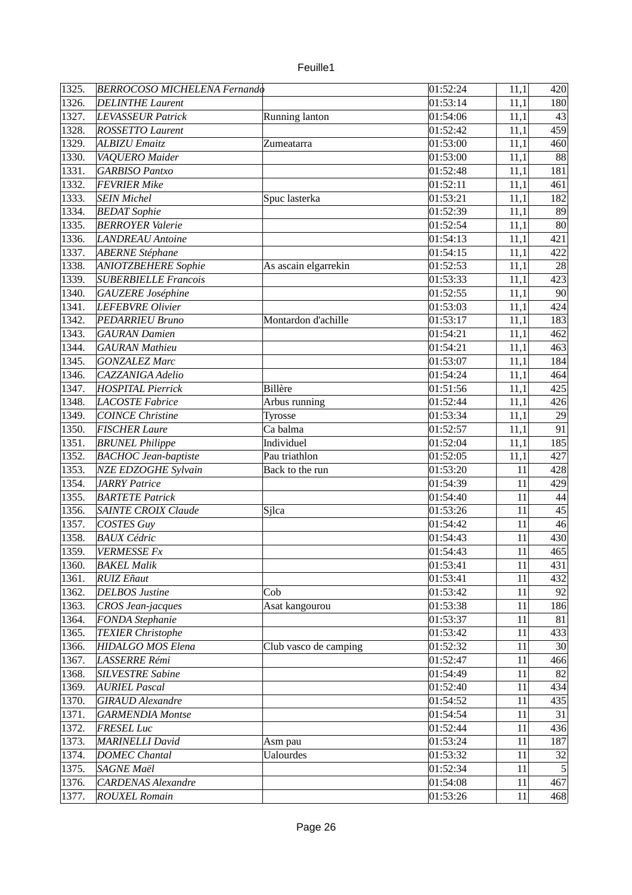| 1325. | BERROCOSO MICHELENA Fernando | | 01:52:24 | 11,1 | 420 |
|---|---|---|---|---|---|
| 1326. | DELINTHE Laurent | | 01:53:14 | 11,1 | 180 |
| 1327. | LEVASSEUR Patrick | Running lanton | 01:54:06 | 11,1 | 43 |
| 1328. | ROSSETTO Laurent | | 01:52:42 | 11,1 | 459 |
| 1329. | ALBIZU Emaitz | Zumeatarra | 01:53:00 | 11,1 | 460 |
| 1330. | VAQUERO Maider | | 01:53:00 | 11,1 | 88 |
| 1331. | GARBISO Pantxo | | 01:52:48 | 11,1 | 181 |
| 1332. | FEVRIER Mike | | 01:52:11 | 11,1 | 461 |
| 1333. | SEIN Michel | Spuc lasterka | 01:53:21 | 11,1 | 182 |
| 1334. | BEDAT Sophie | | 01:52:39 | 11,1 | 89 |
| 1335. | BERROYER Valerie | | 01:52:54 | 11,1 | 80 |
| 1336. | LANDREAU Antoine | | 01:54:13 | 11,1 | 421 |
| 1337. | ABERNE Stéphane | | 01:54:15 | 11,1 | 422 |
| 1338. | ANIOTZBEHERE Sophie | As ascain elgarrekin | 01:52:53 | 11,1 | 28 |
| 1339. | SUBERBIELLE Francois | | 01:53:33 | 11,1 | 423 |
| 1340. | GAUZERE Joséphine | | 01:52:55 | 11,1 | 90 |
| 1341. | LEFEBVRE Olivier | | 01:53:03 | 11,1 | 424 |
| 1342. | PEDARRIEU Bruno | Montardon d'achille | 01:53:17 | 11,1 | 183 |
| 1343. | GAURAN Damien | | 01:54:21 | 11,1 | 462 |
| 1344. | GAURAN Mathieu | | 01:54:21 | 11,1 | 463 |
| 1345. | GONZALEZ Marc | | 01:53:07 | 11,1 | 184 |
| 1346. | CAZZANIGA Adelio | | 01:54:24 | 11,1 | 464 |
| 1347. | HOSPITAL Pierrick | Billère | 01:51:56 | 11,1 | 425 |
| 1348. | LACOSTE Fabrice | Arbus running | 01:52:44 | 11,1 | 426 |
| 1349. | COINCE Christine | Tyrosse | 01:53:34 | 11,1 | 29 |
| 1350. | FISCHER Laure | Ca balma | 01:52:57 | 11,1 | 91 |
| 1351. | BRUNEL Philippe | Individuel | 01:52:04 | 11,1 | 185 |
| 1352. | BACHOC Jean-baptiste | Pau triathlon | 01:52:05 | 11,1 | 427 |
| 1353. | NZE EDZOGHE Sylvain | Back to the run | 01:53:20 | 11 | 428 |
| 1354. | JARRY Patrice | | 01:54:39 | 11 | 429 |
| 1355. | BARTETE Patrick | | 01:54:40 | 11 | 44 |
| 1356. | SAINTE CROIX Claude | Sjlca | 01:53:26 | 11 | 45 |
| 1357. | COSTES Guy | | 01:54:42 | 11 | 46 |
| 1358. | BAUX Cédric | | 01:54:43 | 11 | 430 |
| 1359. | VERMESSE Fx | | 01:54:43 | 11 | 465 |
| 1360. | BAKEL Malik | | 01:53:41 | 11 | 431 |
| 1361. | RUIZ Eñaut | | 01:53:41 | 11 | 432 |
| 1362. | DELBOS Justine | Cob | 01:53:42 | 11 | 92 |
| 1363. | CROS Jean-jacques | Asat kangourou | 01:53:38 | 11 | 186 |
| 1364. | FONDA Stephanie | | 01:53:37 | 11 | 81 |
| 1365. | TEXIER Christophe | | 01:53:42 | 11 | 433 |
| 1366. | HIDALGO MOS Elena | Club vasco de camping | 01:52:32 | 11 | 30 |
| 1367. | LASSERRE Rémi | | 01:52:47 | 11 | 466 |
| 1368. | SILVESTRE Sabine | | 01:54:49 | 11 | 82 |
| 1369. | AURIEL Pascal | | 01:52:40 | 11 | 434 |
| 1370. | GIRAUD Alexandre | | 01:54:52 | 11 | 435 |
| 1371. | GARMENDIA Montse | | 01:54:54 | 11 | 31 |
| 1372. | FRESEL Luc | | 01:52:44 | 11 | 436 |
| 1373. | MARINELLI David | Asm pau | 01:53:24 | 11 | 187 |
| 1374. | DOMEC Chantal | Ualourdes | 01:53:32 | 11 | 32 |
| 1375. | SAGNE Maël | | 01:52:34 | 11 | 5 |
| 1376. | CARDENAS Alexandre | | 01:54:08 | 11 | 467 |
| 1377. | ROUXEL Romain | | 01:53:26 | 11 | 468 |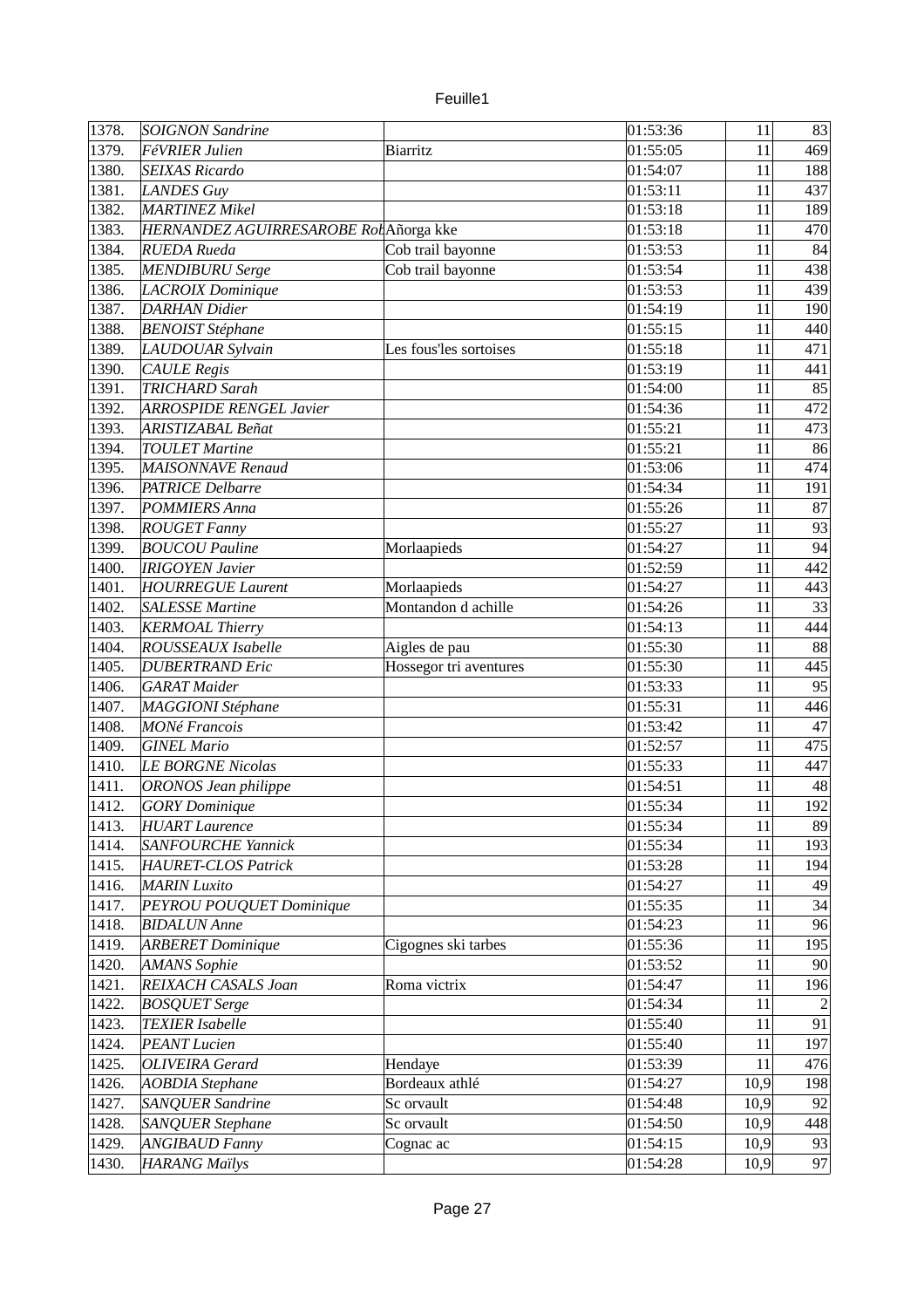| | | | | | |
|---|---|---|---|---|---|
| 1378. | *SOIGNON Sandrine* | | 01:53:36 | 11 | 83 |
| 1379. | *FéVRIER Julien* | Biarritz | 01:55:05 | 11 | 469 |
| 1380. | *SEIXAS Ricardo* | | 01:54:07 | 11 | 188 |
| 1381. | *LANDES Guy* | | 01:53:11 | 11 | 437 |
| 1382. | *MARTINEZ Mikel* | | 01:53:18 | 11 | 189 |
| 1383. | *HERNANDEZ AGUIRRESAROBE Rob* | Añorga kke | 01:53:18 | 11 | 470 |
| 1384. | *RUEDA Rueda* | Cob trail bayonne | 01:53:53 | 11 | 84 |
| 1385. | *MENDIBURU Serge* | Cob trail bayonne | 01:53:54 | 11 | 438 |
| 1386. | *LACROIX Dominique* | | 01:53:53 | 11 | 439 |
| 1387. | *DARHAN Didier* | | 01:54:19 | 11 | 190 |
| 1388. | *BENOIST Stéphane* | | 01:55:15 | 11 | 440 |
| 1389. | *LAUDOUAR Sylvain* | Les fous'les sortoises | 01:55:18 | 11 | 471 |
| 1390. | *CAULE Regis* | | 01:53:19 | 11 | 441 |
| 1391. | *TRICHARD Sarah* | | 01:54:00 | 11 | 85 |
| 1392. | *ARROSPIDE RENGEL Javier* | | 01:54:36 | 11 | 472 |
| 1393. | *ARISTIZABAL Beñat* | | 01:55:21 | 11 | 473 |
| 1394. | *TOULET Martine* | | 01:55:21 | 11 | 86 |
| 1395. | *MAISONNAVE Renaud* | | 01:53:06 | 11 | 474 |
| 1396. | *PATRICE Delbarre* | | 01:54:34 | 11 | 191 |
| 1397. | *POMMIERS Anna* | | 01:55:26 | 11 | 87 |
| 1398. | *ROUGET Fanny* | | 01:55:27 | 11 | 93 |
| 1399. | *BOUCOU Pauline* | Morlaapieds | 01:54:27 | 11 | 94 |
| 1400. | *IRIGOYEN Javier* | | 01:52:59 | 11 | 442 |
| 1401. | *HOURREGUE Laurent* | Morlaapieds | 01:54:27 | 11 | 443 |
| 1402. | *SALESSE Martine* | Montandon d achille | 01:54:26 | 11 | 33 |
| 1403. | *KERMOAL Thierry* | | 01:54:13 | 11 | 444 |
| 1404. | *ROUSSEAUX Isabelle* | Aigles de pau | 01:55:30 | 11 | 88 |
| 1405. | *DUBERTRAND Eric* | Hossegor tri aventures | 01:55:30 | 11 | 445 |
| 1406. | *GARAT Maider* | | 01:53:33 | 11 | 95 |
| 1407. | *MAGGIONI Stéphane* | | 01:55:31 | 11 | 446 |
| 1408. | *MONé Francois* | | 01:53:42 | 11 | 47 |
| 1409. | *GINEL Mario* | | 01:52:57 | 11 | 475 |
| 1410. | *LE BORGNE Nicolas* | | 01:55:33 | 11 | 447 |
| 1411. | *ORONOS Jean philippe* | | 01:54:51 | 11 | 48 |
| 1412. | *GORY Dominique* | | 01:55:34 | 11 | 192 |
| 1413. | *HUART Laurence* | | 01:55:34 | 11 | 89 |
| 1414. | *SANFOURCHE Yannick* | | 01:55:34 | 11 | 193 |
| 1415. | *HAURET-CLOS Patrick* | | 01:53:28 | 11 | 194 |
| 1416. | *MARIN Luxito* | | 01:54:27 | 11 | 49 |
| 1417. | *PEYROU POUQUET Dominique* | | 01:55:35 | 11 | 34 |
| 1418. | *BIDALUN Anne* | | 01:54:23 | 11 | 96 |
| 1419. | *ARBERET Dominique* | Cigognes ski tarbes | 01:55:36 | 11 | 195 |
| 1420. | *AMANS Sophie* | | 01:53:52 | 11 | 90 |
| 1421. | *REIXACH CASALS Joan* | Roma victrix | 01:54:47 | 11 | 196 |
| 1422. | *BOSQUET Serge* | | 01:54:34 | 11 | 2 |
| 1423. | *TEXIER Isabelle* | | 01:55:40 | 11 | 91 |
| 1424. | *PEANT Lucien* | | 01:55:40 | 11 | 197 |
| 1425. | *OLIVEIRA Gerard* | Hendaye | 01:53:39 | 11 | 476 |
| 1426. | *AOBDIA Stephane* | Bordeaux athlé | 01:54:27 | 10,9 | 198 |
| 1427. | *SANQUER Sandrine* | Sc orvault | 01:54:48 | 10,9 | 92 |
| 1428. | *SANQUER Stephane* | Sc orvault | 01:54:50 | 10,9 | 448 |
| 1429. | *ANGIBAUD Fanny* | Cognac ac | 01:54:15 | 10,9 | 93 |
| 1430. | *HARANG Maïlys* | | 01:54:28 | 10,9 | 97 |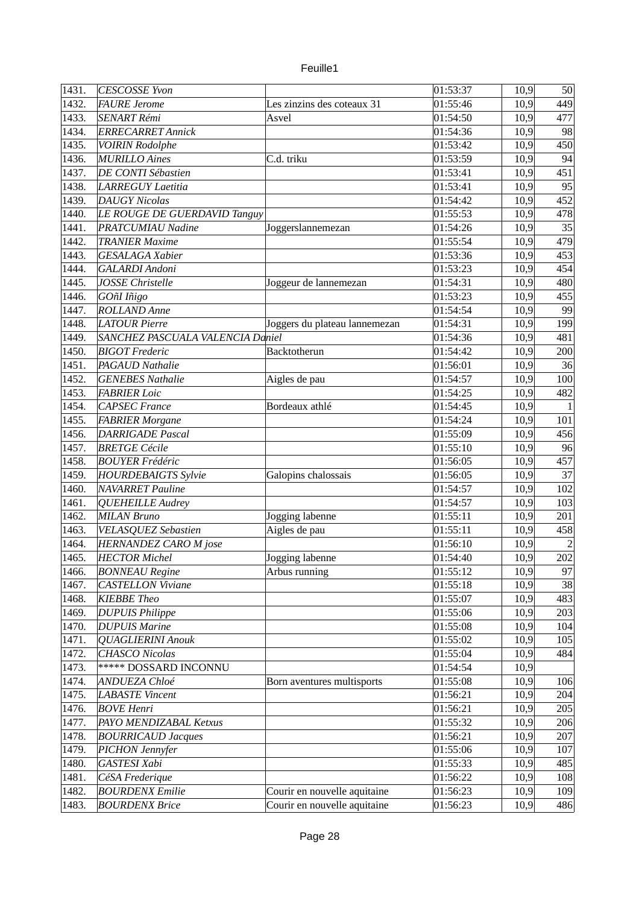| | | | | | |
|---|---|---|---|---|---|
| 1431. | *CESCOSSE Yvon* | | 01:53:37 | 10,9 | 50 |
| 1432. | *FAURE Jerome* | Les zinzins des coteaux 31 | 01:55:46 | 10,9 | 449 |
| 1433. | *SENART Rémi* | Asvel | 01:54:50 | 10,9 | 477 |
| 1434. | *ERRECARRET Annick* | | 01:54:36 | 10,9 | 98 |
| 1435. | *VOIRIN Rodolphe* | | 01:53:42 | 10,9 | 450 |
| 1436. | *MURILLO Aines* | C.d. triku | 01:53:59 | 10,9 | 94 |
| 1437. | *DE CONTI Sébastien* | | 01:53:41 | 10,9 | 451 |
| 1438. | *LARREGUY Laetitia* | | 01:53:41 | 10,9 | 95 |
| 1439. | *DAUGY Nicolas* | | 01:54:42 | 10,9 | 452 |
| 1440. | *LE ROUGE DE GUERDAVID Tanguy* | | 01:55:53 | 10,9 | 478 |
| 1441. | *PRATCUMIAU Nadine* | Joggerslannemezan | 01:54:26 | 10,9 | 35 |
| 1442. | *TRANIER Maxime* | | 01:55:54 | 10,9 | 479 |
| 1443. | *GESALAGA Xabier* | | 01:53:36 | 10,9 | 453 |
| 1444. | *GALARDI Andoni* | | 01:53:23 | 10,9 | 454 |
| 1445. | *JOSSE Christelle* | Joggeur de lannemezan | 01:54:31 | 10,9 | 480 |
| 1446. | *GOñI Iñigo* | | 01:53:23 | 10,9 | 455 |
| 1447. | *ROLLAND Anne* | | 01:54:54 | 10,9 | 99 |
| 1448. | *LATOUR Pierre* | Joggers du plateau lannemezan | 01:54:31 | 10,9 | 199 |
| 1449. | *SANCHEZ PASCUALA VALENCIA Daniel* | | 01:54:36 | 10,9 | 481 |
| 1450. | *BIGOT Frederic* | Backtotherun | 01:54:42 | 10,9 | 200 |
| 1451. | *PAGAUD Nathalie* | | 01:56:01 | 10,9 | 36 |
| 1452. | *GENEBES Nathalie* | Aigles de pau | 01:54:57 | 10,9 | 100 |
| 1453. | *FABRIER Loic* | | 01:54:25 | 10,9 | 482 |
| 1454. | *CAPSEC France* | Bordeaux athlé | 01:54:45 | 10,9 | 1 |
| 1455. | *FABRIER Morgane* | | 01:54:24 | 10,9 | 101 |
| 1456. | *DARRIGADE Pascal* | | 01:55:09 | 10,9 | 456 |
| 1457. | *BRETGE Cécile* | | 01:55:10 | 10,9 | 96 |
| 1458. | *BOUYER Frédéric* | | 01:56:05 | 10,9 | 457 |
| 1459. | *HOURDEBAIGTS Sylvie* | Galopins chalossais | 01:56:05 | 10,9 | 37 |
| 1460. | *NAVARRET Pauline* | | 01:54:57 | 10,9 | 102 |
| 1461. | *QUEHEILLE Audrey* | | 01:54:57 | 10,9 | 103 |
| 1462. | *MILAN Bruno* | Jogging labenne | 01:55:11 | 10,9 | 201 |
| 1463. | *VELASQUEZ Sebastien* | Aigles de pau | 01:55:11 | 10,9 | 458 |
| 1464. | *HERNANDEZ CARO M jose* | | 01:56:10 | 10,9 | 2 |
| 1465. | *HECTOR Michel* | Jogging labenne | 01:54:40 | 10,9 | 202 |
| 1466. | *BONNEAU Regine* | Arbus running | 01:55:12 | 10,9 | 97 |
| 1467. | *CASTELLON Viviane* | | 01:55:18 | 10,9 | 38 |
| 1468. | *KIEBBE Theo* | | 01:55:07 | 10,9 | 483 |
| 1469. | *DUPUIS Philippe* | | 01:55:06 | 10,9 | 203 |
| 1470. | *DUPUIS Marine* | | 01:55:08 | 10,9 | 104 |
| 1471. | *QUAGLIERINI Anouk* | | 01:55:02 | 10,9 | 105 |
| 1472. | *CHASCO Nicolas* | | 01:55:04 | 10,9 | 484 |
| 1473. | ***** DOSSARD INCONNU | | 01:54:54 | 10,9 | |
| 1474. | *ANDUEZA Chloé* | Born aventures multisports | 01:55:08 | 10,9 | 106 |
| 1475. | *LABASTE Vincent* | | 01:56:21 | 10,9 | 204 |
| 1476. | *BOVE Henri* | | 01:56:21 | 10,9 | 205 |
| 1477. | *PAYO MENDIZABAL Ketxus* | | 01:55:32 | 10,9 | 206 |
| 1478. | *BOURRICAUD Jacques* | | 01:56:21 | 10,9 | 207 |
| 1479. | *PICHON Jennyfer* | | 01:55:06 | 10,9 | 107 |
| 1480. | *GASTESI Xabi* | | 01:55:33 | 10,9 | 485 |
| 1481. | *CéSA Frederique* | | 01:56:22 | 10,9 | 108 |
| 1482. | *BOURDENX Emilie* | Courir en nouvelle aquitaine | 01:56:23 | 10,9 | 109 |
| 1483. | *BOURDENX Brice* | Courir en nouvelle aquitaine | 01:56:23 | 10,9 | 486 |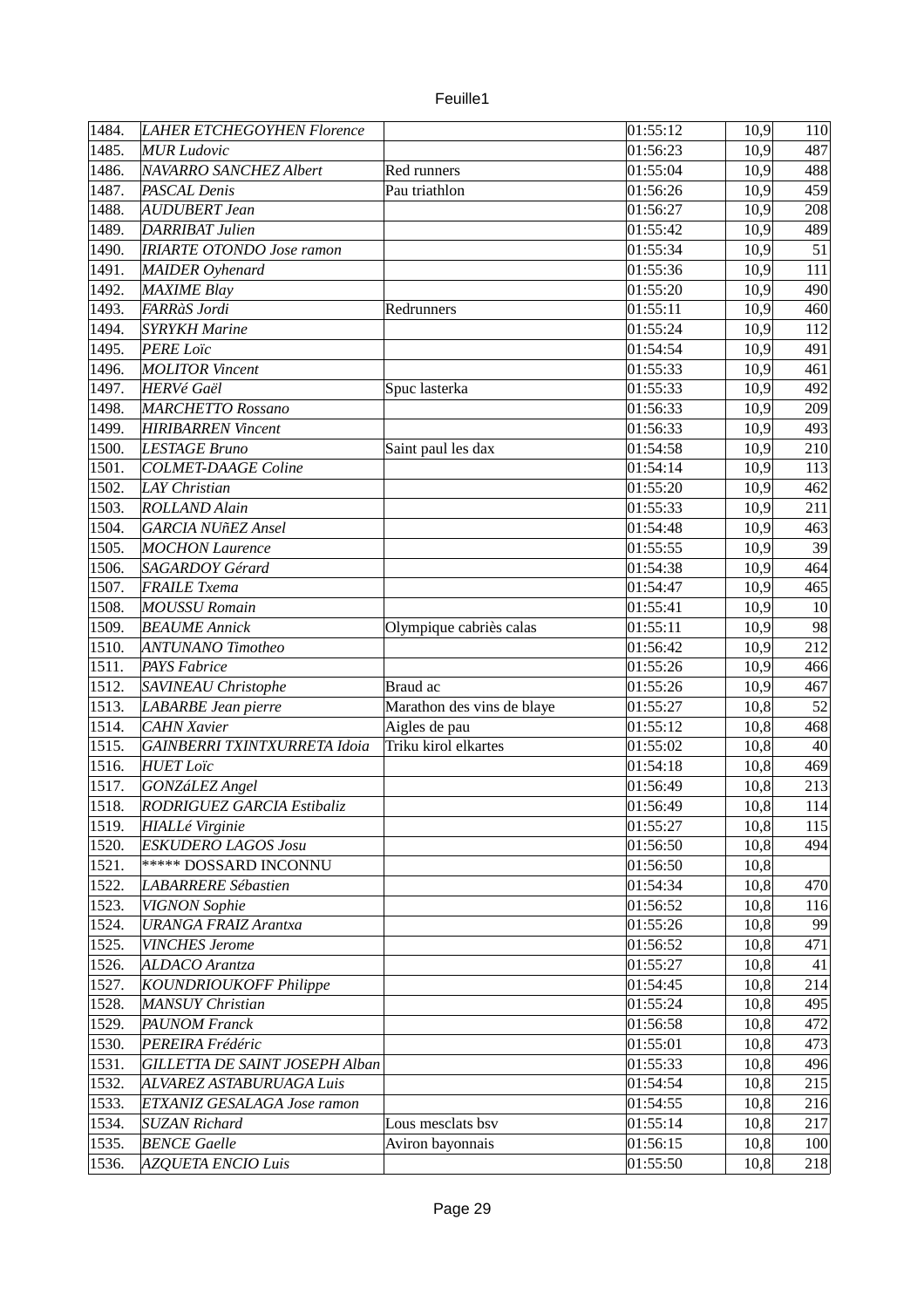| | | | | | |
|---|---|---|---|---|---|
| 1484. | *LAHER ETCHEGOYHEN Florence* | | 01:55:12 | 10,9 | 110 |
| 1485. | *MUR Ludovic* | | 01:56:23 | 10,9 | 487 |
| 1486. | *NAVARRO SANCHEZ Albert* | Red runners | 01:55:04 | 10,9 | 488 |
| 1487. | *PASCAL Denis* | Pau triathlon | 01:56:26 | 10,9 | 459 |
| 1488. | *AUDUBERT Jean* | | 01:56:27 | 10,9 | 208 |
| 1489. | *DARRIBAT Julien* | | 01:55:42 | 10,9 | 489 |
| 1490. | *IRIARTE OTONDO Jose ramon* | | 01:55:34 | 10,9 | 51 |
| 1491. | *MAIDER Oyhenard* | | 01:55:36 | 10,9 | 111 |
| 1492. | *MAXIME Blay* | | 01:55:20 | 10,9 | 490 |
| 1493. | *FARRàS Jordi* | Redrunners | 01:55:11 | 10,9 | 460 |
| 1494. | *SYRYKH Marine* | | 01:55:24 | 10,9 | 112 |
| 1495. | *PERE Loïc* | | 01:54:54 | 10,9 | 491 |
| 1496. | *MOLITOR Vincent* | | 01:55:33 | 10,9 | 461 |
| 1497. | *HERVé Gaël* | Spuc lasterka | 01:55:33 | 10,9 | 492 |
| 1498. | *MARCHETTO Rossano* | | 01:56:33 | 10,9 | 209 |
| 1499. | *HIRIBARREN Vincent* | | 01:56:33 | 10,9 | 493 |
| 1500. | *LESTAGE Bruno* | Saint paul les dax | 01:54:58 | 10,9 | 210 |
| 1501. | *COLMET-DAAGE Coline* | | 01:54:14 | 10,9 | 113 |
| 1502. | *LAY Christian* | | 01:55:20 | 10,9 | 462 |
| 1503. | *ROLLAND Alain* | | 01:55:33 | 10,9 | 211 |
| 1504. | *GARCIA NUñEZ Ansel* | | 01:54:48 | 10,9 | 463 |
| 1505. | *MOCHON Laurence* | | 01:55:55 | 10,9 | 39 |
| 1506. | *SAGARDOY Gérard* | | 01:54:38 | 10,9 | 464 |
| 1507. | *FRAILE Txema* | | 01:54:47 | 10,9 | 465 |
| 1508. | *MOUSSU Romain* | | 01:55:41 | 10,9 | 10 |
| 1509. | *BEAUME Annick* | Olympique cabriès calas | 01:55:11 | 10,9 | 98 |
| 1510. | *ANTUNANO Timotheo* | | 01:56:42 | 10,9 | 212 |
| 1511. | *PAYS Fabrice* | | 01:55:26 | 10,9 | 466 |
| 1512. | *SAVINEAU Christophe* | Braud ac | 01:55:26 | 10,9 | 467 |
| 1513. | *LABARBE Jean pierre* | Marathon des vins de blaye | 01:55:27 | 10,8 | 52 |
| 1514. | *CAHN Xavier* | Aigles de pau | 01:55:12 | 10,8 | 468 |
| 1515. | *GAINBERRI TXINTXURRETA Idoia* | Triku kirol elkartes | 01:55:02 | 10,8 | 40 |
| 1516. | *HUET Loïc* | | 01:54:18 | 10,8 | 469 |
| 1517. | *GONZáLEZ Angel* | | 01:56:49 | 10,8 | 213 |
| 1518. | *RODRIGUEZ GARCIA Estibaliz* | | 01:56:49 | 10,8 | 114 |
| 1519. | *HIALLé Virginie* | | 01:55:27 | 10,8 | 115 |
| 1520. | *ESKUDERO LAGOS Josu* | | 01:56:50 | 10,8 | 494 |
| 1521. | ***** DOSSARD INCONNU | | 01:56:50 | 10,8 | |
| 1522. | *LABARRERE Sébastien* | | 01:54:34 | 10,8 | 470 |
| 1523. | *VIGNON Sophie* | | 01:56:52 | 10,8 | 116 |
| 1524. | *URANGA FRAIZ Arantxa* | | 01:55:26 | 10,8 | 99 |
| 1525. | *VINCHES Jerome* | | 01:56:52 | 10,8 | 471 |
| 1526. | *ALDACO Arantza* | | 01:55:27 | 10,8 | 41 |
| 1527. | *KOUNDRIOUKOFF Philippe* | | 01:54:45 | 10,8 | 214 |
| 1528. | *MANSUY Christian* | | 01:55:24 | 10,8 | 495 |
| 1529. | *PAUNOM Franck* | | 01:56:58 | 10,8 | 472 |
| 1530. | *PEREIRA Frédéric* | | 01:55:01 | 10,8 | 473 |
| 1531. | *GILLETTA DE SAINT JOSEPH Alban* | | 01:55:33 | 10,8 | 496 |
| 1532. | *ALVAREZ ASTABURUAGA Luis* | | 01:54:54 | 10,8 | 215 |
| 1533. | *ETXANIZ GESALAGA Jose ramon* | | 01:54:55 | 10,8 | 216 |
| 1534. | *SUZAN Richard* | Lous mesclats bsv | 01:55:14 | 10,8 | 217 |
| 1535. | *BENCE Gaelle* | Aviron bayonnais | 01:56:15 | 10,8 | 100 |
| 1536. | *AZQUETA ENCIO Luis* | | 01:55:50 | 10,8 | 218 |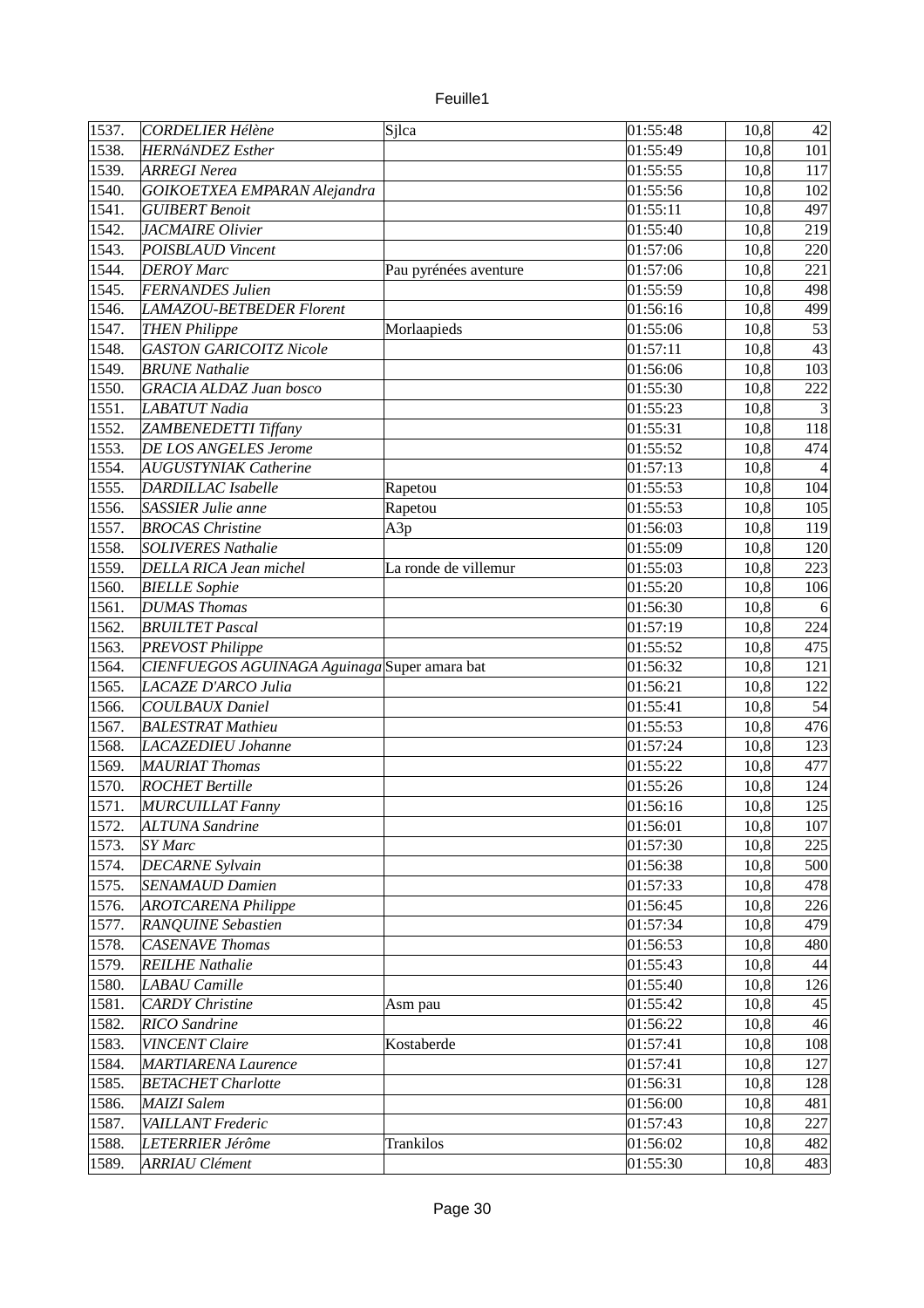| | | | | | |
|---|---|---|---|---|---|
| 1537. | *CORDELIER Hélène* | Sjlca | 01:55:48 | 10,8 | 42 |
| 1538. | *HERNáNDEZ Esther* | | 01:55:49 | 10,8 | 101 |
| 1539. | *ARREGI Nerea* | | 01:55:55 | 10,8 | 117 |
| 1540. | *GOIKOETXEA EMPARAN Alejandra* | | 01:55:56 | 10,8 | 102 |
| 1541. | *GUIBERT Benoit* | | 01:55:11 | 10,8 | 497 |
| 1542. | *JACMAIRE Olivier* | | 01:55:40 | 10,8 | 219 |
| 1543. | *POISBLAUD Vincent* | | 01:57:06 | 10,8 | 220 |
| 1544. | *DEROY Marc* | Pau pyrénées aventure | 01:57:06 | 10,8 | 221 |
| 1545. | *FERNANDES Julien* | | 01:55:59 | 10,8 | 498 |
| 1546. | *LAMAZOU-BETBEDER Florent* | | 01:56:16 | 10,8 | 499 |
| 1547. | *THEN Philippe* | Morlaapieds | 01:55:06 | 10,8 | 53 |
| 1548. | *GASTON GARICOITZ Nicole* | | 01:57:11 | 10,8 | 43 |
| 1549. | *BRUNE Nathalie* | | 01:56:06 | 10,8 | 103 |
| 1550. | *GRACIA ALDAZ Juan bosco* | | 01:55:30 | 10,8 | 222 |
| 1551. | *LABATUT Nadia* | | 01:55:23 | 10,8 | 3 |
| 1552. | *ZAMBENEDETTI Tiffany* | | 01:55:31 | 10,8 | 118 |
| 1553. | *DE LOS ANGELES Jerome* | | 01:55:52 | 10,8 | 474 |
| 1554. | *AUGUSTYNIAK Catherine* | | 01:57:13 | 10,8 | 4 |
| 1555. | *DARDILLAC Isabelle* | Rapetou | 01:55:53 | 10,8 | 104 |
| 1556. | *SASSIER Julie anne* | Rapetou | 01:55:53 | 10,8 | 105 |
| 1557. | *BROCAS Christine* | A3p | 01:56:03 | 10,8 | 119 |
| 1558. | *SOLIVERES Nathalie* | | 01:55:09 | 10,8 | 120 |
| 1559. | *DELLA RICA Jean michel* | La ronde de villemur | 01:55:03 | 10,8 | 223 |
| 1560. | *BIELLE Sophie* | | 01:55:20 | 10,8 | 106 |
| 1561. | *DUMAS Thomas* | | 01:56:30 | 10,8 | 6 |
| 1562. | *BRUILTET Pascal* | | 01:57:19 | 10,8 | 224 |
| 1563. | *PREVOST Philippe* | | 01:55:52 | 10,8 | 475 |
| 1564. | *CIENFUEGOS AGUINAGA Aguinaga* | Super amara bat | 01:56:32 | 10,8 | 121 |
| 1565. | *LACAZE D'ARCO Julia* | | 01:56:21 | 10,8 | 122 |
| 1566. | *COULBAUX Daniel* | | 01:55:41 | 10,8 | 54 |
| 1567. | *BALESTRAT Mathieu* | | 01:55:53 | 10,8 | 476 |
| 1568. | *LACAZEDIEU Johanne* | | 01:57:24 | 10,8 | 123 |
| 1569. | *MAURIAT Thomas* | | 01:55:22 | 10,8 | 477 |
| 1570. | *ROCHET Bertille* | | 01:55:26 | 10,8 | 124 |
| 1571. | *MURCUILLAT Fanny* | | 01:56:16 | 10,8 | 125 |
| 1572. | *ALTUNA Sandrine* | | 01:56:01 | 10,8 | 107 |
| 1573. | *SY Marc* | | 01:57:30 | 10,8 | 225 |
| 1574. | *DECARNE Sylvain* | | 01:56:38 | 10,8 | 500 |
| 1575. | *SENAMAUD Damien* | | 01:57:33 | 10,8 | 478 |
| 1576. | *AROTCARENA Philippe* | | 01:56:45 | 10,8 | 226 |
| 1577. | *RANQUINE Sebastien* | | 01:57:34 | 10,8 | 479 |
| 1578. | *CASENAVE Thomas* | | 01:56:53 | 10,8 | 480 |
| 1579. | *REILHE Nathalie* | | 01:55:43 | 10,8 | 44 |
| 1580. | *LABAU Camille* | | 01:55:40 | 10,8 | 126 |
| 1581. | *CARDY Christine* | Asm pau | 01:55:42 | 10,8 | 45 |
| 1582. | *RICO Sandrine* | | 01:56:22 | 10,8 | 46 |
| 1583. | *VINCENT Claire* | Kostaberde | 01:57:41 | 10,8 | 108 |
| 1584. | *MARTIARENA Laurence* | | 01:57:41 | 10,8 | 127 |
| 1585. | *BETACHET Charlotte* | | 01:56:31 | 10,8 | 128 |
| 1586. | *MAIZI Salem* | | 01:56:00 | 10,8 | 481 |
| 1587. | *VAILLANT Frederic* | | 01:57:43 | 10,8 | 227 |
| 1588. | *LETERRIER Jérôme* | Trankilos | 01:56:02 | 10,8 | 482 |
| 1589. | *ARRIAU Clément* | | 01:55:30 | 10,8 | 483 |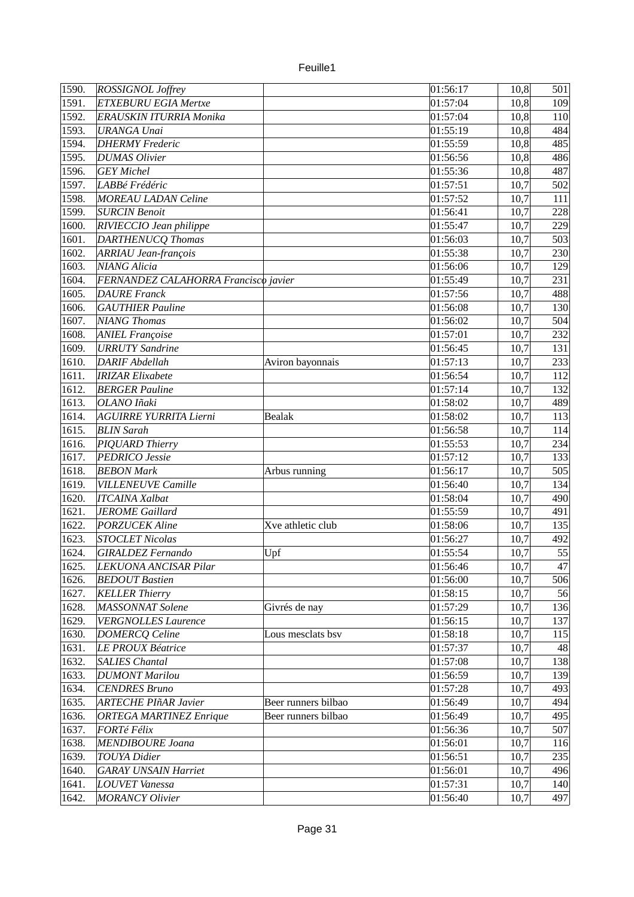| 1590. | *ROSSIGNOL Joffrey* | | 01:56:17 | 10,8 | 501 |
|---|---|---|---|---|---|
| 1591. | *ETXEBURU EGIA Mertxe* | | 01:57:04 | 10,8 | 109 |
| 1592. | *ERAUSKIN ITURRIA Monika* | | 01:57:04 | 10,8 | 110 |
| 1593. | *URANGA Unai* | | 01:55:19 | 10,8 | 484 |
| 1594. | *DHERMY Frederic* | | 01:55:59 | 10,8 | 485 |
| 1595. | *DUMAS Olivier* | | 01:56:56 | 10,8 | 486 |
| 1596. | *GEY Michel* | | 01:55:36 | 10,8 | 487 |
| 1597. | *LABBé Frédéric* | | 01:57:51 | 10,7 | 502 |
| 1598. | *MOREAU LADAN Celine* | | 01:57:52 | 10,7 | 111 |
| 1599. | *SURCIN Benoit* | | 01:56:41 | 10,7 | 228 |
| 1600. | *RIVIECCIO Jean philippe* | | 01:55:47 | 10,7 | 229 |
| 1601. | *DARTHENUCQ Thomas* | | 01:56:03 | 10,7 | 503 |
| 1602. | *ARRIAU Jean-françois* | | 01:55:38 | 10,7 | 230 |
| 1603. | *NIANG Alicia* | | 01:56:06 | 10,7 | 129 |
| 1604. | *FERNANDEZ CALAHORRA Francisco javier* | | 01:55:49 | 10,7 | 231 |
| 1605. | *DAURE Franck* | | 01:57:56 | 10,7 | 488 |
| 1606. | *GAUTHIER Pauline* | | 01:56:08 | 10,7 | 130 |
| 1607. | *NIANG Thomas* | | 01:56:02 | 10,7 | 504 |
| 1608. | *ANIEL Françoise* | | 01:57:01 | 10,7 | 232 |
| 1609. | *URRUTY Sandrine* | | 01:56:45 | 10,7 | 131 |
| 1610. | *DARIF Abdellah* | Aviron bayonnais | 01:57:13 | 10,7 | 233 |
| 1611. | *IRIZAR Elixabete* | | 01:56:54 | 10,7 | 112 |
| 1612. | *BERGER Pauline* | | 01:57:14 | 10,7 | 132 |
| 1613. | *OLANO Iñaki* | | 01:58:02 | 10,7 | 489 |
| 1614. | *AGUIRRE YURRITA Lierni* | Bealak | 01:58:02 | 10,7 | 113 |
| 1615. | *BLIN Sarah* | | 01:56:58 | 10,7 | 114 |
| 1616. | *PIQUARD Thierry* | | 01:55:53 | 10,7 | 234 |
| 1617. | *PEDRICO Jessie* | | 01:57:12 | 10,7 | 133 |
| 1618. | *BEBON Mark* | Arbus running | 01:56:17 | 10,7 | 505 |
| 1619. | *VILLENEUVE Camille* | | 01:56:40 | 10,7 | 134 |
| 1620. | *ITCAINA Xalbat* | | 01:58:04 | 10,7 | 490 |
| 1621. | *JEROME Gaillard* | | 01:55:59 | 10,7 | 491 |
| 1622. | *PORZUCEK Aline* | Xve athletic club | 01:58:06 | 10,7 | 135 |
| 1623. | *STOCLET Nicolas* | | 01:56:27 | 10,7 | 492 |
| 1624. | *GIRALDEZ Fernando* | Upf | 01:55:54 | 10,7 | 55 |
| 1625. | *LEKUONA ANCISAR Pilar* | | 01:56:46 | 10,7 | 47 |
| 1626. | *BEDOUT Bastien* | | 01:56:00 | 10,7 | 506 |
| 1627. | *KELLER Thierry* | | 01:58:15 | 10,7 | 56 |
| 1628. | *MASSONNAT Solene* | Givrés de nay | 01:57:29 | 10,7 | 136 |
| 1629. | *VERGNOLLES Laurence* | | 01:56:15 | 10,7 | 137 |
| 1630. | *DOMERCQ Celine* | Lous mesclats bsv | 01:58:18 | 10,7 | 115 |
| 1631. | *LE PROUX Béatrice* | | 01:57:37 | 10,7 | 48 |
| 1632. | *SALIES Chantal* | | 01:57:08 | 10,7 | 138 |
| 1633. | *DUMONT Marilou* | | 01:56:59 | 10,7 | 139 |
| 1634. | *CENDRES Bruno* | | 01:57:28 | 10,7 | 493 |
| 1635. | *ARTECHE PIñAR Javier* | Beer runners bilbao | 01:56:49 | 10,7 | 494 |
| 1636. | *ORTEGA MARTINEZ Enrique* | Beer runners bilbao | 01:56:49 | 10,7 | 495 |
| 1637. | *FORTé Félix* | | 01:56:36 | 10,7 | 507 |
| 1638. | *MENDIBOURE Joana* | | 01:56:01 | 10,7 | 116 |
| 1639. | *TOUYA Didier* | | 01:56:51 | 10,7 | 235 |
| 1640. | *GARAY UNSAIN Harriet* | | 01:56:01 | 10,7 | 496 |
| 1641. | *LOUVET Vanessa* | | 01:57:31 | 10,7 | 140 |
| 1642. | *MORANCY Olivier* | | 01:56:40 | 10,7 | 497 |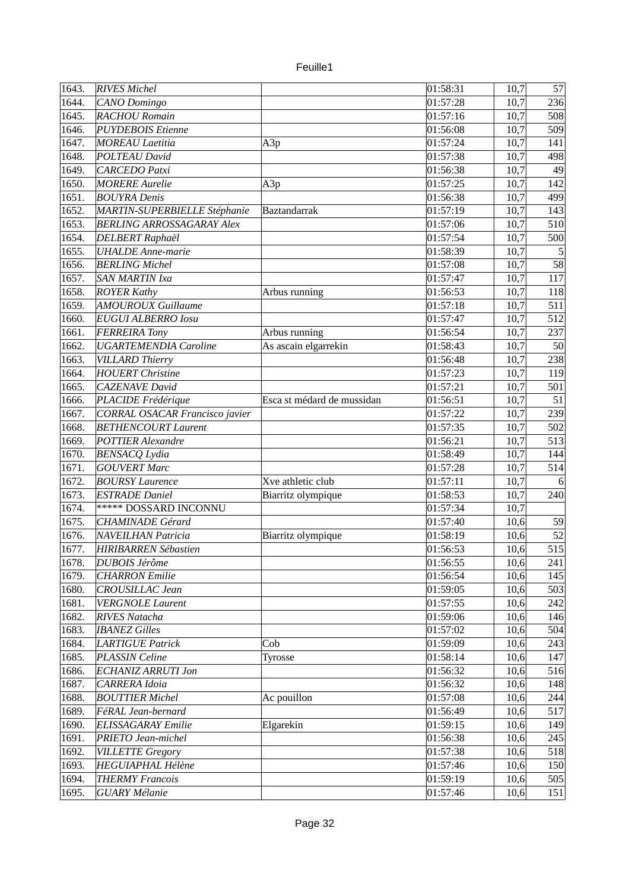| | | | | | |
|---|---|---|---|---|---|
| 1643. | *RIVES Michel* | | 01:58:31 | 10,7 | 57 |
| 1644. | *CANO Domingo* | | 01:57:28 | 10,7 | 236 |
| 1645. | *RACHOU Romain* | | 01:57:16 | 10,7 | 508 |
| 1646. | *PUYDEBOIS Etienne* | | 01:56:08 | 10,7 | 509 |
| 1647. | *MOREAU Laetitia* | A3p | 01:57:24 | 10,7 | 141 |
| 1648. | *POLTEAU David* | | 01:57:38 | 10,7 | 498 |
| 1649. | *CARCEDO Patxi* | | 01:56:38 | 10,7 | 49 |
| 1650. | *MORERE Aurelie* | A3p | 01:57:25 | 10,7 | 142 |
| 1651. | *BOUYRA Denis* | | 01:56:38 | 10,7 | 499 |
| 1652. | *MARTIN-SUPERBIELLE Stéphanie* | Baztandarrak | 01:57:19 | 10,7 | 143 |
| 1653. | *BERLING ARROSSAGARAY Alex* | | 01:57:06 | 10,7 | 510 |
| 1654. | *DELBERT Raphaël* | | 01:57:54 | 10,7 | 500 |
| 1655. | *UHALDE Anne-marie* | | 01:58:39 | 10,7 | 5 |
| 1656. | *BERLING Michel* | | 01:57:08 | 10,7 | 58 |
| 1657. | *SAN MARTIN Ixa* | | 01:57:47 | 10,7 | 117 |
| 1658. | *ROYER Kathy* | Arbus running | 01:56:53 | 10,7 | 118 |
| 1659. | *AMOUROUX Guillaume* | | 01:57:18 | 10,7 | 511 |
| 1660. | *EUGUI ALBERRO Iosu* | | 01:57:47 | 10,7 | 512 |
| 1661. | *FERREIRA Tony* | Arbus running | 01:56:54 | 10,7 | 237 |
| 1662. | *UGARTEMENDIA Caroline* | As ascain elgarrekin | 01:58:43 | 10,7 | 50 |
| 1663. | *VILLARD Thierry* | | 01:56:48 | 10,7 | 238 |
| 1664. | *HOUERT Christine* | | 01:57:23 | 10,7 | 119 |
| 1665. | *CAZENAVE David* | | 01:57:21 | 10,7 | 501 |
| 1666. | *PLACIDE Frédérique* | Esca st médard de mussidan | 01:56:51 | 10,7 | 51 |
| 1667. | *CORRAL OSACAR Francisco javier* | | 01:57:22 | 10,7 | 239 |
| 1668. | *BETHENCOURT Laurent* | | 01:57:35 | 10,7 | 502 |
| 1669. | *POTTIER Alexandre* | | 01:56:21 | 10,7 | 513 |
| 1670. | *BENSACQ Lydia* | | 01:58:49 | 10,7 | 144 |
| 1671. | *GOUVERT Marc* | | 01:57:28 | 10,7 | 514 |
| 1672. | *BOURSY Laurence* | Xve athletic club | 01:57:11 | 10,7 | 6 |
| 1673. | *ESTRADE Daniel* | Biarritz olympique | 01:58:53 | 10,7 | 240 |
| 1674. | ***** DOSSARD INCONNU | | 01:57:34 | 10,7 | |
| 1675. | *CHAMINADE Gérard* | | 01:57:40 | 10,6 | 59 |
| 1676. | *NAVEILHAN Patricia* | Biarritz olympique | 01:58:19 | 10,6 | 52 |
| 1677. | *HIRIBARREN Sébastien* | | 01:56:53 | 10,6 | 515 |
| 1678. | *DUBOIS Jérôme* | | 01:56:55 | 10,6 | 241 |
| 1679. | *CHARRON Emilie* | | 01:56:54 | 10,6 | 145 |
| 1680. | *CROUSILLAC Jean* | | 01:59:05 | 10,6 | 503 |
| 1681. | *VERGNOLE Laurent* | | 01:57:55 | 10,6 | 242 |
| 1682. | *RIVES Natacha* | | 01:59:06 | 10,6 | 146 |
| 1683. | *IBANEZ Gilles* | | 01:57:02 | 10,6 | 504 |
| 1684. | *LARTIGUE Patrick* | Cob | 01:59:09 | 10,6 | 243 |
| 1685. | *PLASSIN Celine* | Tyrosse | 01:58:14 | 10,6 | 147 |
| 1686. | *ECHANIZ ARRUTI Jon* | | 01:56:32 | 10,6 | 516 |
| 1687. | *CARRERA Idoia* | | 01:56:32 | 10,6 | 148 |
| 1688. | *BOUTTIER Michel* | Ac pouillon | 01:57:08 | 10,6 | 244 |
| 1689. | *FéRAL Jean-bernard* | | 01:56:49 | 10,6 | 517 |
| 1690. | *ELISSAGARAY Emilie* | Elgarekin | 01:59:15 | 10,6 | 149 |
| 1691. | *PRIETO Jean-michel* | | 01:56:38 | 10,6 | 245 |
| 1692. | *VILLETTE Gregory* | | 01:57:38 | 10,6 | 518 |
| 1693. | *HEGUIAPHAL Hélène* | | 01:57:46 | 10,6 | 150 |
| 1694. | *THERMY Francois* | | 01:59:19 | 10,6 | 505 |
| 1695. | *GUARY Mélanie* | | 01:57:46 | 10,6 | 151 |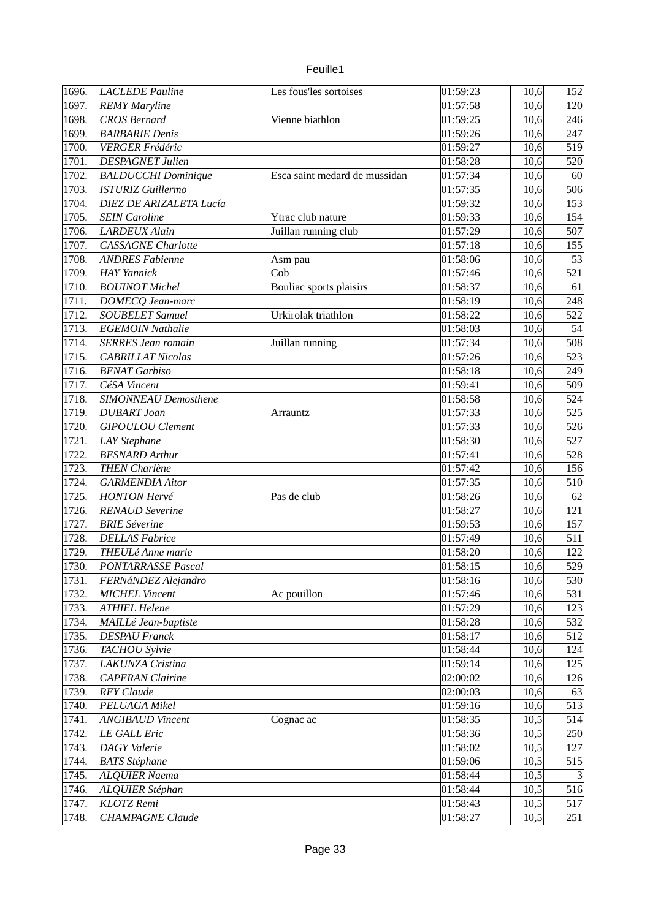| 1696. | *LACLEDE Pauline* | Les fous'les sortoises | 01:59:23 | 10,6 | 152 |
|---|---|---|---|---|---|
| 1697. | *REMY Maryline* | | 01:57:58 | 10,6 | 120 |
| 1698. | *CROS Bernard* | Vienne biathlon | 01:59:25 | 10,6 | 246 |
| 1699. | *BARBARIE Denis* | | 01:59:26 | 10,6 | 247 |
| 1700. | *VERGER Frédéric* | | 01:59:27 | 10,6 | 519 |
| 1701. | *DESPAGNET Julien* | | 01:58:28 | 10,6 | 520 |
| 1702. | *BALDUCCHI Dominique* | Esca saint medard de mussidan | 01:57:34 | 10,6 | 60 |
| 1703. | *ISTURIZ Guillermo* | | 01:57:35 | 10,6 | 506 |
| 1704. | *DIEZ DE ARIZALETA Lucía* | | 01:59:32 | 10,6 | 153 |
| 1705. | *SEIN Caroline* | Ytrac club nature | 01:59:33 | 10,6 | 154 |
| 1706. | *LARDEUX Alain* | Juillan running club | 01:57:29 | 10,6 | 507 |
| 1707. | *CASSAGNE Charlotte* | | 01:57:18 | 10,6 | 155 |
| 1708. | *ANDRES Fabienne* | Asm pau | 01:58:06 | 10,6 | 53 |
| 1709. | *HAY Yannick* | Cob | 01:57:46 | 10,6 | 521 |
| 1710. | *BOUINOT Michel* | Bouliac sports plaisirs | 01:58:37 | 10,6 | 61 |
| 1711. | *DOMECQ Jean-marc* | | 01:58:19 | 10,6 | 248 |
| 1712. | *SOUBELET Samuel* | Urkirolak triathlon | 01:58:22 | 10,6 | 522 |
| 1713. | *EGEMOIN Nathalie* | | 01:58:03 | 10,6 | 54 |
| 1714. | *SERRES Jean romain* | Juillan running | 01:57:34 | 10,6 | 508 |
| 1715. | *CABRILLAT Nicolas* | | 01:57:26 | 10,6 | 523 |
| 1716. | *BENAT Garbiso* | | 01:58:18 | 10,6 | 249 |
| 1717. | *CéSA Vincent* | | 01:59:41 | 10,6 | 509 |
| 1718. | *SIMONNEAU Demosthene* | | 01:58:58 | 10,6 | 524 |
| 1719. | *DUBART Joan* | Arrauntz | 01:57:33 | 10,6 | 525 |
| 1720. | *GIPOULOU Clement* | | 01:57:33 | 10,6 | 526 |
| 1721. | *LAY Stephane* | | 01:58:30 | 10,6 | 527 |
| 1722. | *BESNARD Arthur* | | 01:57:41 | 10,6 | 528 |
| 1723. | *THEN Charlène* | | 01:57:42 | 10,6 | 156 |
| 1724. | *GARMENDIA Aitor* | | 01:57:35 | 10,6 | 510 |
| 1725. | *HONTON Hervé* | Pas de club | 01:58:26 | 10,6 | 62 |
| 1726. | *RENAUD Severine* | | 01:58:27 | 10,6 | 121 |
| 1727. | *BRIE Séverine* | | 01:59:53 | 10,6 | 157 |
| 1728. | *DELLAS Fabrice* | | 01:57:49 | 10,6 | 511 |
| 1729. | *THEULé Anne marie* | | 01:58:20 | 10,6 | 122 |
| 1730. | *PONTARRASSE Pascal* | | 01:58:15 | 10,6 | 529 |
| 1731. | *FERNáNDEZ Alejandro* | | 01:58:16 | 10,6 | 530 |
| 1732. | *MICHEL Vincent* | Ac pouillon | 01:57:46 | 10,6 | 531 |
| 1733. | *ATHIEL Helene* | | 01:57:29 | 10,6 | 123 |
| 1734. | *MAILLé Jean-baptiste* | | 01:58:28 | 10,6 | 532 |
| 1735. | *DESPAU Franck* | | 01:58:17 | 10,6 | 512 |
| 1736. | *TACHOU Sylvie* | | 01:58:44 | 10,6 | 124 |
| 1737. | *LAKUNZA Cristina* | | 01:59:14 | 10,6 | 125 |
| 1738. | *CAPERAN Clairine* | | 02:00:02 | 10,6 | 126 |
| 1739. | *REY Claude* | | 02:00:03 | 10,6 | 63 |
| 1740. | *PELUAGA Mikel* | | 01:59:16 | 10,6 | 513 |
| 1741. | *ANGIBAUD Vincent* | Cognac ac | 01:58:35 | 10,5 | 514 |
| 1742. | *LE GALL Eric* | | 01:58:36 | 10,5 | 250 |
| 1743. | *DAGY Valerie* | | 01:58:02 | 10,5 | 127 |
| 1744. | *BATS Stéphane* | | 01:59:06 | 10,5 | 515 |
| 1745. | *ALQUIER Naema* | | 01:58:44 | 10,5 | 3 |
| 1746. | *ALQUIER Stéphan* | | 01:58:44 | 10,5 | 516 |
| 1747. | *KLOTZ Remi* | | 01:58:43 | 10,5 | 517 |
| 1748. | *CHAMPAGNE Claude* | | 01:58:27 | 10,5 | 251 |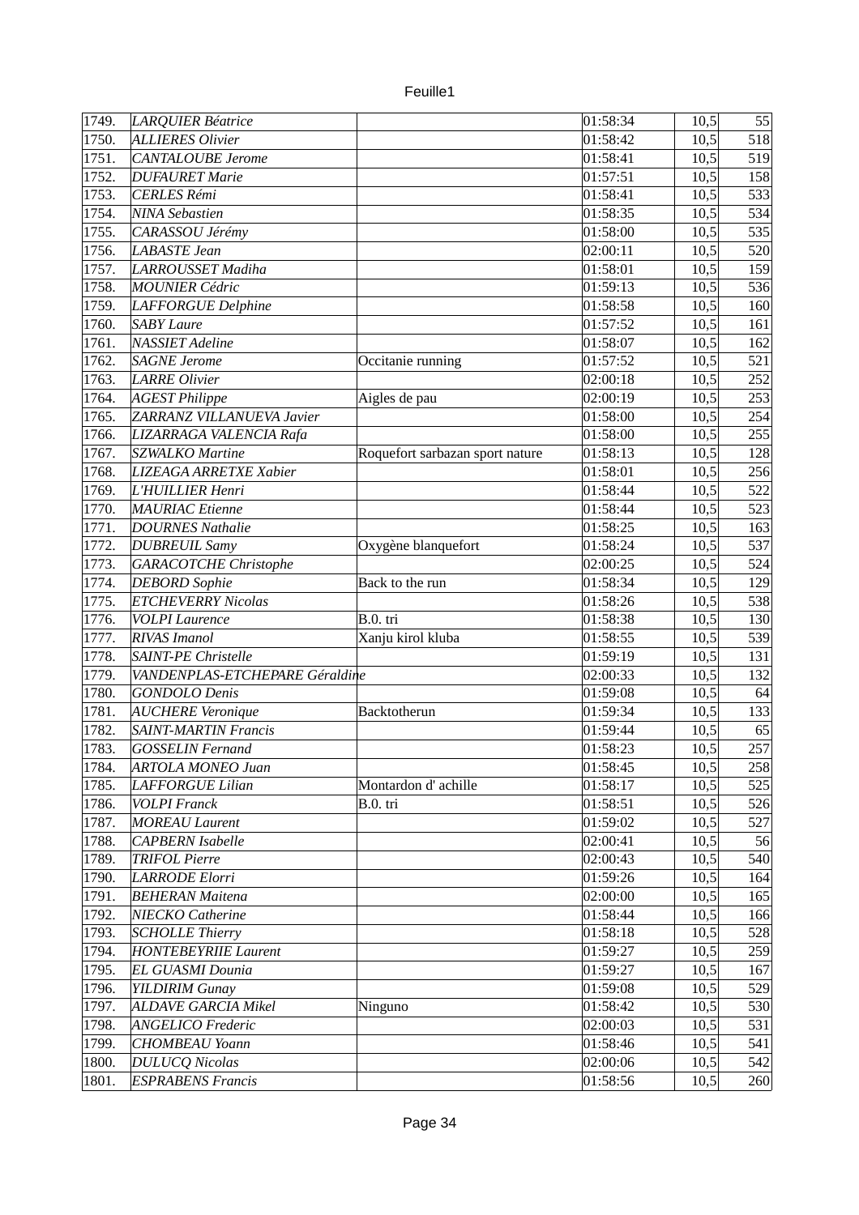| | | | | | |
|---|---|---|---|---|---|
| 1749. | *LARQUIER Béatrice* | | 01:58:34 | 10,5 | 55 |
| 1750. | *ALLIERES Olivier* | | 01:58:42 | 10,5 | 518 |
| 1751. | *CANTALOUBE Jerome* | | 01:58:41 | 10,5 | 519 |
| 1752. | *DUFAURET Marie* | | 01:57:51 | 10,5 | 158 |
| 1753. | *CERLES Rémi* | | 01:58:41 | 10,5 | 533 |
| 1754. | *NINA Sebastien* | | 01:58:35 | 10,5 | 534 |
| 1755. | *CARASSOU Jérémy* | | 01:58:00 | 10,5 | 535 |
| 1756. | *LABASTE Jean* | | 02:00:11 | 10,5 | 520 |
| 1757. | *LARROUSSET Madiha* | | 01:58:01 | 10,5 | 159 |
| 1758. | *MOUNIER Cédric* | | 01:59:13 | 10,5 | 536 |
| 1759. | *LAFFORGUE Delphine* | | 01:58:58 | 10,5 | 160 |
| 1760. | *SABY Laure* | | 01:57:52 | 10,5 | 161 |
| 1761. | *NASSIET Adeline* | | 01:58:07 | 10,5 | 162 |
| 1762. | *SAGNE Jerome* | Occitanie running | 01:57:52 | 10,5 | 521 |
| 1763. | *LARRE Olivier* | | 02:00:18 | 10,5 | 252 |
| 1764. | *AGEST Philippe* | Aigles de pau | 02:00:19 | 10,5 | 253 |
| 1765. | *ZARRANZ VILLANUEVA Javier* | | 01:58:00 | 10,5 | 254 |
| 1766. | *LIZARRAGA VALENCIA Rafa* | | 01:58:00 | 10,5 | 255 |
| 1767. | *SZWALKO Martine* | Roquefort sarbazan sport nature | 01:58:13 | 10,5 | 128 |
| 1768. | *LIZEAGA ARRETXE Xabier* | | 01:58:01 | 10,5 | 256 |
| 1769. | *L'HUILLIER Henri* | | 01:58:44 | 10,5 | 522 |
| 1770. | *MAURIAC Etienne* | | 01:58:44 | 10,5 | 523 |
| 1771. | *DOURNES Nathalie* | | 01:58:25 | 10,5 | 163 |
| 1772. | *DUBREUIL Samy* | Oxygène blanquefort | 01:58:24 | 10,5 | 537 |
| 1773. | *GARACOTCHE Christophe* | | 02:00:25 | 10,5 | 524 |
| 1774. | *DEBORD Sophie* | Back to the run | 01:58:34 | 10,5 | 129 |
| 1775. | *ETCHEVERRY Nicolas* | | 01:58:26 | 10,5 | 538 |
| 1776. | *VOLPI Laurence* | B.0. tri | 01:58:38 | 10,5 | 130 |
| 1777. | *RIVAS Imanol* | Xanju kirol kluba | 01:58:55 | 10,5 | 539 |
| 1778. | *SAINT-PE Christelle* | | 01:59:19 | 10,5 | 131 |
| 1779. | *VANDENPLAS-ETCHEPARE Géraldine* | | 02:00:33 | 10,5 | 132 |
| 1780. | *GONDOLO Denis* | | 01:59:08 | 10,5 | 64 |
| 1781. | *AUCHERE Veronique* | Backtotherun | 01:59:34 | 10,5 | 133 |
| 1782. | *SAINT-MARTIN Francis* | | 01:59:44 | 10,5 | 65 |
| 1783. | *GOSSELIN Fernand* | | 01:58:23 | 10,5 | 257 |
| 1784. | *ARTOLA MONEO Juan* | | 01:58:45 | 10,5 | 258 |
| 1785. | *LAFFORGUE Lilian* | Montardon d' achille | 01:58:17 | 10,5 | 525 |
| 1786. | *VOLPI Franck* | B.0. tri | 01:58:51 | 10,5 | 526 |
| 1787. | *MOREAU Laurent* | | 01:59:02 | 10,5 | 527 |
| 1788. | *CAPBERN Isabelle* | | 02:00:41 | 10,5 | 56 |
| 1789. | *TRIFOL Pierre* | | 02:00:43 | 10,5 | 540 |
| 1790. | *LARRODE Elorri* | | 01:59:26 | 10,5 | 164 |
| 1791. | *BEHERAN Maitena* | | 02:00:00 | 10,5 | 165 |
| 1792. | *NIECKO Catherine* | | 01:58:44 | 10,5 | 166 |
| 1793. | *SCHOLLE Thierry* | | 01:58:18 | 10,5 | 528 |
| 1794. | *HONTEBEYRIIE Laurent* | | 01:59:27 | 10,5 | 259 |
| 1795. | *EL GUASMI Dounia* | | 01:59:27 | 10,5 | 167 |
| 1796. | *YILDIRIM Gunay* | | 01:59:08 | 10,5 | 529 |
| 1797. | *ALDAVE GARCIA Mikel* | Ninguno | 01:58:42 | 10,5 | 530 |
| 1798. | *ANGELICO Frederic* | | 02:00:03 | 10,5 | 531 |
| 1799. | *CHOMBEAU Yoann* | | 01:58:46 | 10,5 | 541 |
| 1800. | *DULUCQ Nicolas* | | 02:00:06 | 10,5 | 542 |
| 1801. | *ESPRABENS Francis* | | 01:58:56 | 10,5 | 260 |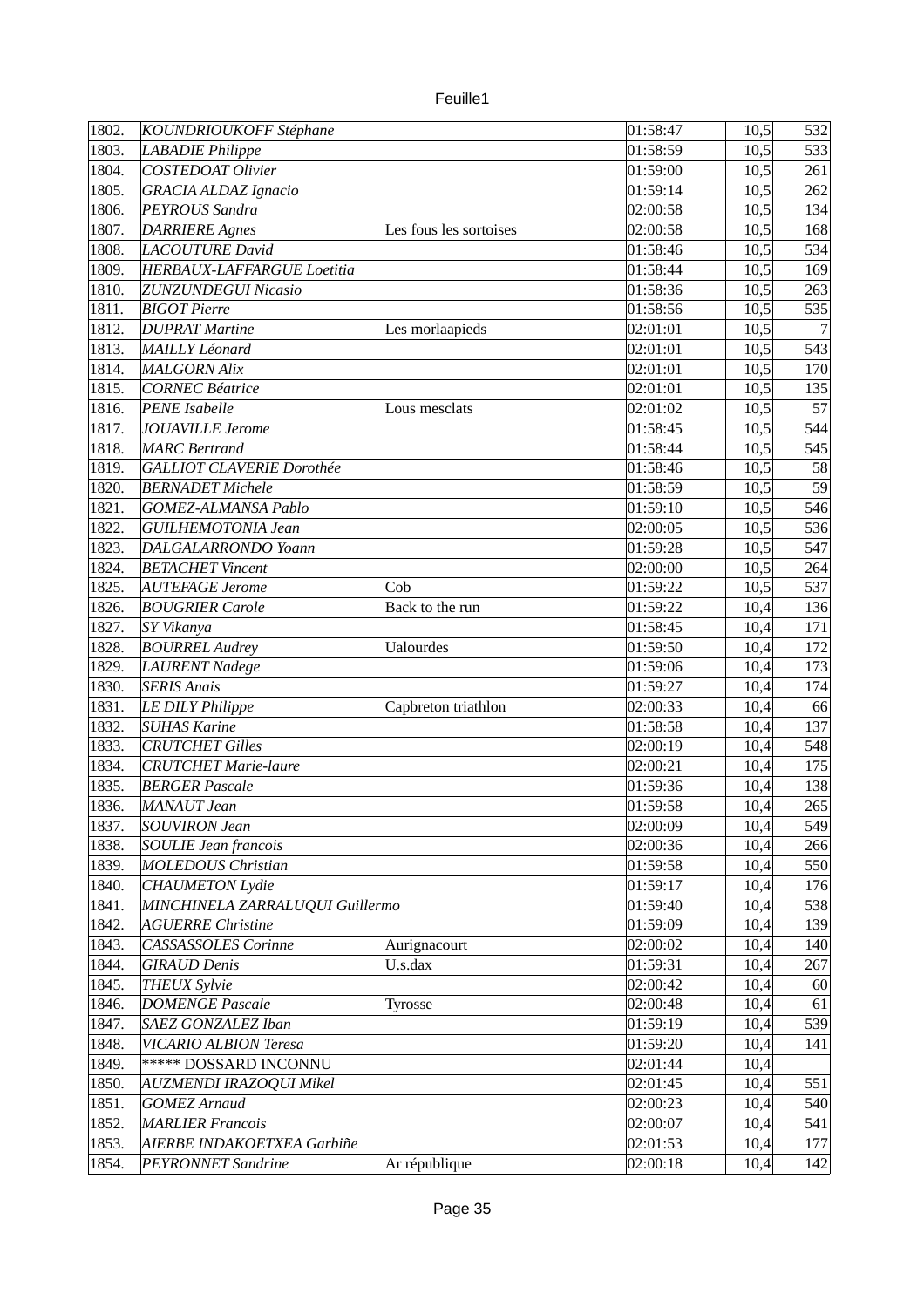| | | | | | |
|---|---|---|---|---|---|
| 1802. | *KOUNDRIOUKOFF Stéphane* | | 01:58:47 | 10,5 | 532 |
| 1803. | *LABADIE Philippe* | | 01:58:59 | 10,5 | 533 |
| 1804. | *COSTEDOAT Olivier* | | 01:59:00 | 10,5 | 261 |
| 1805. | *GRACIA ALDAZ Ignacio* | | 01:59:14 | 10,5 | 262 |
| 1806. | *PEYROUS Sandra* | | 02:00:58 | 10,5 | 134 |
| 1807. | *DARRIERE Agnes* | Les fous les sortoises | 02:00:58 | 10,5 | 168 |
| 1808. | *LACOUTURE David* | | 01:58:46 | 10,5 | 534 |
| 1809. | *HERBAUX-LAFFARGUE Loetitia* | | 01:58:44 | 10,5 | 169 |
| 1810. | *ZUNZUNDEGUI Nicasio* | | 01:58:36 | 10,5 | 263 |
| 1811. | *BIGOT Pierre* | | 01:58:56 | 10,5 | 535 |
| 1812. | *DUPRAT Martine* | Les morlaapieds | 02:01:01 | 10,5 | 7 |
| 1813. | *MAILLY Léonard* | | 02:01:01 | 10,5 | 543 |
| 1814. | *MALGORN Alix* | | 02:01:01 | 10,5 | 170 |
| 1815. | *CORNEC Béatrice* | | 02:01:01 | 10,5 | 135 |
| 1816. | *PENE Isabelle* | Lous mesclats | 02:01:02 | 10,5 | 57 |
| 1817. | *JOUAVILLE Jerome* | | 01:58:45 | 10,5 | 544 |
| 1818. | *MARC Bertrand* | | 01:58:44 | 10,5 | 545 |
| 1819. | *GALLIOT CLAVERIE Dorothée* | | 01:58:46 | 10,5 | 58 |
| 1820. | *BERNADET Michele* | | 01:58:59 | 10,5 | 59 |
| 1821. | *GOMEZ-ALMANSA Pablo* | | 01:59:10 | 10,5 | 546 |
| 1822. | *GUILHEMOTONIA Jean* | | 02:00:05 | 10,5 | 536 |
| 1823. | *DALGALARRONDO Yoann* | | 01:59:28 | 10,5 | 547 |
| 1824. | *BETACHET Vincent* | | 02:00:00 | 10,5 | 264 |
| 1825. | *AUTEFAGE Jerome* | Cob | 01:59:22 | 10,5 | 537 |
| 1826. | *BOUGRIER Carole* | Back to the run | 01:59:22 | 10,4 | 136 |
| 1827. | *SY Vikanya* | | 01:58:45 | 10,4 | 171 |
| 1828. | *BOURREL Audrey* | Ualourdes | 01:59:50 | 10,4 | 172 |
| 1829. | *LAURENT Nadege* | | 01:59:06 | 10,4 | 173 |
| 1830. | *SERIS Anais* | | 01:59:27 | 10,4 | 174 |
| 1831. | *LE DILY Philippe* | Capbreton triathlon | 02:00:33 | 10,4 | 66 |
| 1832. | *SUHAS Karine* | | 01:58:58 | 10,4 | 137 |
| 1833. | *CRUTCHET Gilles* | | 02:00:19 | 10,4 | 548 |
| 1834. | *CRUTCHET Marie-laure* | | 02:00:21 | 10,4 | 175 |
| 1835. | *BERGER Pascale* | | 01:59:36 | 10,4 | 138 |
| 1836. | *MANAUT Jean* | | 01:59:58 | 10,4 | 265 |
| 1837. | *SOUVIRON Jean* | | 02:00:09 | 10,4 | 549 |
| 1838. | *SOULIE Jean francois* | | 02:00:36 | 10,4 | 266 |
| 1839. | *MOLEDOUS Christian* | | 01:59:58 | 10,4 | 550 |
| 1840. | *CHAUMETON Lydie* | | 01:59:17 | 10,4 | 176 |
| 1841. | *MINCHINELA ZARRALUQUI Guillermo* | | 01:59:40 | 10,4 | 538 |
| 1842. | *AGUERRE Christine* | | 01:59:09 | 10,4 | 139 |
| 1843. | *CASSASSOLES Corinne* | Aurignacourt | 02:00:02 | 10,4 | 140 |
| 1844. | *GIRAUD Denis* | U.s.dax | 01:59:31 | 10,4 | 267 |
| 1845. | *THEUX Sylvie* | | 02:00:42 | 10,4 | 60 |
| 1846. | *DOMENGE Pascale* | Tyrosse | 02:00:48 | 10,4 | 61 |
| 1847. | *SAEZ GONZALEZ Iban* | | 01:59:19 | 10,4 | 539 |
| 1848. | *VICARIO ALBION Teresa* | | 01:59:20 | 10,4 | 141 |
| 1849. | ***** DOSSARD INCONNU | | 02:01:44 | 10,4 | |
| 1850. | *AUZMENDI IRAZOQUI Mikel* | | 02:01:45 | 10,4 | 551 |
| 1851. | *GOMEZ Arnaud* | | 02:00:23 | 10,4 | 540 |
| 1852. | *MARLIER Francois* | | 02:00:07 | 10,4 | 541 |
| 1853. | *AIERBE INDAKOETXEA Garbiñe* | | 02:01:53 | 10,4 | 177 |
| 1854. | *PEYRONNET Sandrine* | Ar république | 02:00:18 | 10,4 | 142 |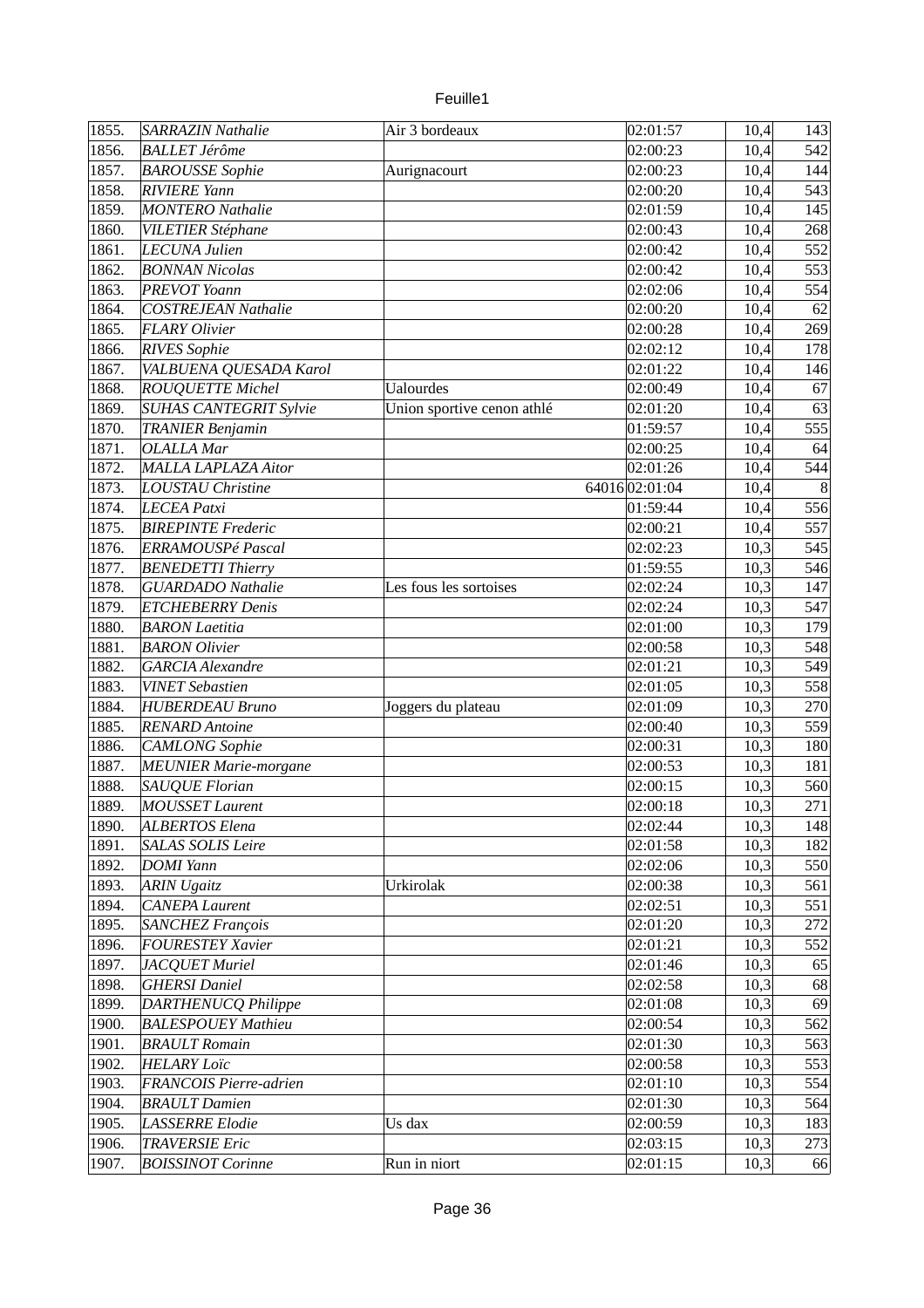| | | | | | | |
|---|---|---|---|---|---|---|
| 1855. | *SARRAZIN Nathalie* | Air 3 bordeaux | | 02:01:57 | 10,4 | 143 |
| 1856. | *BALLET Jérôme* | | | 02:00:23 | 10,4 | 542 |
| 1857. | *BAROUSSE Sophie* | Aurignacourt | | 02:00:23 | 10,4 | 144 |
| 1858. | *RIVIERE Yann* | | | 02:00:20 | 10,4 | 543 |
| 1859. | *MONTERO Nathalie* | | | 02:01:59 | 10,4 | 145 |
| 1860. | *VILETIER Stéphane* | | | 02:00:43 | 10,4 | 268 |
| 1861. | *LECUNA Julien* | | | 02:00:42 | 10,4 | 552 |
| 1862. | *BONNAN Nicolas* | | | 02:00:42 | 10,4 | 553 |
| 1863. | *PREVOT Yoann* | | | 02:02:06 | 10,4 | 554 |
| 1864. | *COSTREJEAN Nathalie* | | | 02:00:20 | 10,4 | 62 |
| 1865. | *FLARY Olivier* | | | 02:00:28 | 10,4 | 269 |
| 1866. | *RIVES Sophie* | | | 02:02:12 | 10,4 | 178 |
| 1867. | *VALBUENA QUESADA Karol* | | | 02:01:22 | 10,4 | 146 |
| 1868. | *ROUQUETTE Michel* | Ualourdes | | 02:00:49 | 10,4 | 67 |
| 1869. | *SUHAS CANTEGRIT Sylvie* | Union sportive cenon athlé | | 02:01:20 | 10,4 | 63 |
| 1870. | *TRANIER Benjamin* | | | 01:59:57 | 10,4 | 555 |
| 1871. | *OLALLA Mar* | | | 02:00:25 | 10,4 | 64 |
| 1872. | *MALLA LAPLAZA Aitor* | | | 02:01:26 | 10,4 | 544 |
| 1873. | *LOUSTAU Christine* | | 64016 | 02:01:04 | 10,4 | 8 |
| 1874. | *LECEA Patxi* | | | 01:59:44 | 10,4 | 556 |
| 1875. | *BIREPINTE Frederic* | | | 02:00:21 | 10,4 | 557 |
| 1876. | *ERRAMOUSPé Pascal* | | | 02:02:23 | 10,3 | 545 |
| 1877. | *BENEDETTI Thierry* | | | 01:59:55 | 10,3 | 546 |
| 1878. | *GUARDADO Nathalie* | Les fous les sortoises | | 02:02:24 | 10,3 | 147 |
| 1879. | *ETCHEBERRY Denis* | | | 02:02:24 | 10,3 | 547 |
| 1880. | *BARON Laetitia* | | | 02:01:00 | 10,3 | 179 |
| 1881. | *BARON Olivier* | | | 02:00:58 | 10,3 | 548 |
| 1882. | *GARCIA Alexandre* | | | 02:01:21 | 10,3 | 549 |
| 1883. | *VINET Sebastien* | | | 02:01:05 | 10,3 | 558 |
| 1884. | *HUBERDEAU Bruno* | Joggers du plateau | | 02:01:09 | 10,3 | 270 |
| 1885. | *RENARD Antoine* | | | 02:00:40 | 10,3 | 559 |
| 1886. | *CAMLONG Sophie* | | | 02:00:31 | 10,3 | 180 |
| 1887. | *MEUNIER Marie-morgane* | | | 02:00:53 | 10,3 | 181 |
| 1888. | *SAUQUE Florian* | | | 02:00:15 | 10,3 | 560 |
| 1889. | *MOUSSET Laurent* | | | 02:00:18 | 10,3 | 271 |
| 1890. | *ALBERTOS Elena* | | | 02:02:44 | 10,3 | 148 |
| 1891. | *SALAS SOLIS Leire* | | | 02:01:58 | 10,3 | 182 |
| 1892. | *DOMI Yann* | | | 02:02:06 | 10,3 | 550 |
| 1893. | *ARIN Ugaitz* | Urkirolak | | 02:00:38 | 10,3 | 561 |
| 1894. | *CANEPA Laurent* | | | 02:02:51 | 10,3 | 551 |
| 1895. | *SANCHEZ François* | | | 02:01:20 | 10,3 | 272 |
| 1896. | *FOURESTEY Xavier* | | | 02:01:21 | 10,3 | 552 |
| 1897. | *JACQUET Muriel* | | | 02:01:46 | 10,3 | 65 |
| 1898. | *GHERSI Daniel* | | | 02:02:58 | 10,3 | 68 |
| 1899. | *DARTHENUCQ Philippe* | | | 02:01:08 | 10,3 | 69 |
| 1900. | *BALESPOUEY Mathieu* | | | 02:00:54 | 10,3 | 562 |
| 1901. | *BRAULT Romain* | | | 02:01:30 | 10,3 | 563 |
| 1902. | *HELARY Loïc* | | | 02:00:58 | 10,3 | 553 |
| 1903. | *FRANCOIS Pierre-adrien* | | | 02:01:10 | 10,3 | 554 |
| 1904. | *BRAULT Damien* | | | 02:01:30 | 10,3 | 564 |
| 1905. | *LASSERRE Elodie* | Us dax | | 02:00:59 | 10,3 | 183 |
| 1906. | *TRAVERSIE Eric* | | | 02:03:15 | 10,3 | 273 |
| 1907. | *BOISSINOT Corinne* | Run in niort | | 02:01:15 | 10,3 | 66 |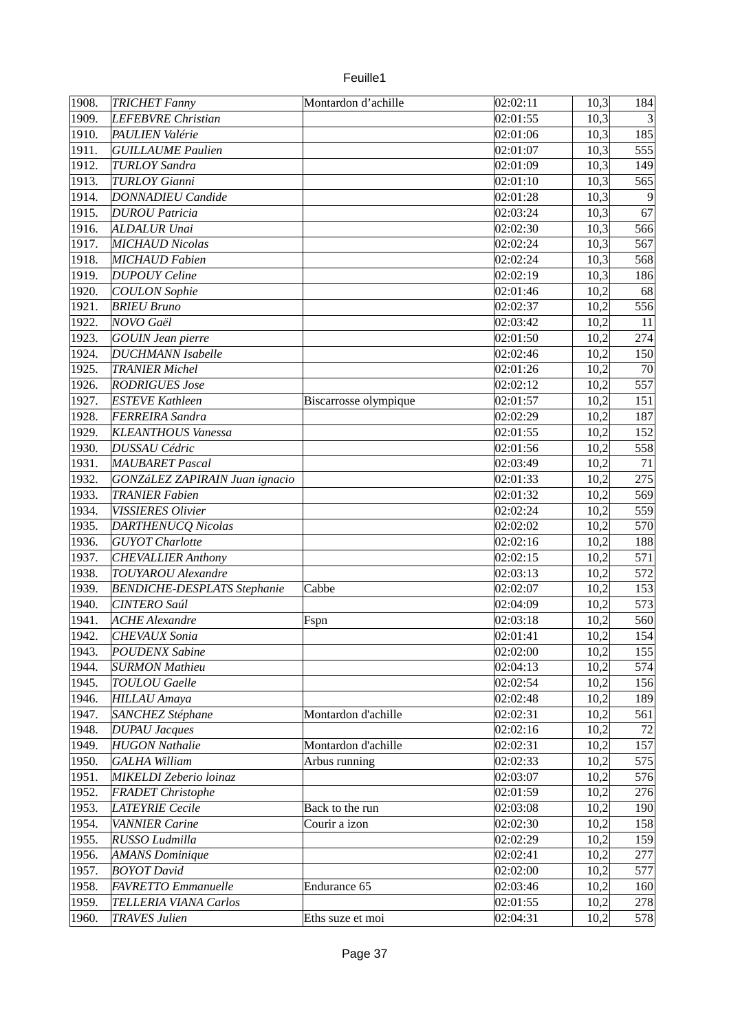| 1908. | *TRICHET Fanny* | Montardon d'achille | 02:02:11 | 10,3 | 184 |
|---|---|---|---|---|---|
| 1909. | *LEFEBVRE Christian* | | 02:01:55 | 10,3 | 3 |
| 1910. | *PAULIEN Valérie* | | 02:01:06 | 10,3 | 185 |
| 1911. | *GUILLAUME Paulien* | | 02:01:07 | 10,3 | 555 |
| 1912. | *TURLOY Sandra* | | 02:01:09 | 10,3 | 149 |
| 1913. | *TURLOY Gianni* | | 02:01:10 | 10,3 | 565 |
| 1914. | *DONNADIEU Candide* | | 02:01:28 | 10,3 | 9 |
| 1915. | *DUROU Patricia* | | 02:03:24 | 10,3 | 67 |
| 1916. | *ALDALUR Unai* | | 02:02:30 | 10,3 | 566 |
| 1917. | *MICHAUD Nicolas* | | 02:02:24 | 10,3 | 567 |
| 1918. | *MICHAUD Fabien* | | 02:02:24 | 10,3 | 568 |
| 1919. | *DUPOUY Celine* | | 02:02:19 | 10,3 | 186 |
| 1920. | *COULON Sophie* | | 02:01:46 | 10,2 | 68 |
| 1921. | *BRIEU Bruno* | | 02:02:37 | 10,2 | 556 |
| 1922. | *NOVO Gaël* | | 02:03:42 | 10,2 | 11 |
| 1923. | *GOUIN Jean pierre* | | 02:01:50 | 10,2 | 274 |
| 1924. | *DUCHMANN Isabelle* | | 02:02:46 | 10,2 | 150 |
| 1925. | *TRANIER Michel* | | 02:01:26 | 10,2 | 70 |
| 1926. | *RODRIGUES Jose* | | 02:02:12 | 10,2 | 557 |
| 1927. | *ESTEVE Kathleen* | Biscarrosse olympique | 02:01:57 | 10,2 | 151 |
| 1928. | *FERREIRA Sandra* | | 02:02:29 | 10,2 | 187 |
| 1929. | *KLEANTHOUS Vanessa* | | 02:01:55 | 10,2 | 152 |
| 1930. | *DUSSAU Cédric* | | 02:01:56 | 10,2 | 558 |
| 1931. | *MAUBARET Pascal* | | 02:03:49 | 10,2 | 71 |
| 1932. | *GONZáLEZ ZAPIRAIN Juan ignacio* | | 02:01:33 | 10,2 | 275 |
| 1933. | *TRANIER Fabien* | | 02:01:32 | 10,2 | 569 |
| 1934. | *VISSIERES Olivier* | | 02:02:24 | 10,2 | 559 |
| 1935. | *DARTHENUCQ Nicolas* | | 02:02:02 | 10,2 | 570 |
| 1936. | *GUYOT Charlotte* | | 02:02:16 | 10,2 | 188 |
| 1937. | *CHEVALLIER Anthony* | | 02:02:15 | 10,2 | 571 |
| 1938. | *TOUYAROU Alexandre* | | 02:03:13 | 10,2 | 572 |
| 1939. | *BENDICHE-DESPLATS Stephanie* | Cabbe | 02:02:07 | 10,2 | 153 |
| 1940. | *CINTERO Saúl* | | 02:04:09 | 10,2 | 573 |
| 1941. | *ACHE Alexandre* | Fspn | 02:03:18 | 10,2 | 560 |
| 1942. | *CHEVAUX Sonia* | | 02:01:41 | 10,2 | 154 |
| 1943. | *POUDENX Sabine* | | 02:02:00 | 10,2 | 155 |
| 1944. | *SURMON Mathieu* | | 02:04:13 | 10,2 | 574 |
| 1945. | *TOULOU Gaelle* | | 02:02:54 | 10,2 | 156 |
| 1946. | *HILLAU Amaya* | | 02:02:48 | 10,2 | 189 |
| 1947. | *SANCHEZ Stéphane* | Montardon d'achille | 02:02:31 | 10,2 | 561 |
| 1948. | *DUPAU Jacques* | | 02:02:16 | 10,2 | 72 |
| 1949. | *HUGON Nathalie* | Montardon d'achille | 02:02:31 | 10,2 | 157 |
| 1950. | *GALHA William* | Arbus running | 02:02:33 | 10,2 | 575 |
| 1951. | *MIKELDI Zeberio loinaz* | | 02:03:07 | 10,2 | 576 |
| 1952. | *FRADET Christophe* | | 02:01:59 | 10,2 | 276 |
| 1953. | *LATEYRIE Cecile* | Back to the run | 02:03:08 | 10,2 | 190 |
| 1954. | *VANNIER Carine* | Courir a izon | 02:02:30 | 10,2 | 158 |
| 1955. | *RUSSO Ludmilla* | | 02:02:29 | 10,2 | 159 |
| 1956. | *AMANS Dominique* | | 02:02:41 | 10,2 | 277 |
| 1957. | *BOYOT David* | | 02:02:00 | 10,2 | 577 |
| 1958. | *FAVRETTO Emmanuelle* | Endurance 65 | 02:03:46 | 10,2 | 160 |
| 1959. | *TELLERIA VIANA Carlos* | | 02:01:55 | 10,2 | 278 |
| 1960. | *TRAVES Julien* | Eths suze et moi | 02:04:31 | 10,2 | 578 |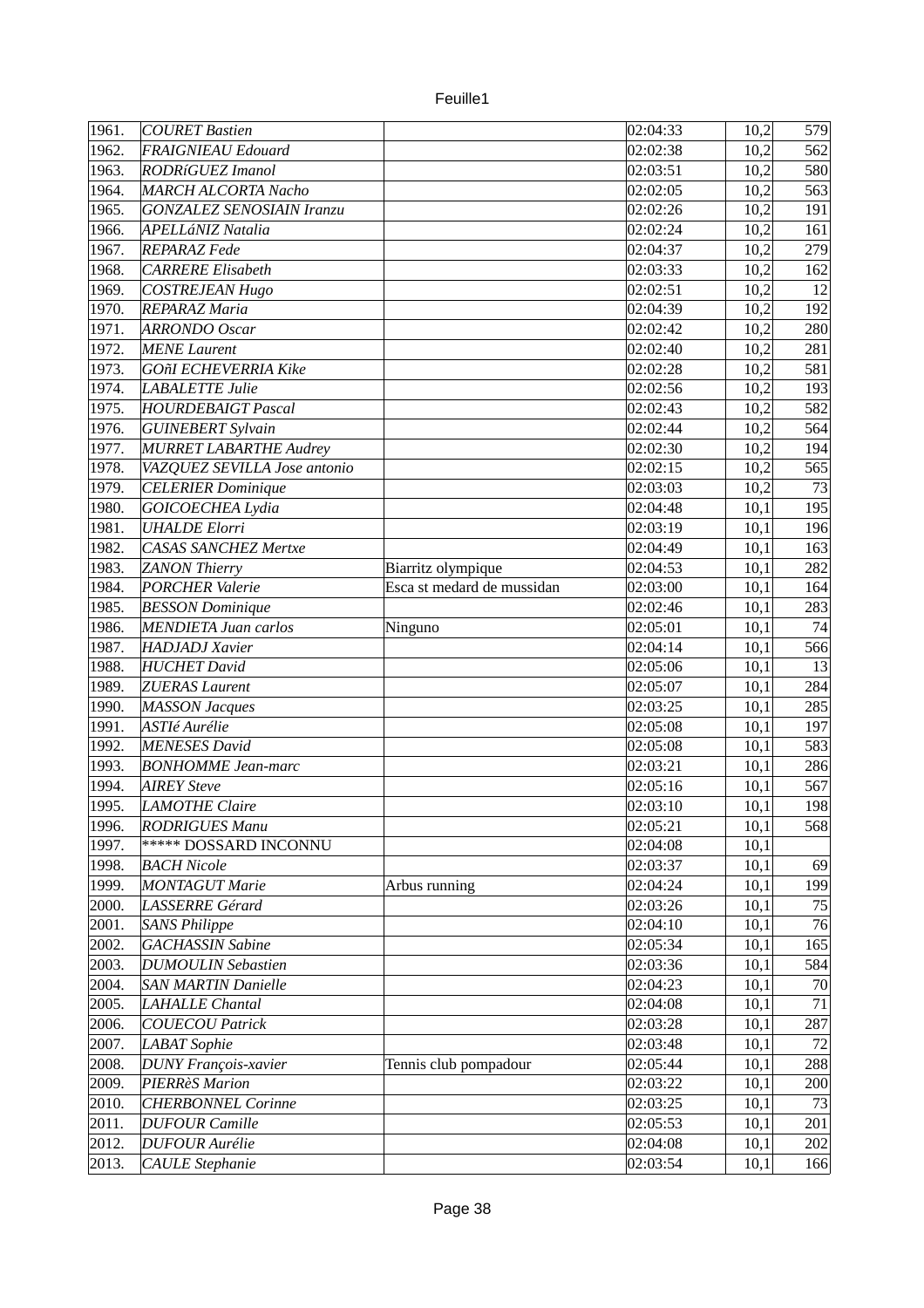| | | | | | |
|---|---|---|---|---|---|
| 1961. | *COURET Bastien* | | 02:04:33 | 10,2 | 579 |
| 1962. | *FRAIGNIEAU Edouard* | | 02:02:38 | 10,2 | 562 |
| 1963. | *RODRíGUEZ Imanol* | | 02:03:51 | 10,2 | 580 |
| 1964. | *MARCH ALCORTA Nacho* | | 02:02:05 | 10,2 | 563 |
| 1965. | *GONZALEZ SENOSIAIN Iranzu* | | 02:02:26 | 10,2 | 191 |
| 1966. | *APELLáNIZ Natalia* | | 02:02:24 | 10,2 | 161 |
| 1967. | *REPARAZ Fede* | | 02:04:37 | 10,2 | 279 |
| 1968. | *CARRERE Elisabeth* | | 02:03:33 | 10,2 | 162 |
| 1969. | *COSTREJEAN Hugo* | | 02:02:51 | 10,2 | 12 |
| 1970. | *REPARAZ Maria* | | 02:04:39 | 10,2 | 192 |
| 1971. | *ARRONDO Oscar* | | 02:02:42 | 10,2 | 280 |
| 1972. | *MENE Laurent* | | 02:02:40 | 10,2 | 281 |
| 1973. | *GOñI ECHEVERRIA Kike* | | 02:02:28 | 10,2 | 581 |
| 1974. | *LABALETTE Julie* | | 02:02:56 | 10,2 | 193 |
| 1975. | *HOURDEBAIGT Pascal* | | 02:02:43 | 10,2 | 582 |
| 1976. | *GUINEBERT Sylvain* | | 02:02:44 | 10,2 | 564 |
| 1977. | *MURRET LABARTHE Audrey* | | 02:02:30 | 10,2 | 194 |
| 1978. | *VAZQUEZ SEVILLA Jose antonio* | | 02:02:15 | 10,2 | 565 |
| 1979. | *CELERIER Dominique* | | 02:03:03 | 10,2 | 73 |
| 1980. | *GOICOECHEA Lydia* | | 02:04:48 | 10,1 | 195 |
| 1981. | *UHALDE Elorri* | | 02:03:19 | 10,1 | 196 |
| 1982. | *CASAS SANCHEZ Mertxe* | | 02:04:49 | 10,1 | 163 |
| 1983. | *ZANON Thierry* | Biarritz olympique | 02:04:53 | 10,1 | 282 |
| 1984. | *PORCHER Valerie* | Esca st medard de mussidan | 02:03:00 | 10,1 | 164 |
| 1985. | *BESSON Dominique* | | 02:02:46 | 10,1 | 283 |
| 1986. | *MENDIETA Juan carlos* | Ninguno | 02:05:01 | 10,1 | 74 |
| 1987. | *HADJADJ Xavier* | | 02:04:14 | 10,1 | 566 |
| 1988. | *HUCHET David* | | 02:05:06 | 10,1 | 13 |
| 1989. | *ZUERAS Laurent* | | 02:05:07 | 10,1 | 284 |
| 1990. | *MASSON Jacques* | | 02:03:25 | 10,1 | 285 |
| 1991. | *ASTIé Aurélie* | | 02:05:08 | 10,1 | 197 |
| 1992. | *MENESES David* | | 02:05:08 | 10,1 | 583 |
| 1993. | *BONHOMME Jean-marc* | | 02:03:21 | 10,1 | 286 |
| 1994. | *AIREY Steve* | | 02:05:16 | 10,1 | 567 |
| 1995. | *LAMOTHE Claire* | | 02:03:10 | 10,1 | 198 |
| 1996. | *RODRIGUES Manu* | | 02:05:21 | 10,1 | 568 |
| 1997. | ***** DOSSARD INCONNU | | 02:04:08 | 10,1 | |
| 1998. | *BACH Nicole* | | 02:03:37 | 10,1 | 69 |
| 1999. | *MONTAGUT Marie* | Arbus running | 02:04:24 | 10,1 | 199 |
| 2000. | *LASSERRE Gérard* | | 02:03:26 | 10,1 | 75 |
| 2001. | *SANS Philippe* | | 02:04:10 | 10,1 | 76 |
| 2002. | *GACHASSIN Sabine* | | 02:05:34 | 10,1 | 165 |
| 2003. | *DUMOULIN Sebastien* | | 02:03:36 | 10,1 | 584 |
| 2004. | *SAN MARTIN Danielle* | | 02:04:23 | 10,1 | 70 |
| 2005. | *LAHALLE Chantal* | | 02:04:08 | 10,1 | 71 |
| 2006. | *COUECOU Patrick* | | 02:03:28 | 10,1 | 287 |
| 2007. | *LABAT Sophie* | | 02:03:48 | 10,1 | 72 |
| 2008. | *DUNY François-xavier* | Tennis club pompadour | 02:05:44 | 10,1 | 288 |
| 2009. | *PIERRèS Marion* | | 02:03:22 | 10,1 | 200 |
| 2010. | *CHERBONNEL Corinne* | | 02:03:25 | 10,1 | 73 |
| 2011. | *DUFOUR Camille* | | 02:05:53 | 10,1 | 201 |
| 2012. | *DUFOUR Aurélie* | | 02:04:08 | 10,1 | 202 |
| 2013. | *CAULE Stephanie* | | 02:03:54 | 10,1 | 166 |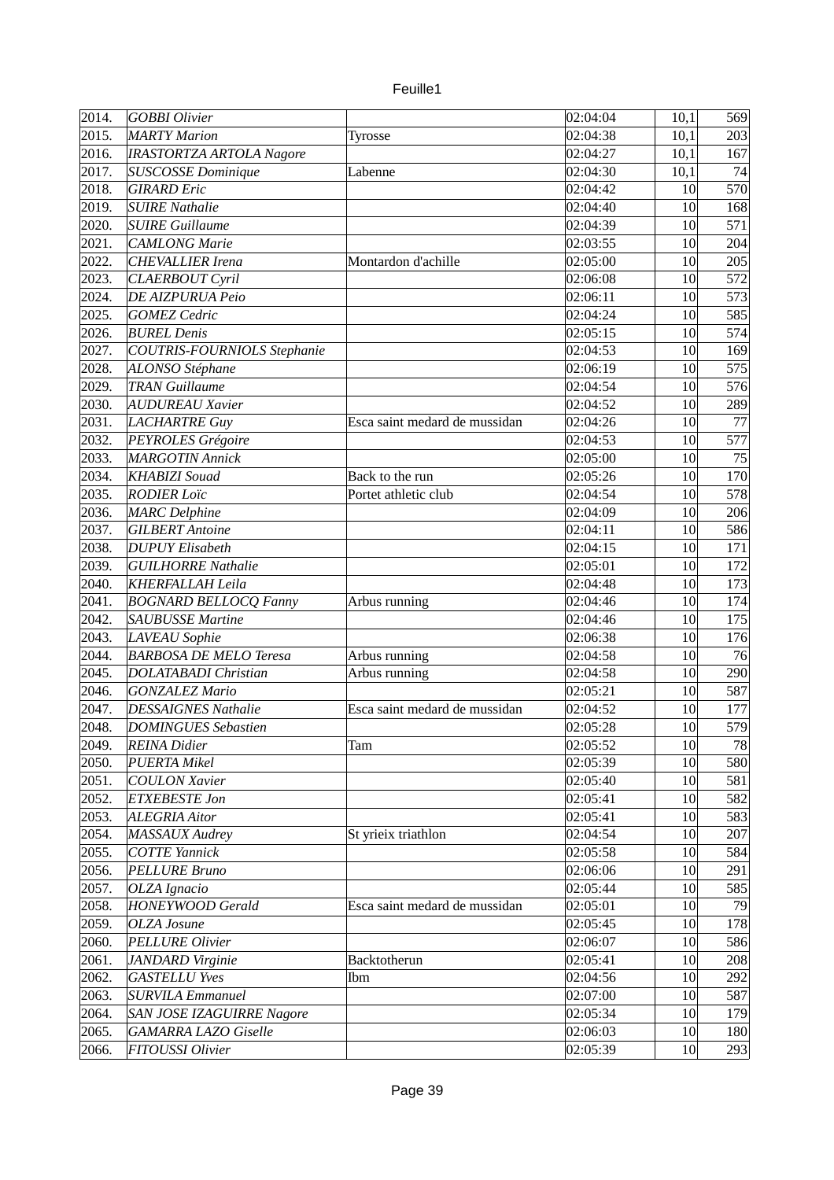| | | | | | |
|---|---|---|---|---|---|
| 2014. | *GOBBI Olivier* | | 02:04:04 | 10,1 | 569 |
| 2015. | *MARTY Marion* | Tyrosse | 02:04:38 | 10,1 | 203 |
| 2016. | *IRASTORTZA ARTOLA Nagore* | | 02:04:27 | 10,1 | 167 |
| 2017. | *SUSCOSSE Dominique* | Labenne | 02:04:30 | 10,1 | 74 |
| 2018. | *GIRARD Eric* | | 02:04:42 | 10 | 570 |
| 2019. | *SUIRE Nathalie* | | 02:04:40 | 10 | 168 |
| 2020. | *SUIRE Guillaume* | | 02:04:39 | 10 | 571 |
| 2021. | *CAMLONG Marie* | | 02:03:55 | 10 | 204 |
| 2022. | *CHEVALLIER Irena* | Montardon d'achille | 02:05:00 | 10 | 205 |
| 2023. | *CLAERBOUT Cyril* | | 02:06:08 | 10 | 572 |
| 2024. | *DE AIZPURUA Peio* | | 02:06:11 | 10 | 573 |
| 2025. | *GOMEZ Cedric* | | 02:04:24 | 10 | 585 |
| 2026. | *BUREL Denis* | | 02:05:15 | 10 | 574 |
| 2027. | *COUTRIS-FOURNIOLS Stephanie* | | 02:04:53 | 10 | 169 |
| 2028. | *ALONSO Stéphane* | | 02:06:19 | 10 | 575 |
| 2029. | *TRAN Guillaume* | | 02:04:54 | 10 | 576 |
| 2030. | *AUDUREAU Xavier* | | 02:04:52 | 10 | 289 |
| 2031. | *LACHARTRE Guy* | Esca saint medard de mussidan | 02:04:26 | 10 | 77 |
| 2032. | *PEYROLES Grégoire* | | 02:04:53 | 10 | 577 |
| 2033. | *MARGOTIN Annick* | | 02:05:00 | 10 | 75 |
| 2034. | *KHABIZI Souad* | Back to the run | 02:05:26 | 10 | 170 |
| 2035. | *RODIER Loïc* | Portet athletic club | 02:04:54 | 10 | 578 |
| 2036. | *MARC Delphine* | | 02:04:09 | 10 | 206 |
| 2037. | *GILBERT Antoine* | | 02:04:11 | 10 | 586 |
| 2038. | *DUPUY Elisabeth* | | 02:04:15 | 10 | 171 |
| 2039. | *GUILHORRE Nathalie* | | 02:05:01 | 10 | 172 |
| 2040. | *KHERFALLAH Leila* | | 02:04:48 | 10 | 173 |
| 2041. | *BOGNARD BELLOCQ Fanny* | Arbus running | 02:04:46 | 10 | 174 |
| 2042. | *SAUBUSSE Martine* | | 02:04:46 | 10 | 175 |
| 2043. | *LAVEAU Sophie* | | 02:06:38 | 10 | 176 |
| 2044. | *BARBOSA DE MELO Teresa* | Arbus running | 02:04:58 | 10 | 76 |
| 2045. | *DOLATABADI Christian* | Arbus running | 02:04:58 | 10 | 290 |
| 2046. | *GONZALEZ Mario* | | 02:05:21 | 10 | 587 |
| 2047. | *DESSAIGNES Nathalie* | Esca saint medard de mussidan | 02:04:52 | 10 | 177 |
| 2048. | *DOMINGUES Sebastien* | | 02:05:28 | 10 | 579 |
| 2049. | *REINA Didier* | Tam | 02:05:52 | 10 | 78 |
| 2050. | *PUERTA Mikel* | | 02:05:39 | 10 | 580 |
| 2051. | *COULON Xavier* | | 02:05:40 | 10 | 581 |
| 2052. | *ETXEBESTE Jon* | | 02:05:41 | 10 | 582 |
| 2053. | *ALEGRIA Aitor* | | 02:05:41 | 10 | 583 |
| 2054. | *MASSAUX Audrey* | St yrieix triathlon | 02:04:54 | 10 | 207 |
| 2055. | *COTTE Yannick* | | 02:05:58 | 10 | 584 |
| 2056. | *PELLURE Bruno* | | 02:06:06 | 10 | 291 |
| 2057. | *OLZA Ignacio* | | 02:05:44 | 10 | 585 |
| 2058. | *HONEYWOOD Gerald* | Esca saint medard de mussidan | 02:05:01 | 10 | 79 |
| 2059. | *OLZA Josune* | | 02:05:45 | 10 | 178 |
| 2060. | *PELLURE Olivier* | | 02:06:07 | 10 | 586 |
| 2061. | *JANDARD Virginie* | Backtotherun | 02:05:41 | 10 | 208 |
| 2062. | *GASTELLU Yves* | Ibm | 02:04:56 | 10 | 292 |
| 2063. | *SURVILA Emmanuel* | | 02:07:00 | 10 | 587 |
| 2064. | *SAN JOSE IZAGUIRRE Nagore* | | 02:05:34 | 10 | 179 |
| 2065. | *GAMARRA LAZO Giselle* | | 02:06:03 | 10 | 180 |
| 2066. | *FITOUSSI Olivier* | | 02:05:39 | 10 | 293 |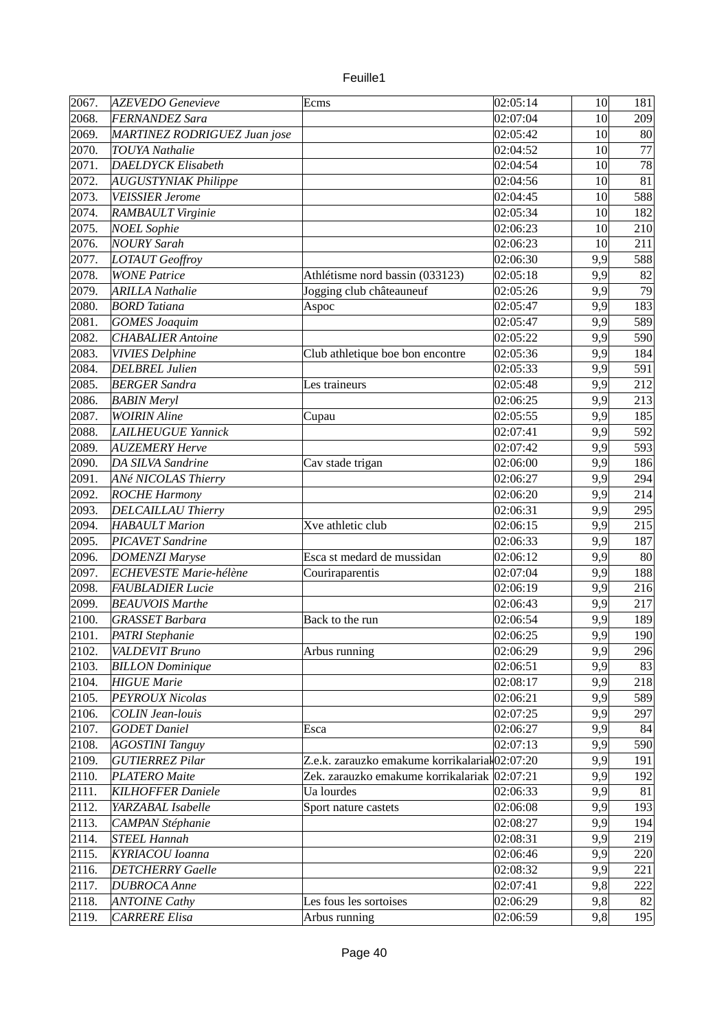| 2067. | AZEVEDO Genevieve | Ecms | 02:05:14 | 10 | 181 |
|---|---|---|---|---|---|
| 2068. | FERNANDEZ Sara | | 02:07:04 | 10 | 209 |
| 2069. | MARTINEZ RODRIGUEZ Juan jose | | 02:05:42 | 10 | 80 |
| 2070. | TOUYA Nathalie | | 02:04:52 | 10 | 77 |
| 2071. | DAELDYCK Elisabeth | | 02:04:54 | 10 | 78 |
| 2072. | AUGUSTYNIAK Philippe | | 02:04:56 | 10 | 81 |
| 2073. | VEISSIER Jerome | | 02:04:45 | 10 | 588 |
| 2074. | RAMBAULT Virginie | | 02:05:34 | 10 | 182 |
| 2075. | NOEL Sophie | | 02:06:23 | 10 | 210 |
| 2076. | NOURY Sarah | | 02:06:23 | 10 | 211 |
| 2077. | LOTAUT Geoffroy | | 02:06:30 | 9,9 | 588 |
| 2078. | WONE Patrice | Athlétisme nord bassin (033123) | 02:05:18 | 9,9 | 82 |
| 2079. | ARILLA Nathalie | Jogging club châteauneuf | 02:05:26 | 9,9 | 79 |
| 2080. | BORD Tatiana | Aspoc | 02:05:47 | 9,9 | 183 |
| 2081. | GOMES Joaquim | | 02:05:47 | 9,9 | 589 |
| 2082. | CHABALIER Antoine | | 02:05:22 | 9,9 | 590 |
| 2083. | VIVIES Delphine | Club athletique boe bon encontre | 02:05:36 | 9,9 | 184 |
| 2084. | DELBREL Julien | | 02:05:33 | 9,9 | 591 |
| 2085. | BERGER Sandra | Les traineurs | 02:05:48 | 9,9 | 212 |
| 2086. | BABIN Meryl | | 02:06:25 | 9,9 | 213 |
| 2087. | WOIRIN Aline | Cupau | 02:05:55 | 9,9 | 185 |
| 2088. | LAILHEUGUE Yannick | | 02:07:41 | 9,9 | 592 |
| 2089. | AUZEMERY Herve | | 02:07:42 | 9,9 | 593 |
| 2090. | DA SILVA Sandrine | Cav stade trigan | 02:06:00 | 9,9 | 186 |
| 2091. | ANé NICOLAS Thierry | | 02:06:27 | 9,9 | 294 |
| 2092. | ROCHE Harmony | | 02:06:20 | 9,9 | 214 |
| 2093. | DELCAILLAU Thierry | | 02:06:31 | 9,9 | 295 |
| 2094. | HABAULT Marion | Xve athletic club | 02:06:15 | 9,9 | 215 |
| 2095. | PICAVET Sandrine | | 02:06:33 | 9,9 | 187 |
| 2096. | DOMENZI Maryse | Esca st medard de mussidan | 02:06:12 | 9,9 | 80 |
| 2097. | ECHEVESTE Marie-hélène | Couriraparentis | 02:07:04 | 9,9 | 188 |
| 2098. | FAUBLADIER Lucie | | 02:06:19 | 9,9 | 216 |
| 2099. | BEAUVOIS Marthe | | 02:06:43 | 9,9 | 217 |
| 2100. | GRASSET Barbara | Back to the run | 02:06:54 | 9,9 | 189 |
| 2101. | PATRI Stephanie | | 02:06:25 | 9,9 | 190 |
| 2102. | VALDEVIT Bruno | Arbus running | 02:06:29 | 9,9 | 296 |
| 2103. | BILLON Dominique | | 02:06:51 | 9,9 | 83 |
| 2104. | HIGUE Marie | | 02:08:17 | 9,9 | 218 |
| 2105. | PEYROUX Nicolas | | 02:06:21 | 9,9 | 589 |
| 2106. | COLIN Jean-louis | | 02:07:25 | 9,9 | 297 |
| 2107. | GODET Daniel | Esca | 02:06:27 | 9,9 | 84 |
| 2108. | AGOSTINI Tanguy | | 02:07:13 | 9,9 | 590 |
| 2109. | GUTIERREZ Pilar | Z.e.k. zarauzko emakume korrikalariak | 02:07:20 | 9,9 | 191 |
| 2110. | PLATERO Maite | Zek. zarauzko emakume korrikalariak | 02:07:21 | 9,9 | 192 |
| 2111. | KILHOFFER Daniele | Ua lourdes | 02:06:33 | 9,9 | 81 |
| 2112. | YARZABAL Isabelle | Sport nature castets | 02:06:08 | 9,9 | 193 |
| 2113. | CAMPAN Stéphanie | | 02:08:27 | 9,9 | 194 |
| 2114. | STEEL Hannah | | 02:08:31 | 9,9 | 219 |
| 2115. | KYRIACOU Ioanna | | 02:06:46 | 9,9 | 220 |
| 2116. | DETCHERRY Gaelle | | 02:08:32 | 9,9 | 221 |
| 2117. | DUBROCA Anne | | 02:07:41 | 9,8 | 222 |
| 2118. | ANTOINE Cathy | Les fous les sortoises | 02:06:29 | 9,8 | 82 |
| 2119. | CARRERE Elisa | Arbus running | 02:06:59 | 9,8 | 195 |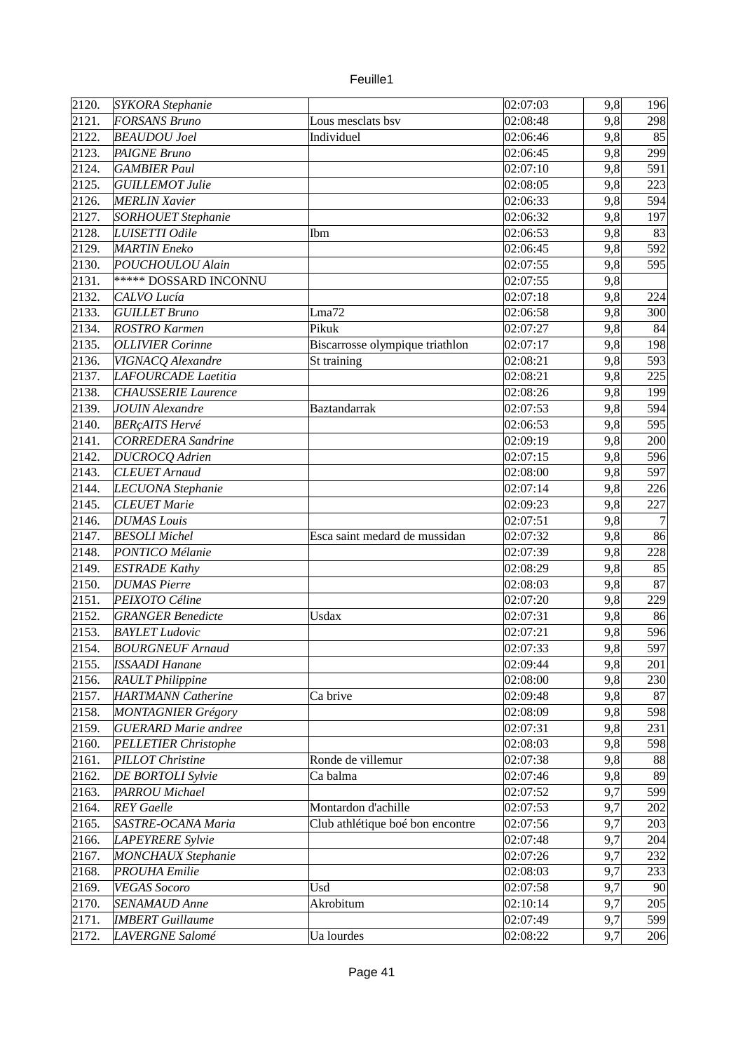| 2120. | *SYKORA Stephanie* | | 02:07:03 | 9,8 | 196 |
|---|---|---|---|---|---|
| 2121. | *FORSANS Bruno* | Lous mesclats bsv | 02:08:48 | 9,8 | 298 |
| 2122. | *BEAUDOU Joel* | Individuel | 02:06:46 | 9,8 | 85 |
| 2123. | *PAIGNE Bruno* | | 02:06:45 | 9,8 | 299 |
| 2124. | *GAMBIER Paul* | | 02:07:10 | 9,8 | 591 |
| 2125. | *GUILLEMOT Julie* | | 02:08:05 | 9,8 | 223 |
| 2126. | *MERLIN Xavier* | | 02:06:33 | 9,8 | 594 |
| 2127. | *SORHOUET Stephanie* | | 02:06:32 | 9,8 | 197 |
| 2128. | *LUISETTI Odile* | Ibm | 02:06:53 | 9,8 | 83 |
| 2129. | *MARTIN Eneko* | | 02:06:45 | 9,8 | 592 |
| 2130. | *POUCHOULOU Alain* | | 02:07:55 | 9,8 | 595 |
| 2131. | ***** DOSSARD INCONNU | | 02:07:55 | 9,8 | |
| 2132. | *CALVO Lucía* | | 02:07:18 | 9,8 | 224 |
| 2133. | *GUILLET Bruno* | Lma72 | 02:06:58 | 9,8 | 300 |
| 2134. | *ROSTRO Karmen* | Pikuk | 02:07:27 | 9,8 | 84 |
| 2135. | *OLLIVIER Corinne* | Biscarrosse olympique triathlon | 02:07:17 | 9,8 | 198 |
| 2136. | *VIGNACQ Alexandre* | St training | 02:08:21 | 9,8 | 593 |
| 2137. | *LAFOURCADE Laetitia* | | 02:08:21 | 9,8 | 225 |
| 2138. | *CHAUSSERIE Laurence* | | 02:08:26 | 9,8 | 199 |
| 2139. | *JOUIN Alexandre* | Baztandarrak | 02:07:53 | 9,8 | 594 |
| 2140. | *BERçAITS Hervé* | | 02:06:53 | 9,8 | 595 |
| 2141. | *CORREDERA Sandrine* | | 02:09:19 | 9,8 | 200 |
| 2142. | *DUCROCQ Adrien* | | 02:07:15 | 9,8 | 596 |
| 2143. | *CLEUET Arnaud* | | 02:08:00 | 9,8 | 597 |
| 2144. | *LECUONA Stephanie* | | 02:07:14 | 9,8 | 226 |
| 2145. | *CLEUET Marie* | | 02:09:23 | 9,8 | 227 |
| 2146. | *DUMAS Louis* | | 02:07:51 | 9,8 | 7 |
| 2147. | *BESOLI Michel* | Esca saint medard de mussidan | 02:07:32 | 9,8 | 86 |
| 2148. | *PONTICO Mélanie* | | 02:07:39 | 9,8 | 228 |
| 2149. | *ESTRADE Kathy* | | 02:08:29 | 9,8 | 85 |
| 2150. | *DUMAS Pierre* | | 02:08:03 | 9,8 | 87 |
| 2151. | *PEIXOTO Céline* | | 02:07:20 | 9,8 | 229 |
| 2152. | *GRANGER Benedicte* | Usdax | 02:07:31 | 9,8 | 86 |
| 2153. | *BAYLET Ludovic* | | 02:07:21 | 9,8 | 596 |
| 2154. | *BOURGNEUF Arnaud* | | 02:07:33 | 9,8 | 597 |
| 2155. | *ISSAADI Hanane* | | 02:09:44 | 9,8 | 201 |
| 2156. | *RAULT Philippine* | | 02:08:00 | 9,8 | 230 |
| 2157. | *HARTMANN Catherine* | Ca brive | 02:09:48 | 9,8 | 87 |
| 2158. | *MONTAGNIER Grégory* | | 02:08:09 | 9,8 | 598 |
| 2159. | *GUERARD Marie andree* | | 02:07:31 | 9,8 | 231 |
| 2160. | *PELLETIER Christophe* | | 02:08:03 | 9,8 | 598 |
| 2161. | *PILLOT Christine* | Ronde de villemur | 02:07:38 | 9,8 | 88 |
| 2162. | *DE BORTOLI Sylvie* | Ca balma | 02:07:46 | 9,8 | 89 |
| 2163. | *PARROU Michael* | | 02:07:52 | 9,7 | 599 |
| 2164. | *REY Gaelle* | Montardon d'achille | 02:07:53 | 9,7 | 202 |
| 2165. | *SASTRE-OCANA Maria* | Club athlétique boé bon encontre | 02:07:56 | 9,7 | 203 |
| 2166. | *LAPEYRERE Sylvie* | | 02:07:48 | 9,7 | 204 |
| 2167. | *MONCHAUX Stephanie* | | 02:07:26 | 9,7 | 232 |
| 2168. | *PROUHA Emilie* | | 02:08:03 | 9,7 | 233 |
| 2169. | *VEGAS Socoro* | Usd | 02:07:58 | 9,7 | 90 |
| 2170. | *SENAMAUD Anne* | Akrobitum | 02:10:14 | 9,7 | 205 |
| 2171. | *IMBERT Guillaume* | | 02:07:49 | 9,7 | 599 |
| 2172. | *LAVERGNE Salomé* | Ua lourdes | 02:08:22 | 9,7 | 206 |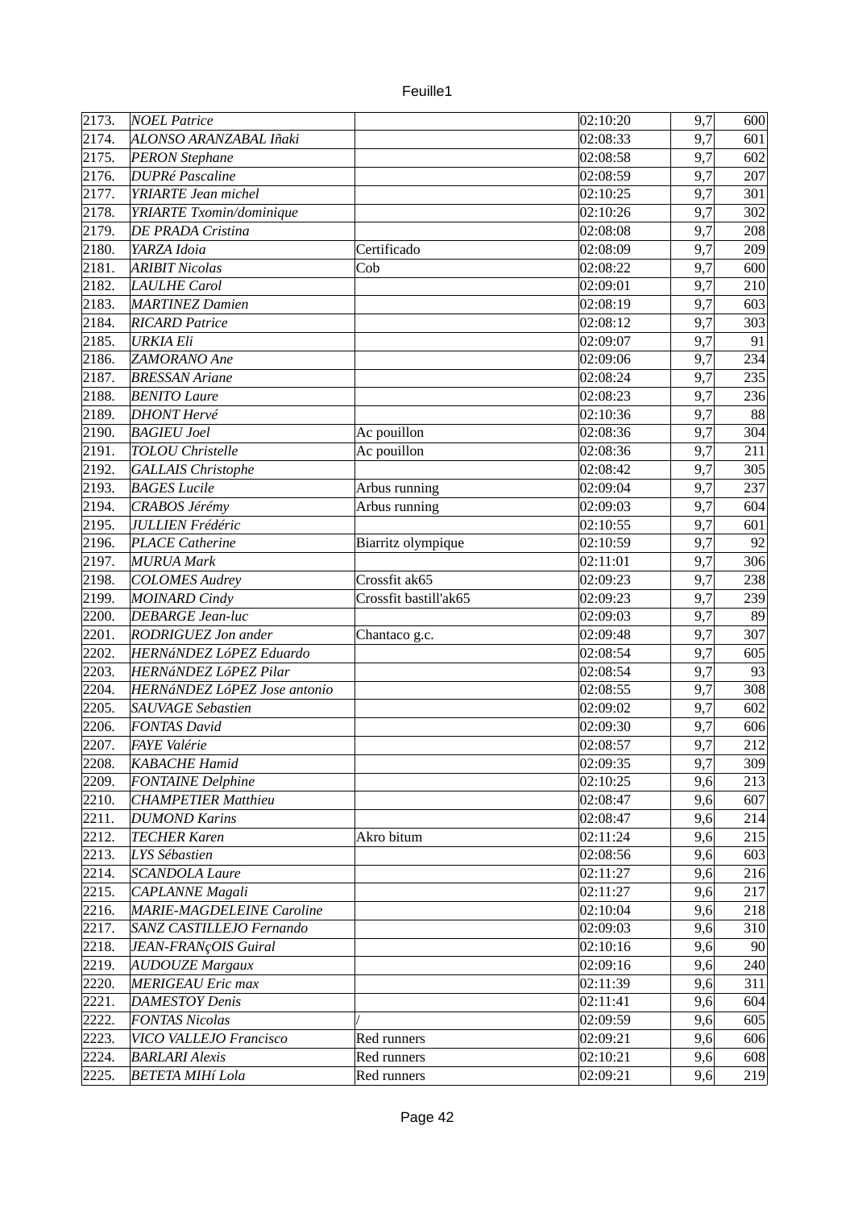| 2173. | *NOEL Patrice* | | 02:10:20 | 9,7 | 600 |
|---|---|---|---|---|---|
| 2174. | *ALONSO ARANZABAL Iñaki* | | 02:08:33 | 9,7 | 601 |
| 2175. | *PERON Stephane* | | 02:08:58 | 9,7 | 602 |
| 2176. | *DUPRé Pascaline* | | 02:08:59 | 9,7 | 207 |
| 2177. | *YRIARTE Jean michel* | | 02:10:25 | 9,7 | 301 |
| 2178. | *YRIARTE Txomin/dominique* | | 02:10:26 | 9,7 | 302 |
| 2179. | *DE PRADA Cristina* | | 02:08:08 | 9,7 | 208 |
| 2180. | *YARZA Idoia* | Certificado | 02:08:09 | 9,7 | 209 |
| 2181. | *ARIBIT Nicolas* | Cob | 02:08:22 | 9,7 | 600 |
| 2182. | *LAULHE Carol* | | 02:09:01 | 9,7 | 210 |
| 2183. | *MARTINEZ Damien* | | 02:08:19 | 9,7 | 603 |
| 2184. | *RICARD Patrice* | | 02:08:12 | 9,7 | 303 |
| 2185. | *URKIA Eli* | | 02:09:07 | 9,7 | 91 |
| 2186. | *ZAMORANO Ane* | | 02:09:06 | 9,7 | 234 |
| 2187. | *BRESSAN Ariane* | | 02:08:24 | 9,7 | 235 |
| 2188. | *BENITO Laure* | | 02:08:23 | 9,7 | 236 |
| 2189. | *DHONT Hervé* | | 02:10:36 | 9,7 | 88 |
| 2190. | *BAGIEU Joel* | Ac pouillon | 02:08:36 | 9,7 | 304 |
| 2191. | *TOLOU Christelle* | Ac pouillon | 02:08:36 | 9,7 | 211 |
| 2192. | *GALLAIS Christophe* | | 02:08:42 | 9,7 | 305 |
| 2193. | *BAGES Lucile* | Arbus running | 02:09:04 | 9,7 | 237 |
| 2194. | *CRABOS Jérémy* | Arbus running | 02:09:03 | 9,7 | 604 |
| 2195. | *JULLIEN Frédéric* | | 02:10:55 | 9,7 | 601 |
| 2196. | *PLACE Catherine* | Biarritz olympique | 02:10:59 | 9,7 | 92 |
| 2197. | *MURUA Mark* | | 02:11:01 | 9,7 | 306 |
| 2198. | *COLOMES Audrey* | Crossfit ak65 | 02:09:23 | 9,7 | 238 |
| 2199. | *MOINARD Cindy* | Crossfit bastill'ak65 | 02:09:23 | 9,7 | 239 |
| 2200. | *DEBARGE Jean-luc* | | 02:09:03 | 9,7 | 89 |
| 2201. | *RODRIGUEZ Jon ander* | Chantaco g.c. | 02:09:48 | 9,7 | 307 |
| 2202. | *HERNáNDEZ LóPEZ Eduardo* | | 02:08:54 | 9,7 | 605 |
| 2203. | *HERNáNDEZ LóPEZ Pilar* | | 02:08:54 | 9,7 | 93 |
| 2204. | *HERNáNDEZ LóPEZ Jose antonio* | | 02:08:55 | 9,7 | 308 |
| 2205. | *SAUVAGE Sebastien* | | 02:09:02 | 9,7 | 602 |
| 2206. | *FONTAS David* | | 02:09:30 | 9,7 | 606 |
| 2207. | *FAYE Valérie* | | 02:08:57 | 9,7 | 212 |
| 2208. | *KABACHE Hamid* | | 02:09:35 | 9,7 | 309 |
| 2209. | *FONTAINE Delphine* | | 02:10:25 | 9,6 | 213 |
| 2210. | *CHAMPETIER Matthieu* | | 02:08:47 | 9,6 | 607 |
| 2211. | *DUMOND Karins* | | 02:08:47 | 9,6 | 214 |
| 2212. | *TECHER Karen* | Akro bitum | 02:11:24 | 9,6 | 215 |
| 2213. | *LYS Sébastien* | | 02:08:56 | 9,6 | 603 |
| 2214. | *SCANDOLA Laure* | | 02:11:27 | 9,6 | 216 |
| 2215. | *CAPLANNE Magali* | | 02:11:27 | 9,6 | 217 |
| 2216. | *MARIE-MAGDELEINE Caroline* | | 02:10:04 | 9,6 | 218 |
| 2217. | *SANZ CASTILLEJO Fernando* | | 02:09:03 | 9,6 | 310 |
| 2218. | *JEAN-FRANçOIS Guiral* | | 02:10:16 | 9,6 | 90 |
| 2219. | *AUDOUZE Margaux* | | 02:09:16 | 9,6 | 240 |
| 2220. | *MERIGEAU Eric max* | | 02:11:39 | 9,6 | 311 |
| 2221. | *DAMESTOY Denis* | | 02:11:41 | 9,6 | 604 |
| 2222. | *FONTAS Nicolas* | / | 02:09:59 | 9,6 | 605 |
| 2223. | *VICO VALLEJO Francisco* | Red runners | 02:09:21 | 9,6 | 606 |
| 2224. | *BARLARI Alexis* | Red runners | 02:10:21 | 9,6 | 608 |
| 2225. | *BETETA MIHí Lola* | Red runners | 02:09:21 | 9,6 | 219 |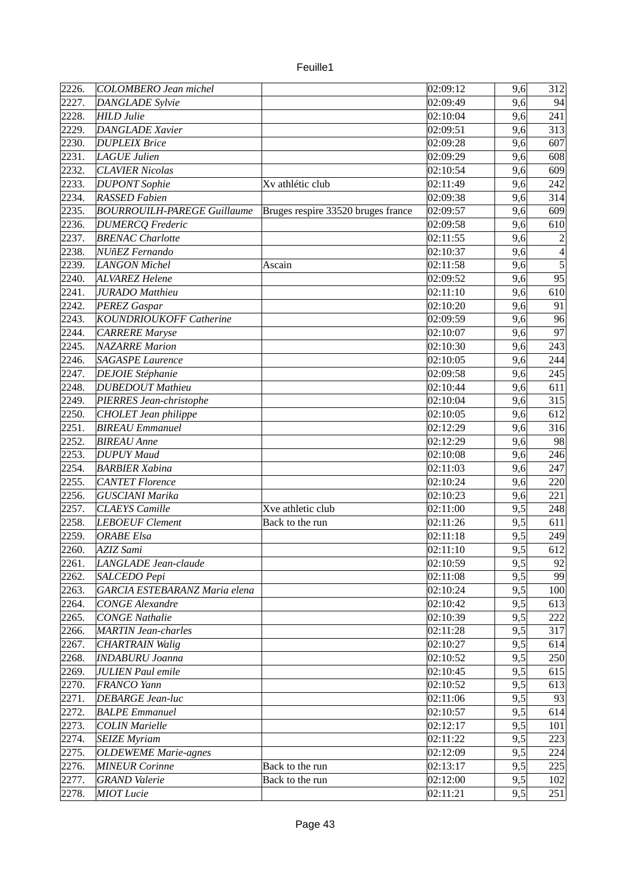| | | | | | |
|---|---|---|---|---|---|
| 2226. | *COLOMBERO Jean michel* | | 02:09:12 | 9,6 | 312 |
| 2227. | *DANGLADE Sylvie* | | 02:09:49 | 9,6 | 94 |
| 2228. | *HILD Julie* | | 02:10:04 | 9,6 | 241 |
| 2229. | *DANGLADE Xavier* | | 02:09:51 | 9,6 | 313 |
| 2230. | *DUPLEIX Brice* | | 02:09:28 | 9,6 | 607 |
| 2231. | *LAGUE Julien* | | 02:09:29 | 9,6 | 608 |
| 2232. | *CLAVIER Nicolas* | | 02:10:54 | 9,6 | 609 |
| 2233. | *DUPONT Sophie* | Xv athlétic club | 02:11:49 | 9,6 | 242 |
| 2234. | *RASSED Fabien* | | 02:09:38 | 9,6 | 314 |
| 2235. | *BOURROUILH-PAREGE Guillaume* | Bruges respire 33520 bruges france | 02:09:57 | 9,6 | 609 |
| 2236. | *DUMERCQ Frederic* | | 02:09:58 | 9,6 | 610 |
| 2237. | *BRENAC Charlotte* | | 02:11:55 | 9,6 | 2 |
| 2238. | *NUñEZ Fernando* | | 02:10:37 | 9,6 | 4 |
| 2239. | *LANGON Michel* | Ascain | 02:11:58 | 9,6 | 5 |
| 2240. | *ALVAREZ Helene* | | 02:09:52 | 9,6 | 95 |
| 2241. | *JURADO Matthieu* | | 02:11:10 | 9,6 | 610 |
| 2242. | *PEREZ Gaspar* | | 02:10:20 | 9,6 | 91 |
| 2243. | *KOUNDRIOUKOFF Catherine* | | 02:09:59 | 9,6 | 96 |
| 2244. | *CARRERE Maryse* | | 02:10:07 | 9,6 | 97 |
| 2245. | *NAZARRE Marion* | | 02:10:30 | 9,6 | 243 |
| 2246. | *SAGASPE Laurence* | | 02:10:05 | 9,6 | 244 |
| 2247. | *DEJOIE Stéphanie* | | 02:09:58 | 9,6 | 245 |
| 2248. | *DUBEDOUT Mathieu* | | 02:10:44 | 9,6 | 611 |
| 2249. | *PIERRES Jean-christophe* | | 02:10:04 | 9,6 | 315 |
| 2250. | *CHOLET Jean philippe* | | 02:10:05 | 9,6 | 612 |
| 2251. | *BIREAU Emmanuel* | | 02:12:29 | 9,6 | 316 |
| 2252. | *BIREAU Anne* | | 02:12:29 | 9,6 | 98 |
| 2253. | *DUPUY Maud* | | 02:10:08 | 9,6 | 246 |
| 2254. | *BARBIER Xabina* | | 02:11:03 | 9,6 | 247 |
| 2255. | *CANTET Florence* | | 02:10:24 | 9,6 | 220 |
| 2256. | *GUSCIANI Marika* | | 02:10:23 | 9,6 | 221 |
| 2257. | *CLAEYS Camille* | Xve athletic club | 02:11:00 | 9,5 | 248 |
| 2258. | *LEBOEUF Clement* | Back to the run | 02:11:26 | 9,5 | 611 |
| 2259. | *ORABE Elsa* | | 02:11:18 | 9,5 | 249 |
| 2260. | *AZIZ Sami* | | 02:11:10 | 9,5 | 612 |
| 2261. | *LANGLADE Jean-claude* | | 02:10:59 | 9,5 | 92 |
| 2262. | *SALCEDO Pepi* | | 02:11:08 | 9,5 | 99 |
| 2263. | *GARCIA ESTEBARANZ Maria elena* | | 02:10:24 | 9,5 | 100 |
| 2264. | *CONGE Alexandre* | | 02:10:42 | 9,5 | 613 |
| 2265. | *CONGE Nathalie* | | 02:10:39 | 9,5 | 222 |
| 2266. | *MARTIN Jean-charles* | | 02:11:28 | 9,5 | 317 |
| 2267. | *CHARTRAIN Walig* | | 02:10:27 | 9,5 | 614 |
| 2268. | *INDABURU Joanna* | | 02:10:52 | 9,5 | 250 |
| 2269. | *JULIEN Paul emile* | | 02:10:45 | 9,5 | 615 |
| 2270. | *FRANCO Yann* | | 02:10:52 | 9,5 | 613 |
| 2271. | *DEBARGE Jean-luc* | | 02:11:06 | 9,5 | 93 |
| 2272. | *BALPE Emmanuel* | | 02:10:57 | 9,5 | 614 |
| 2273. | *COLIN Marielle* | | 02:12:17 | 9,5 | 101 |
| 2274. | *SEIZE Myriam* | | 02:11:22 | 9,5 | 223 |
| 2275. | *OLDEWEME Marie-agnes* | | 02:12:09 | 9,5 | 224 |
| 2276. | *MINEUR Corinne* | Back to the run | 02:13:17 | 9,5 | 225 |
| 2277. | *GRAND Valerie* | Back to the run | 02:12:00 | 9,5 | 102 |
| 2278. | *MIOT Lucie* | | 02:11:21 | 9,5 | 251 |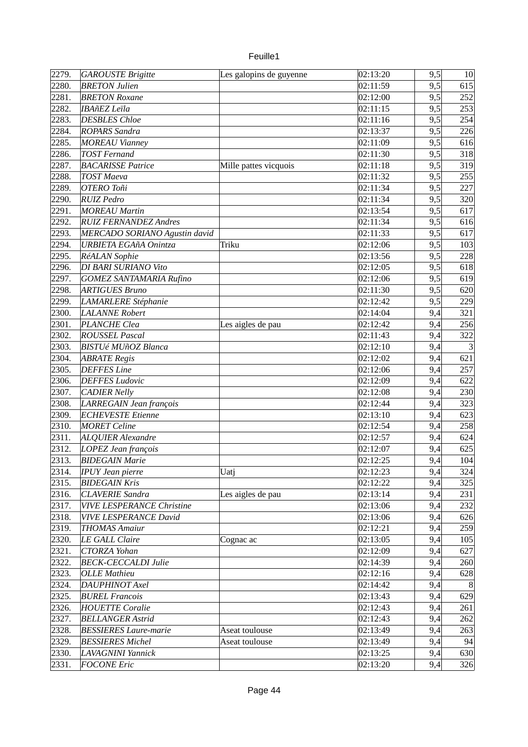| | | | | | |
|---|---|---|---|---|---|
| 2279. | *GAROUSTE Brigitte* | Les galopins de guyenne | 02:13:20 | 9,5 | 10 |
| 2280. | *BRETON Julien* | | 02:11:59 | 9,5 | 615 |
| 2281. | *BRETON Roxane* | | 02:12:00 | 9,5 | 252 |
| 2282. | *IBAñEZ Leïla* | | 02:11:15 | 9,5 | 253 |
| 2283. | *DESBLES Chloe* | | 02:11:16 | 9,5 | 254 |
| 2284. | *ROPARS Sandra* | | 02:13:37 | 9,5 | 226 |
| 2285. | *MOREAU Vianney* | | 02:11:09 | 9,5 | 616 |
| 2286. | *TOST Fernand* | | 02:11:30 | 9,5 | 318 |
| 2287. | *BACARISSE Patrice* | Mille pattes vicquois | 02:11:18 | 9,5 | 319 |
| 2288. | *TOST Maeva* | | 02:11:32 | 9,5 | 255 |
| 2289. | *OTERO Toñi* | | 02:11:34 | 9,5 | 227 |
| 2290. | *RUIZ Pedro* | | 02:11:34 | 9,5 | 320 |
| 2291. | *MOREAU Martin* | | 02:13:54 | 9,5 | 617 |
| 2292. | *RUIZ FERNANDEZ Andres* | | 02:11:34 | 9,5 | 616 |
| 2293. | *MERCADO SORIANO Agustin david* | | 02:11:33 | 9,5 | 617 |
| 2294. | *URBIETA EGAñA Onintza* | Triku | 02:12:06 | 9,5 | 103 |
| 2295. | *RéALAN Sophie* | | 02:13:56 | 9,5 | 228 |
| 2296. | *DI BARI SURIANO Vito* | | 02:12:05 | 9,5 | 618 |
| 2297. | *GOMEZ SANTAMARIA Rufino* | | 02:12:06 | 9,5 | 619 |
| 2298. | *ARTIGUES Bruno* | | 02:11:30 | 9,5 | 620 |
| 2299. | *LAMARLERE Stéphanie* | | 02:12:42 | 9,5 | 229 |
| 2300. | *LALANNE Robert* | | 02:14:04 | 9,4 | 321 |
| 2301. | *PLANCHE Clea* | Les aigles de pau | 02:12:42 | 9,4 | 256 |
| 2302. | *ROUSSEL Pascal* | | 02:11:43 | 9,4 | 322 |
| 2303. | *BISTUé MUñOZ Blanca* | | 02:12:10 | 9,4 | 3 |
| 2304. | *ABRATE Regis* | | 02:12:02 | 9,4 | 621 |
| 2305. | *DEFFES Line* | | 02:12:06 | 9,4 | 257 |
| 2306. | *DEFFES Ludovic* | | 02:12:09 | 9,4 | 622 |
| 2307. | *CADIER Nelly* | | 02:12:08 | 9,4 | 230 |
| 2308. | *LARREGAIN Jean françois* | | 02:12:44 | 9,4 | 323 |
| 2309. | *ECHEVESTE Etienne* | | 02:13:10 | 9,4 | 623 |
| 2310. | *MORET Celine* | | 02:12:54 | 9,4 | 258 |
| 2311. | *ALQUIER Alexandre* | | 02:12:57 | 9,4 | 624 |
| 2312. | *LOPEZ Jean françois* | | 02:12:07 | 9,4 | 625 |
| 2313. | *BIDEGAIN Marie* | | 02:12:25 | 9,4 | 104 |
| 2314. | *IPUY Jean pierre* | Uatj | 02:12:23 | 9,4 | 324 |
| 2315. | *BIDEGAIN Kris* | | 02:12:22 | 9,4 | 325 |
| 2316. | *CLAVERIE Sandra* | Les aigles de pau | 02:13:14 | 9,4 | 231 |
| 2317. | *VIVE LESPERANCE Christine* | | 02:13:06 | 9,4 | 232 |
| 2318. | *VIVE LESPERANCE David* | | 02:13:06 | 9,4 | 626 |
| 2319. | *THOMAS Amaiur* | | 02:12:21 | 9,4 | 259 |
| 2320. | *LE GALL Claire* | Cognac ac | 02:13:05 | 9,4 | 105 |
| 2321. | *CTORZA Yohan* | | 02:12:09 | 9,4 | 627 |
| 2322. | *BECK-CECCALDI Julie* | | 02:14:39 | 9,4 | 260 |
| 2323. | *OLLE Mathieu* | | 02:12:16 | 9,4 | 628 |
| 2324. | *DAUPHINOT Axel* | | 02:14:42 | 9,4 | 8 |
| 2325. | *BUREL Francois* | | 02:13:43 | 9,4 | 629 |
| 2326. | *HOUETTE Coralie* | | 02:12:43 | 9,4 | 261 |
| 2327. | *BELLANGER Astrid* | | 02:12:43 | 9,4 | 262 |
| 2328. | *BESSIERES Laure-marie* | Aseat toulouse | 02:13:49 | 9,4 | 263 |
| 2329. | *BESSIERES Michel* | Aseat toulouse | 02:13:49 | 9,4 | 94 |
| 2330. | *LAVAGNINI Yannick* | | 02:13:25 | 9,4 | 630 |
| 2331. | *FOCONE Eric* | | 02:13:20 | 9,4 | 326 |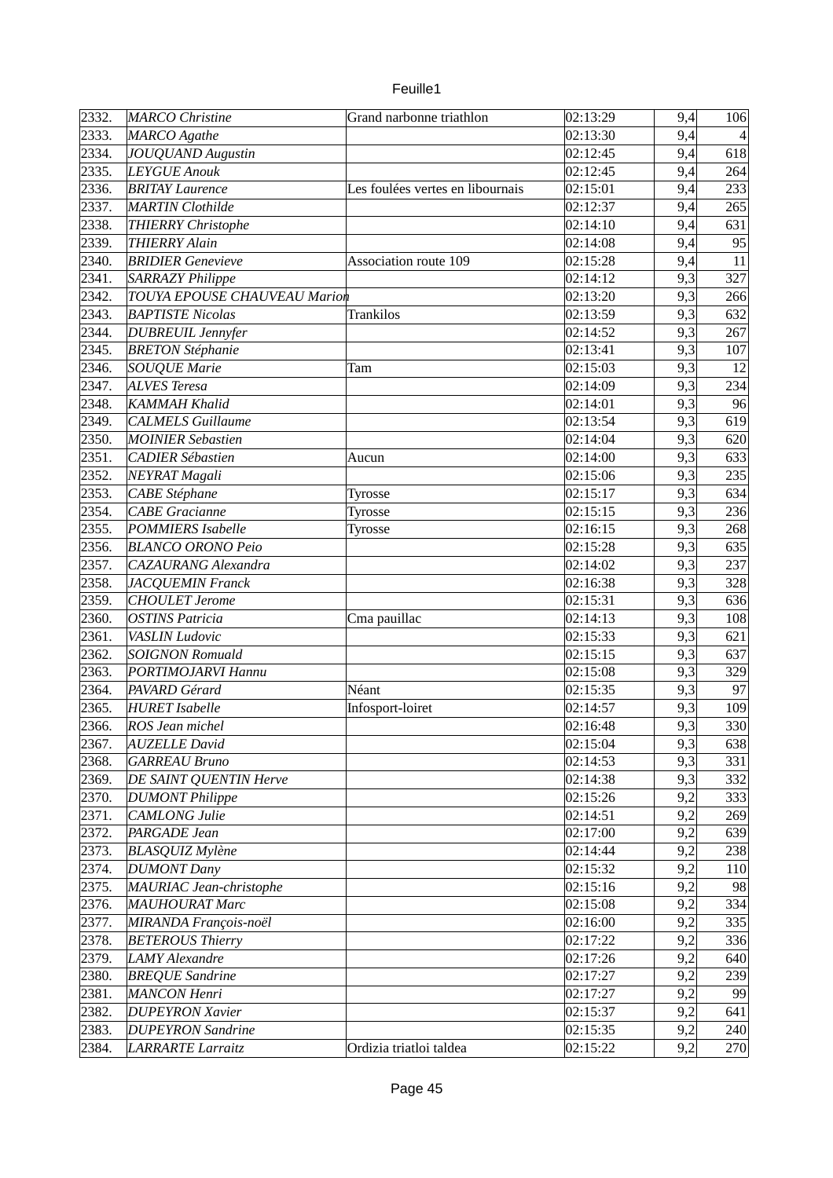| | | | | | |
|---|---|---|---|---|---|
| 2332. | *MARCO Christine* | Grand narbonne triathlon | 02:13:29 | 9,4 | 106 |
| 2333. | *MARCO Agathe* | | 02:13:30 | 9,4 | 4 |
| 2334. | *JOUQUAND Augustin* | | 02:12:45 | 9,4 | 618 |
| 2335. | *LEYGUE Anouk* | | 02:12:45 | 9,4 | 264 |
| 2336. | *BRITAY Laurence* | Les foulées vertes en libournais | 02:15:01 | 9,4 | 233 |
| 2337. | *MARTIN Clothilde* | | 02:12:37 | 9,4 | 265 |
| 2338. | *THIERRY Christophe* | | 02:14:10 | 9,4 | 631 |
| 2339. | *THIERRY Alain* | | 02:14:08 | 9,4 | 95 |
| 2340. | *BRIDIER Genevieve* | Association route 109 | 02:15:28 | 9,4 | 11 |
| 2341. | *SARRAZY Philippe* | | 02:14:12 | 9,3 | 327 |
| 2342. | *TOUYA EPOUSE CHAUVEAU Marion* | | 02:13:20 | 9,3 | 266 |
| 2343. | *BAPTISTE Nicolas* | Trankilos | 02:13:59 | 9,3 | 632 |
| 2344. | *DUBREUIL Jennyfer* | | 02:14:52 | 9,3 | 267 |
| 2345. | *BRETON Stéphanie* | | 02:13:41 | 9,3 | 107 |
| 2346. | *SOUQUE Marie* | Tam | 02:15:03 | 9,3 | 12 |
| 2347. | *ALVES Teresa* | | 02:14:09 | 9,3 | 234 |
| 2348. | *KAMMAH Khalid* | | 02:14:01 | 9,3 | 96 |
| 2349. | *CALMELS Guillaume* | | 02:13:54 | 9,3 | 619 |
| 2350. | *MOINIER Sebastien* | | 02:14:04 | 9,3 | 620 |
| 2351. | *CADIER Sébastien* | Aucun | 02:14:00 | 9,3 | 633 |
| 2352. | *NEYRAT Magali* | | 02:15:06 | 9,3 | 235 |
| 2353. | *CABE Stéphane* | Tyrosse | 02:15:17 | 9,3 | 634 |
| 2354. | *CABE Gracianne* | Tyrosse | 02:15:15 | 9,3 | 236 |
| 2355. | *POMMIERS Isabelle* | Tyrosse | 02:16:15 | 9,3 | 268 |
| 2356. | *BLANCO ORONO Peio* | | 02:15:28 | 9,3 | 635 |
| 2357. | *CAZAURANG Alexandra* | | 02:14:02 | 9,3 | 237 |
| 2358. | *JACQUEMIN Franck* | | 02:16:38 | 9,3 | 328 |
| 2359. | *CHOULET Jerome* | | 02:15:31 | 9,3 | 636 |
| 2360. | *OSTINS Patricia* | Cma pauillac | 02:14:13 | 9,3 | 108 |
| 2361. | *VASLIN Ludovic* | | 02:15:33 | 9,3 | 621 |
| 2362. | *SOIGNON Romuald* | | 02:15:15 | 9,3 | 637 |
| 2363. | *PORTIMOJARVI Hannu* | | 02:15:08 | 9,3 | 329 |
| 2364. | *PAVARD Gérard* | Néant | 02:15:35 | 9,3 | 97 |
| 2365. | *HURET Isabelle* | Infosport-loiret | 02:14:57 | 9,3 | 109 |
| 2366. | *ROS Jean michel* | | 02:16:48 | 9,3 | 330 |
| 2367. | *AUZELLE David* | | 02:15:04 | 9,3 | 638 |
| 2368. | *GARREAU Bruno* | | 02:14:53 | 9,3 | 331 |
| 2369. | *DE SAINT QUENTIN Herve* | | 02:14:38 | 9,3 | 332 |
| 2370. | *DUMONT Philippe* | | 02:15:26 | 9,2 | 333 |
| 2371. | *CAMLONG Julie* | | 02:14:51 | 9,2 | 269 |
| 2372. | *PARGADE Jean* | | 02:17:00 | 9,2 | 639 |
| 2373. | *BLASQUIZ Mylène* | | 02:14:44 | 9,2 | 238 |
| 2374. | *DUMONT Dany* | | 02:15:32 | 9,2 | 110 |
| 2375. | *MAURIAC Jean-christophe* | | 02:15:16 | 9,2 | 98 |
| 2376. | *MAUHOURAT Marc* | | 02:15:08 | 9,2 | 334 |
| 2377. | *MIRANDA François-noël* | | 02:16:00 | 9,2 | 335 |
| 2378. | *BETEROUS Thierry* | | 02:17:22 | 9,2 | 336 |
| 2379. | *LAMY Alexandre* | | 02:17:26 | 9,2 | 640 |
| 2380. | *BREQUE Sandrine* | | 02:17:27 | 9,2 | 239 |
| 2381. | *MANCON Henri* | | 02:17:27 | 9,2 | 99 |
| 2382. | *DUPEYRON Xavier* | | 02:15:37 | 9,2 | 641 |
| 2383. | *DUPEYRON Sandrine* | | 02:15:35 | 9,2 | 240 |
| 2384. | *LARRARTE Larraitz* | Ordizia triatloi taldea | 02:15:22 | 9,2 | 270 |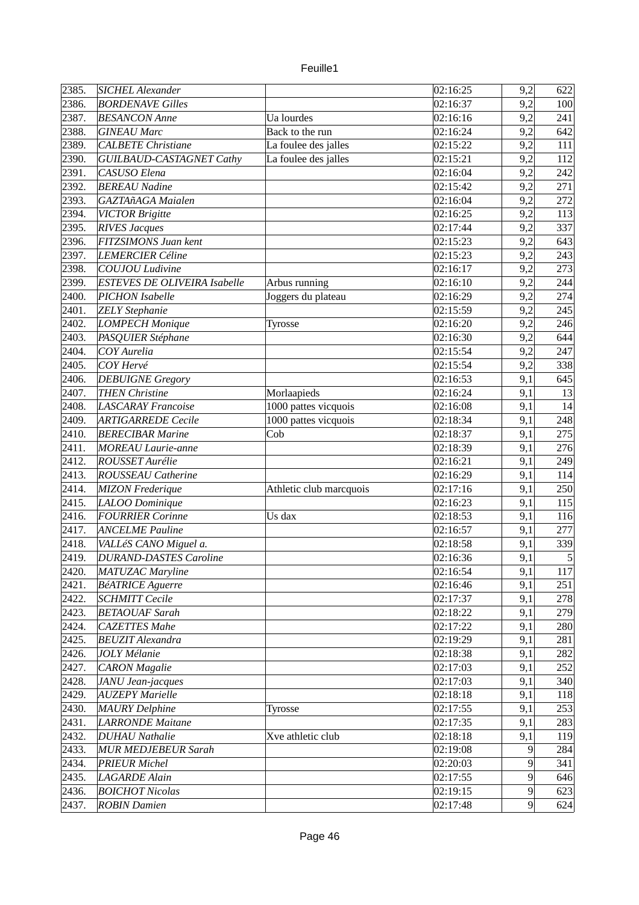| | | | | | |
|---|---|---|---|---|---|
| 2385. | *SICHEL Alexander* | | 02:16:25 | 9,2 | 622 |
| 2386. | *BORDENAVE Gilles* | | 02:16:37 | 9,2 | 100 |
| 2387. | *BESANCON Anne* | Ua lourdes | 02:16:16 | 9,2 | 241 |
| 2388. | *GINEAU Marc* | Back to the run | 02:16:24 | 9,2 | 642 |
| 2389. | *CALBETE Christiane* | La foulee des jalles | 02:15:22 | 9,2 | 111 |
| 2390. | *GUILBAUD-CASTAGNET Cathy* | La foulee des jalles | 02:15:21 | 9,2 | 112 |
| 2391. | *CASUSO Elena* | | 02:16:04 | 9,2 | 242 |
| 2392. | *BEREAU Nadine* | | 02:15:42 | 9,2 | 271 |
| 2393. | *GAZTAñAGA Maialen* | | 02:16:04 | 9,2 | 272 |
| 2394. | *VICTOR Brigitte* | | 02:16:25 | 9,2 | 113 |
| 2395. | *RIVES Jacques* | | 02:17:44 | 9,2 | 337 |
| 2396. | *FITZSIMONS Juan kent* | | 02:15:23 | 9,2 | 643 |
| 2397. | *LEMERCIER Céline* | | 02:15:23 | 9,2 | 243 |
| 2398. | *COUJOU Ludivine* | | 02:16:17 | 9,2 | 273 |
| 2399. | *ESTEVES DE OLIVEIRA Isabelle* | Arbus running | 02:16:10 | 9,2 | 244 |
| 2400. | *PICHON Isabelle* | Joggers du plateau | 02:16:29 | 9,2 | 274 |
| 2401. | *ZELY Stephanie* | | 02:15:59 | 9,2 | 245 |
| 2402. | *LOMPECH Monique* | Tyrosse | 02:16:20 | 9,2 | 246 |
| 2403. | *PASQUIER Stéphane* | | 02:16:30 | 9,2 | 644 |
| 2404. | *COY Aurelia* | | 02:15:54 | 9,2 | 247 |
| 2405. | *COY Hervé* | | 02:15:54 | 9,2 | 338 |
| 2406. | *DEBUIGNE Gregory* | | 02:16:53 | 9,1 | 645 |
| 2407. | *THEN Christine* | Morlaapieds | 02:16:24 | 9,1 | 13 |
| 2408. | *LASCARAY Francoise* | 1000 pattes vicquois | 02:16:08 | 9,1 | 14 |
| 2409. | *ARTIGARREDE Cecile* | 1000 pattes vicquois | 02:18:34 | 9,1 | 248 |
| 2410. | *BERECIBAR Marine* | Cob | 02:18:37 | 9,1 | 275 |
| 2411. | *MOREAU Laurie-anne* | | 02:18:39 | 9,1 | 276 |
| 2412. | *ROUSSET Aurélie* | | 02:16:21 | 9,1 | 249 |
| 2413. | *ROUSSEAU Catherine* | | 02:16:29 | 9,1 | 114 |
| 2414. | *MIZON Frederique* | Athletic club marcquois | 02:17:16 | 9,1 | 250 |
| 2415. | *LALOO Dominique* | | 02:16:23 | 9,1 | 115 |
| 2416. | *FOURRIER Corinne* | Us dax | 02:18:53 | 9,1 | 116 |
| 2417. | *ANCELME Pauline* | | 02:16:57 | 9,1 | 277 |
| 2418. | *VALLéS CANO Miguel a.* | | 02:18:58 | 9,1 | 339 |
| 2419. | *DURAND-DASTES Caroline* | | 02:16:36 | 9,1 | 5 |
| 2420. | *MATUZAC Maryline* | | 02:16:54 | 9,1 | 117 |
| 2421. | *BéATRICE Aguerre* | | 02:16:46 | 9,1 | 251 |
| 2422. | *SCHMITT Cecile* | | 02:17:37 | 9,1 | 278 |
| 2423. | *BETAOUAF Sarah* | | 02:18:22 | 9,1 | 279 |
| 2424. | *CAZETTES Mahe* | | 02:17:22 | 9,1 | 280 |
| 2425. | *BEUZIT Alexandra* | | 02:19:29 | 9,1 | 281 |
| 2426. | *JOLY Mélanie* | | 02:18:38 | 9,1 | 282 |
| 2427. | *CARON Magalie* | | 02:17:03 | 9,1 | 252 |
| 2428. | *JANU Jean-jacques* | | 02:17:03 | 9,1 | 340 |
| 2429. | *AUZEPY Marielle* | | 02:18:18 | 9,1 | 118 |
| 2430. | *MAURY Delphine* | Tyrosse | 02:17:55 | 9,1 | 253 |
| 2431. | *LARRONDE Maitane* | | 02:17:35 | 9,1 | 283 |
| 2432. | *DUHAU Nathalie* | Xve athletic club | 02:18:18 | 9,1 | 119 |
| 2433. | *MUR MEDJEBEUR Sarah* | | 02:19:08 | 9 | 284 |
| 2434. | *PRIEUR Michel* | | 02:20:03 | 9 | 341 |
| 2435. | *LAGARDE Alain* | | 02:17:55 | 9 | 646 |
| 2436. | *BOICHOT Nicolas* | | 02:19:15 | 9 | 623 |
| 2437. | *ROBIN Damien* | | 02:17:48 | 9 | 624 |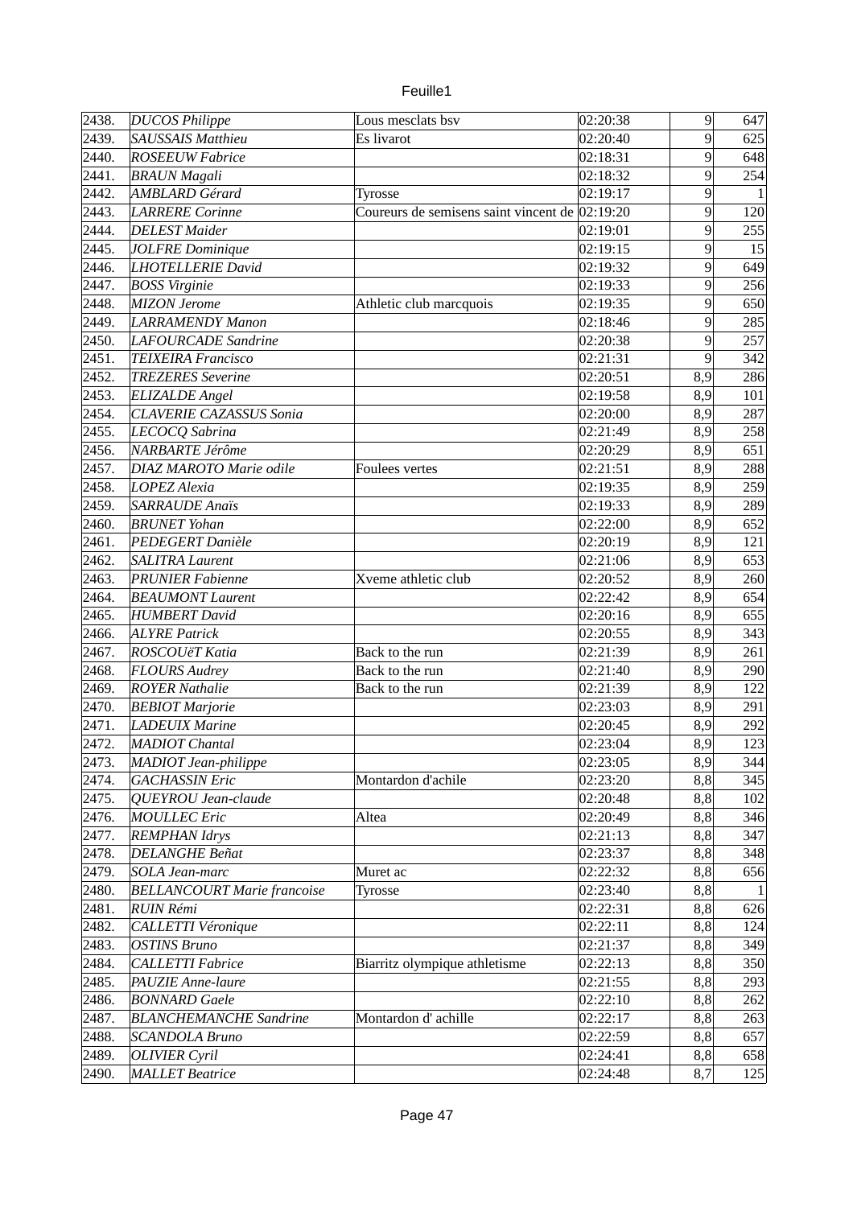| 2438. | *DUCOS Philippe* | Lous mesclats bsv | 02:20:38 | 9 | 647 |
|---|---|---|---|---|---|
| 2439. | *SAUSSAIS Matthieu* | Es livarot | 02:20:40 | 9 | 625 |
| 2440. | *ROSEEUW Fabrice* | | 02:18:31 | 9 | 648 |
| 2441. | *BRAUN Magali* | | 02:18:32 | 9 | 254 |
| 2442. | *AMBLARD Gérard* | Tyrosse | 02:19:17 | 9 | 1 |
| 2443. | *LARRERE Corinne* | Coureurs de semisens saint vincent de | 02:19:20 | 9 | 120 |
| 2444. | *DELEST Maider* | | 02:19:01 | 9 | 255 |
| 2445. | *JOLFRE Dominique* | | 02:19:15 | 9 | 15 |
| 2446. | *LHOTELLERIE David* | | 02:19:32 | 9 | 649 |
| 2447. | *BOSS Virginie* | | 02:19:33 | 9 | 256 |
| 2448. | *MIZON Jerome* | Athletic club marcquois | 02:19:35 | 9 | 650 |
| 2449. | *LARRAMENDY Manon* | | 02:18:46 | 9 | 285 |
| 2450. | *LAFOURCADE Sandrine* | | 02:20:38 | 9 | 257 |
| 2451. | *TEIXEIRA Francisco* | | 02:21:31 | 9 | 342 |
| 2452. | *TREZERES Severine* | | 02:20:51 | 8,9 | 286 |
| 2453. | *ELIZALDE Angel* | | 02:19:58 | 8,9 | 101 |
| 2454. | *CLAVERIE CAZASSUS Sonia* | | 02:20:00 | 8,9 | 287 |
| 2455. | *LECOCQ Sabrina* | | 02:21:49 | 8,9 | 258 |
| 2456. | *NARBARTE Jérôme* | | 02:20:29 | 8,9 | 651 |
| 2457. | *DIAZ MAROTO Marie odile* | Foulees vertes | 02:21:51 | 8,9 | 288 |
| 2458. | *LOPEZ Alexia* | | 02:19:35 | 8,9 | 259 |
| 2459. | *SARRAUDE Anaïs* | | 02:19:33 | 8,9 | 289 |
| 2460. | *BRUNET Yohan* | | 02:22:00 | 8,9 | 652 |
| 2461. | *PEDEGERT Danièle* | | 02:20:19 | 8,9 | 121 |
| 2462. | *SALITRA Laurent* | | 02:21:06 | 8,9 | 653 |
| 2463. | *PRUNIER Fabienne* | Xveme athletic club | 02:20:52 | 8,9 | 260 |
| 2464. | *BEAUMONT Laurent* | | 02:22:42 | 8,9 | 654 |
| 2465. | *HUMBERT David* | | 02:20:16 | 8,9 | 655 |
| 2466. | *ALYRE Patrick* | | 02:20:55 | 8,9 | 343 |
| 2467. | *ROSCOUëT Katia* | Back to the run | 02:21:39 | 8,9 | 261 |
| 2468. | *FLOURS Audrey* | Back to the run | 02:21:40 | 8,9 | 290 |
| 2469. | *ROYER Nathalie* | Back to the run | 02:21:39 | 8,9 | 122 |
| 2470. | *BEBIOT Marjorie* | | 02:23:03 | 8,9 | 291 |
| 2471. | *LADEUIX Marine* | | 02:20:45 | 8,9 | 292 |
| 2472. | *MADIOT Chantal* | | 02:23:04 | 8,9 | 123 |
| 2473. | *MADIOT Jean-philippe* | | 02:23:05 | 8,9 | 344 |
| 2474. | *GACHASSIN Eric* | Montardon d'achile | 02:23:20 | 8,8 | 345 |
| 2475. | *QUEYROU Jean-claude* | | 02:20:48 | 8,8 | 102 |
| 2476. | *MOULLEC Eric* | Altea | 02:20:49 | 8,8 | 346 |
| 2477. | *REMPHAN Idrys* | | 02:21:13 | 8,8 | 347 |
| 2478. | *DELANGHE Beñat* | | 02:23:37 | 8,8 | 348 |
| 2479. | *SOLA Jean-marc* | Muret ac | 02:22:32 | 8,8 | 656 |
| 2480. | *BELLANCOURT Marie francoise* | Tyrosse | 02:23:40 | 8,8 | 1 |
| 2481. | *RUIN Rémi* | | 02:22:31 | 8,8 | 626 |
| 2482. | *CALLETTI Véronique* | | 02:22:11 | 8,8 | 124 |
| 2483. | *OSTINS Bruno* | | 02:21:37 | 8,8 | 349 |
| 2484. | *CALLETTI Fabrice* | Biarritz olympique athletisme | 02:22:13 | 8,8 | 350 |
| 2485. | *PAUZIE Anne-laure* | | 02:21:55 | 8,8 | 293 |
| 2486. | *BONNARD Gaele* | | 02:22:10 | 8,8 | 262 |
| 2487. | *BLANCHEMANCHE Sandrine* | Montardon d' achille | 02:22:17 | 8,8 | 263 |
| 2488. | *SCANDOLA Bruno* | | 02:22:59 | 8,8 | 657 |
| 2489. | *OLIVIER Cyril* | | 02:24:41 | 8,8 | 658 |
| 2490. | *MALLET Beatrice* | | 02:24:48 | 8,7 | 125 |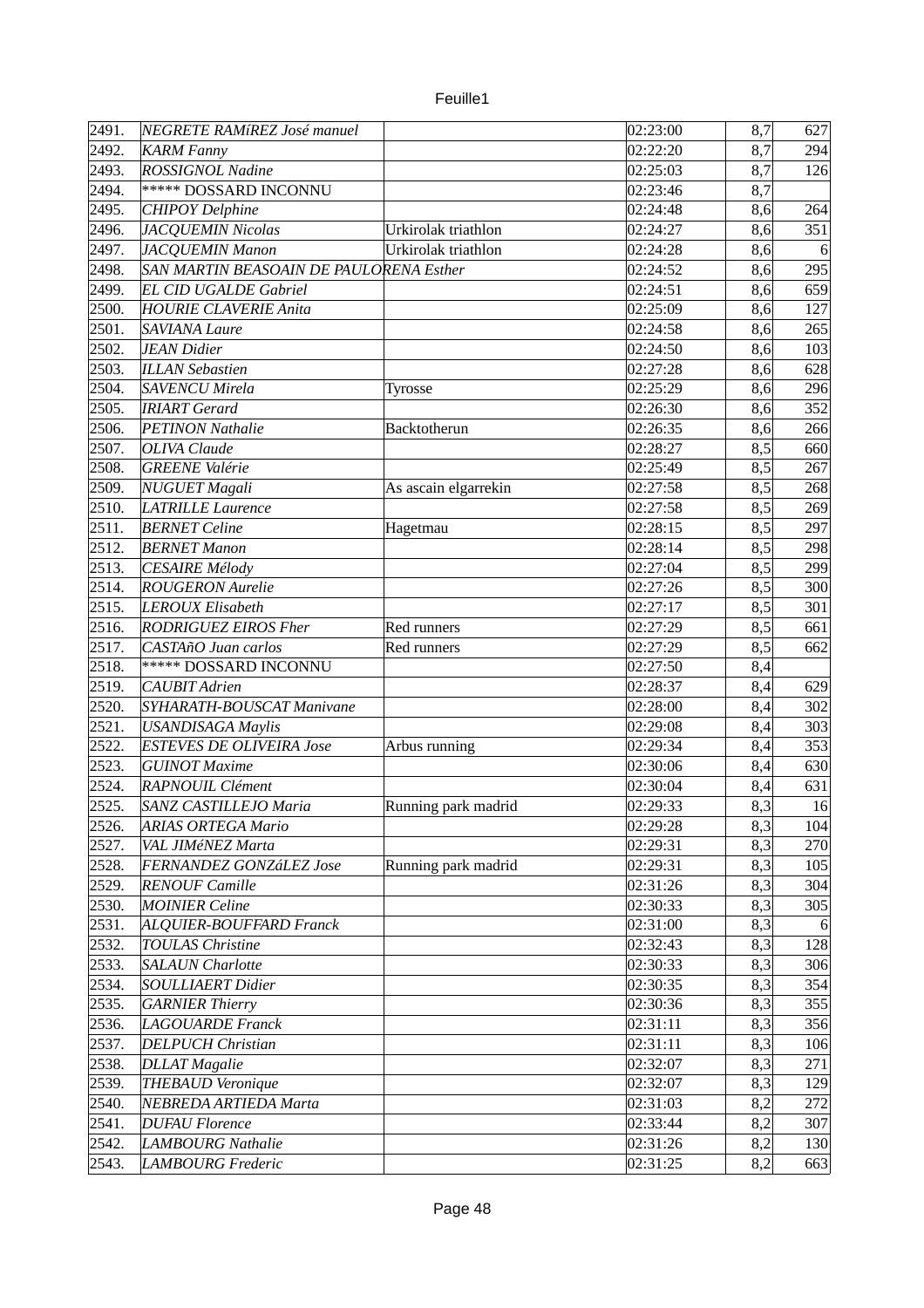| | | | | | |
|---|---|---|---|---|---|
| 2491. | *NEGRETE RAMíREZ José manuel* | | 02:23:00 | 8,7 | 627 |
| 2492. | *KARM Fanny* | | 02:22:20 | 8,7 | 294 |
| 2493. | *ROSSIGNOL Nadine* | | 02:25:03 | 8,7 | 126 |
| 2494. | ***** DOSSARD INCONNU | | 02:23:46 | 8,7 | |
| 2495. | *CHIPOY Delphine* | | 02:24:48 | 8,6 | 264 |
| 2496. | *JACQUEMIN Nicolas* | Urkirolak triathlon | 02:24:27 | 8,6 | 351 |
| 2497. | *JACQUEMIN Manon* | Urkirolak triathlon | 02:24:28 | 8,6 | 6 |
| 2498. | *SAN MARTIN BEASOAIN DE PAULORENA Esther* | | 02:24:52 | 8,6 | 295 |
| 2499. | *EL CID UGALDE Gabriel* | | 02:24:51 | 8,6 | 659 |
| 2500. | *HOURIE CLAVERIE Anita* | | 02:25:09 | 8,6 | 127 |
| 2501. | *SAVIANA Laure* | | 02:24:58 | 8,6 | 265 |
| 2502. | *JEAN Didier* | | 02:24:50 | 8,6 | 103 |
| 2503. | *ILLAN Sebastien* | | 02:27:28 | 8,6 | 628 |
| 2504. | *SAVENCU Mirela* | Tyrosse | 02:25:29 | 8,6 | 296 |
| 2505. | *IRIART Gerard* | | 02:26:30 | 8,6 | 352 |
| 2506. | *PETINON Nathalie* | Backtotherun | 02:26:35 | 8,6 | 266 |
| 2507. | *OLIVA Claude* | | 02:28:27 | 8,5 | 660 |
| 2508. | *GREENE Valérie* | | 02:25:49 | 8,5 | 267 |
| 2509. | *NUGUET Magali* | As ascain elgarrekin | 02:27:58 | 8,5 | 268 |
| 2510. | *LATRILLE Laurence* | | 02:27:58 | 8,5 | 269 |
| 2511. | *BERNET Celine* | Hagetmau | 02:28:15 | 8,5 | 297 |
| 2512. | *BERNET Manon* | | 02:28:14 | 8,5 | 298 |
| 2513. | *CESAIRE Mélody* | | 02:27:04 | 8,5 | 299 |
| 2514. | *ROUGERON Aurelie* | | 02:27:26 | 8,5 | 300 |
| 2515. | *LEROUX Elisabeth* | | 02:27:17 | 8,5 | 301 |
| 2516. | *RODRIGUEZ EIROS Fher* | Red runners | 02:27:29 | 8,5 | 661 |
| 2517. | *CASTAñO Juan carlos* | Red runners | 02:27:29 | 8,5 | 662 |
| 2518. | ***** DOSSARD INCONNU | | 02:27:50 | 8,4 | |
| 2519. | *CAUBIT Adrien* | | 02:28:37 | 8,4 | 629 |
| 2520. | *SYHARATH-BOUSCAT Manivane* | | 02:28:00 | 8,4 | 302 |
| 2521. | *USANDISAGA Maylis* | | 02:29:08 | 8,4 | 303 |
| 2522. | *ESTEVES DE OLIVEIRA Jose* | Arbus running | 02:29:34 | 8,4 | 353 |
| 2523. | *GUINOT Maxime* | | 02:30:06 | 8,4 | 630 |
| 2524. | *RAPNOUIL Clément* | | 02:30:04 | 8,4 | 631 |
| 2525. | *SANZ CASTILLEJO Maria* | Running park madrid | 02:29:33 | 8,3 | 16 |
| 2526. | *ARIAS ORTEGA Mario* | | 02:29:28 | 8,3 | 104 |
| 2527. | *VAL JIMéNEZ Marta* | | 02:29:31 | 8,3 | 270 |
| 2528. | *FERNANDEZ GONZáLEZ Jose* | Running park madrid | 02:29:31 | 8,3 | 105 |
| 2529. | *RENOUF Camille* | | 02:31:26 | 8,3 | 304 |
| 2530. | *MOINIER Celine* | | 02:30:33 | 8,3 | 305 |
| 2531. | *ALQUIER-BOUFFARD Franck* | | 02:31:00 | 8,3 | 6 |
| 2532. | *TOULAS Christine* | | 02:32:43 | 8,3 | 128 |
| 2533. | *SALAUN Charlotte* | | 02:30:33 | 8,3 | 306 |
| 2534. | *SOULLIAERT Didier* | | 02:30:35 | 8,3 | 354 |
| 2535. | *GARNIER Thierry* | | 02:30:36 | 8,3 | 355 |
| 2536. | *LAGOUARDE Franck* | | 02:31:11 | 8,3 | 356 |
| 2537. | *DELPUCH Christian* | | 02:31:11 | 8,3 | 106 |
| 2538. | *DLLAT Magalie* | | 02:32:07 | 8,3 | 271 |
| 2539. | *THEBAUD Veronique* | | 02:32:07 | 8,3 | 129 |
| 2540. | *NEBREDA ARTIEDA Marta* | | 02:31:03 | 8,2 | 272 |
| 2541. | *DUFAU Florence* | | 02:33:44 | 8,2 | 307 |
| 2542. | *LAMBOURG Nathalie* | | 02:31:26 | 8,2 | 130 |
| 2543. | *LAMBOURG Frederic* | | 02:31:25 | 8,2 | 663 |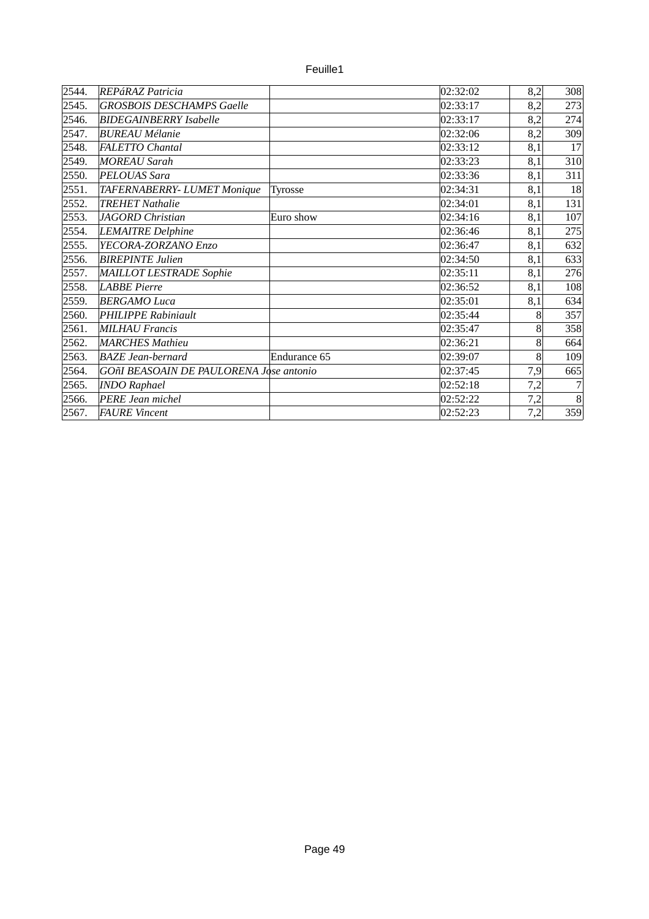| | | | | | |
|---|---|---|---|---|---|
| 2544. | *REPáRAZ Patricia* | | 02:32:02 | 8,2 | 308 |
| 2545. | *GROSBOIS DESCHAMPS Gaelle* | | 02:33:17 | 8,2 | 273 |
| 2546. | *BIDEGAINBERRY Isabelle* | | 02:33:17 | 8,2 | 274 |
| 2547. | *BUREAU Mélanie* | | 02:32:06 | 8,2 | 309 |
| 2548. | *FALETTO Chantal* | | 02:33:12 | 8,1 | 17 |
| 2549. | *MOREAU Sarah* | | 02:33:23 | 8,1 | 310 |
| 2550. | *PELOUAS Sara* | | 02:33:36 | 8,1 | 311 |
| 2551. | *TAFERNABERRY- LUMET Monique* | Tyrosse | 02:34:31 | 8,1 | 18 |
| 2552. | *TREHET Nathalie* | | 02:34:01 | 8,1 | 131 |
| 2553. | *JAGORD Christian* | Euro show | 02:34:16 | 8,1 | 107 |
| 2554. | *LEMAITRE Delphine* | | 02:36:46 | 8,1 | 275 |
| 2555. | *YECORA-ZORZANO Enzo* | | 02:36:47 | 8,1 | 632 |
| 2556. | *BIREPINTE Julien* | | 02:34:50 | 8,1 | 633 |
| 2557. | *MAILLOT LESTRADE Sophie* | | 02:35:11 | 8,1 | 276 |
| 2558. | *LABBE Pierre* | | 02:36:52 | 8,1 | 108 |
| 2559. | *BERGAMO Luca* | | 02:35:01 | 8,1 | 634 |
| 2560. | *PHILIPPE Rabiniault* | | 02:35:44 | 8 | 357 |
| 2561. | *MILHAU Francis* | | 02:35:47 | 8 | 358 |
| 2562. | *MARCHES Mathieu* | | 02:36:21 | 8 | 664 |
| 2563. | *BAZE Jean-bernard* | Endurance 65 | 02:39:07 | 8 | 109 |
| 2564. | *GOñI BEASOAIN DE PAULORENA Jose antonio* | | 02:37:45 | 7,9 | 665 |
| 2565. | *INDO Raphael* | | 02:52:18 | 7,2 | 7 |
| 2566. | *PERE Jean michel* | | 02:52:22 | 7,2 | 8 |
| 2567. | *FAURE Vincent* | | 02:52:23 | 7,2 | 359 |